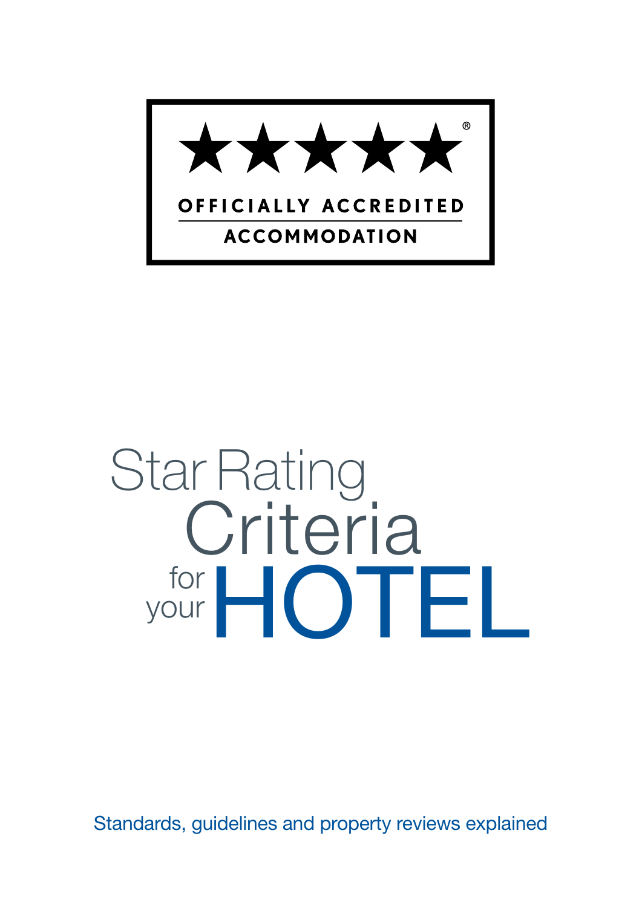OFFICIALLY ACCREDITED

ACCOMMODATION

# Star Rating Criteria for your HOTEL

Standards, guidelines and property reviews explained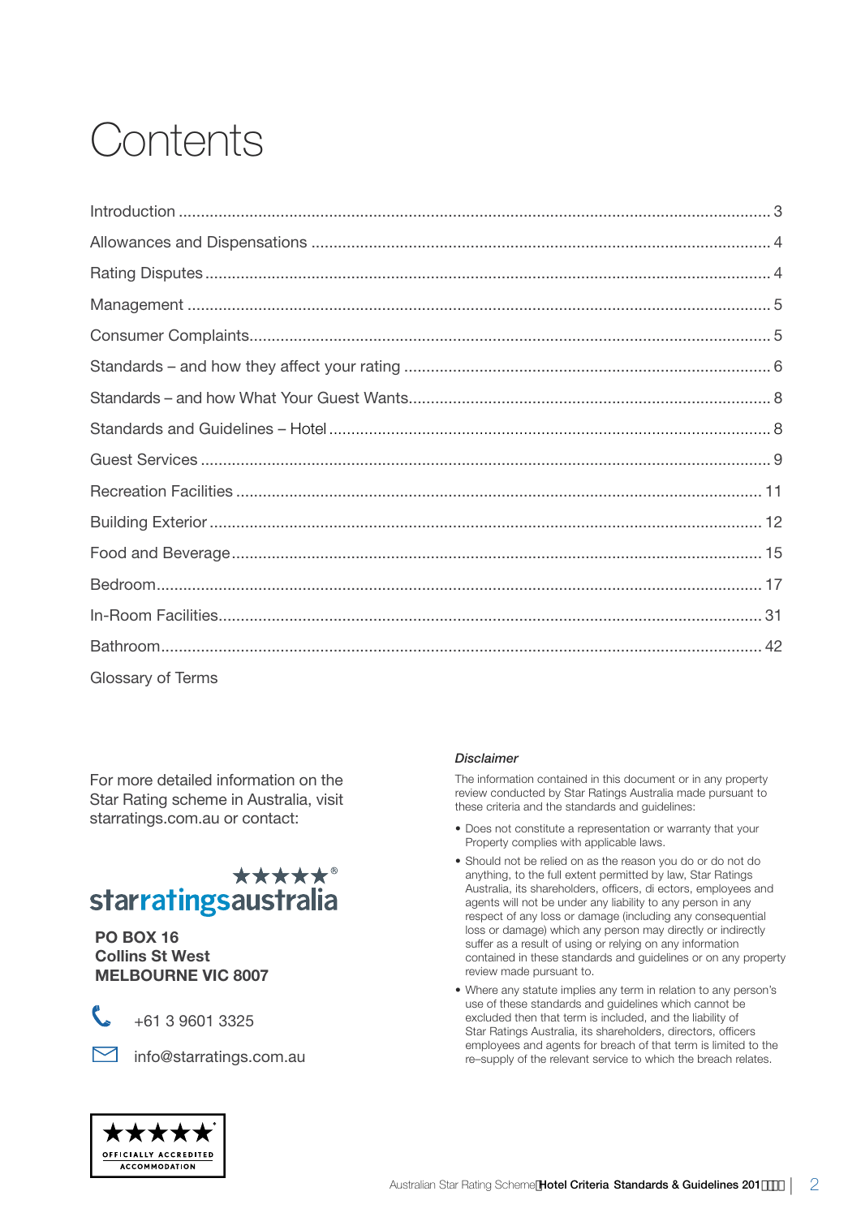# Contents

Introduction ........................................................................ 3

Allowances and Dispensations ........................................................ 4

Rating Disputes ..................................................................... 4

Management .......................................................................... 5

Consumer Complaints .................................................................. 5

Standards – and how they affect your rating ......................................... 6

Standards – and how What Your Guest Wants ............................................ 8

Standards and Guidelines – Hotel ..................................................... 8

Guest Services ....................................................................... 9

Recreation Facilities ............................................................... 11

Building Exterior ................................................................... 12

Food and Beverage ................................................................... 15

Bedroom ............................................................................. 17

In-Room Facilities ................................................................... 31

Bathroom ............................................................................ 42

Glossary of Terms

For more detailed information on the Star Rating scheme in Australia, visit starratings.com.au or contact:

★★★★★®
starratingsaustralia

**PO BOX 16**
**Collins St West**
**MELBOURNE VIC 8007**

+61 3 9601 3325

info@starratings.com.au

*Disclaimer*

The information contained in this document or in any property review conducted by Star Ratings Australia made pursuant to these criteria and the standards and guidelines:

- Does not constitute a representation or warranty that your Property complies with applicable laws.
- Should not be relied on as the reason you do or do not do anything, to the full extent permitted by law, Star Ratings Australia, its shareholders, officers, di ectors, employees and agents will not be under any liability to any person in any respect of any loss or damage (including any consequential loss or damage) which any person may directly or indirectly suffer as a result of using or relying on any information contained in these standards and guidelines or on any property review made pursuant to.
- Where any statute implies any term in relation to any person's use of these standards and guidelines which cannot be excluded then that term is included, and the liability of Star Ratings Australia, its shareholders, directors, officers employees and agents for breach of that term is limited to the re–supply of the relevant service to which the breach relates.

★★★★★
OFFICIALLY ACCREDITED
ACCOMMODATION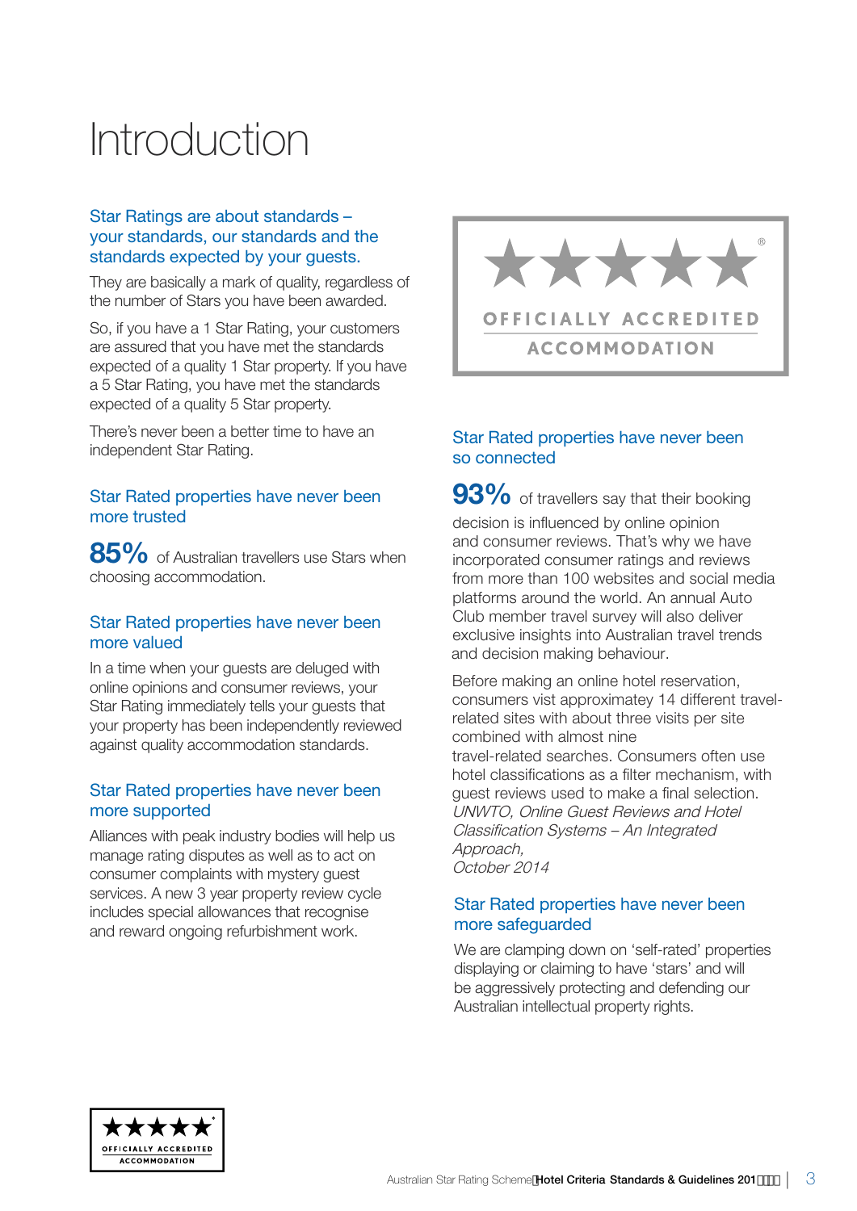# Introduction

## Star Ratings are about standards – your standards, our standards and the standards expected by your guests.

They are basically a mark of quality, regardless of the number of Stars you have been awarded.

So, if you have a 1 Star Rating, your customers are assured that you have met the standards expected of a quality 1 Star property. If you have a 5 Star Rating, you have met the standards expected of a quality 5 Star property.

There's never been a better time to have an independent Star Rating.

## Star Rated properties have never been more trusted

**85%** of Australian travellers use Stars when choosing accommodation.

## Star Rated properties have never been more valued

In a time when your guests are deluged with online opinions and consumer reviews, your Star Rating immediately tells your guests that your property has been independently reviewed against quality accommodation standards.

## Star Rated properties have never been more supported

Alliances with peak industry bodies will help us manage rating disputes as well as to act on consumer complaints with mystery guest services. A new 3 year property review cycle includes special allowances that recognise and reward ongoing refurbishment work.

OFFICIALLY ACCREDITED ACCOMMODATION

## Star Rated properties have never been so connected

**93%** of travellers say that their booking decision is influenced by online opinion and consumer reviews. That's why we have incorporated consumer ratings and reviews from more than 100 websites and social media platforms around the world. An annual Auto Club member travel survey will also deliver exclusive insights into Australian travel trends and decision making behaviour.

Before making an online hotel reservation, consumers vist approximatey 14 different travel-related sites with about three visits per site combined with almost nine travel-related searches. Consumers often use hotel classifications as a filter mechanism, with guest reviews used to make a final selection. *UNWTO, Online Guest Reviews and Hotel Classification Systems – An Integrated Approach, October 2014*

## Star Rated properties have never been more safeguarded

We are clamping down on 'self-rated' properties displaying or claiming to have 'stars' and will be aggressively protecting and defending our Australian intellectual property rights.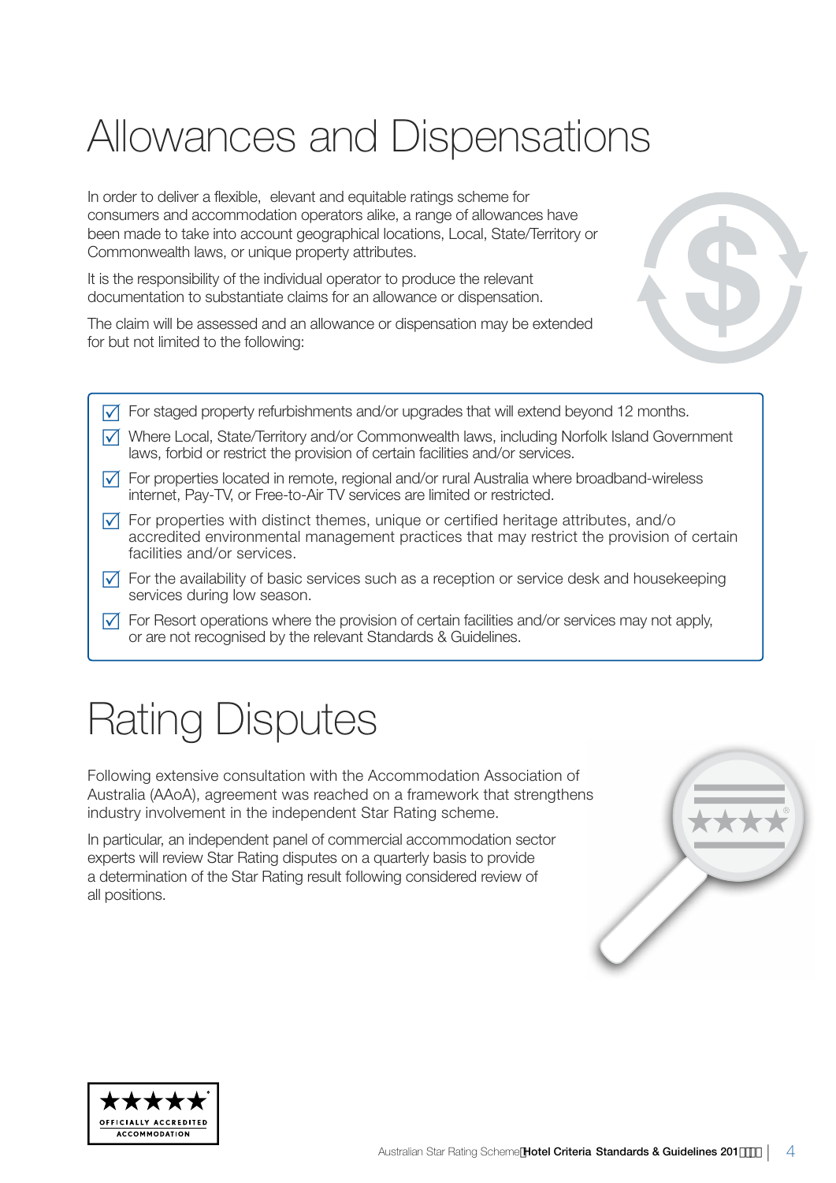# Allowances and Dispensations

In order to deliver a flexible, elevant and equitable ratings scheme for consumers and accommodation operators alike, a range of allowances have been made to take into account geographical locations, Local, State/Territory or Commonwealth laws, or unique property attributes.

It is the responsibility of the individual operator to produce the relevant documentation to substantiate claims for an allowance or dispensation.

The claim will be assessed and an allowance or dispensation may be extended for but not limited to the following:

- For staged property refurbishments and/or upgrades that will extend beyond 12 months.
- Where Local, State/Territory and/or Commonwealth laws, including Norfolk Island Government laws, forbid or restrict the provision of certain facilities and/or services.
- For properties located in remote, regional and/or rural Australia where broadband-wireless internet, Pay-TV, or Free-to-Air TV services are limited or restricted.
- For properties with distinct themes, unique or certified heritage attributes, and/o accredited environmental management practices that may restrict the provision of certain facilities and/or services.
- For the availability of basic services such as a reception or service desk and housekeeping services during low season.
- For Resort operations where the provision of certain facilities and/or services may not apply, or are not recognised by the relevant Standards & Guidelines.

# Rating Disputes

Following extensive consultation with the Accommodation Association of Australia (AAoA), agreement was reached on a framework that strengthens industry involvement in the independent Star Rating scheme.

In particular, an independent panel of commercial accommodation sector experts will review Star Rating disputes on a quarterly basis to provide a determination of the Star Rating result following considered review of all positions.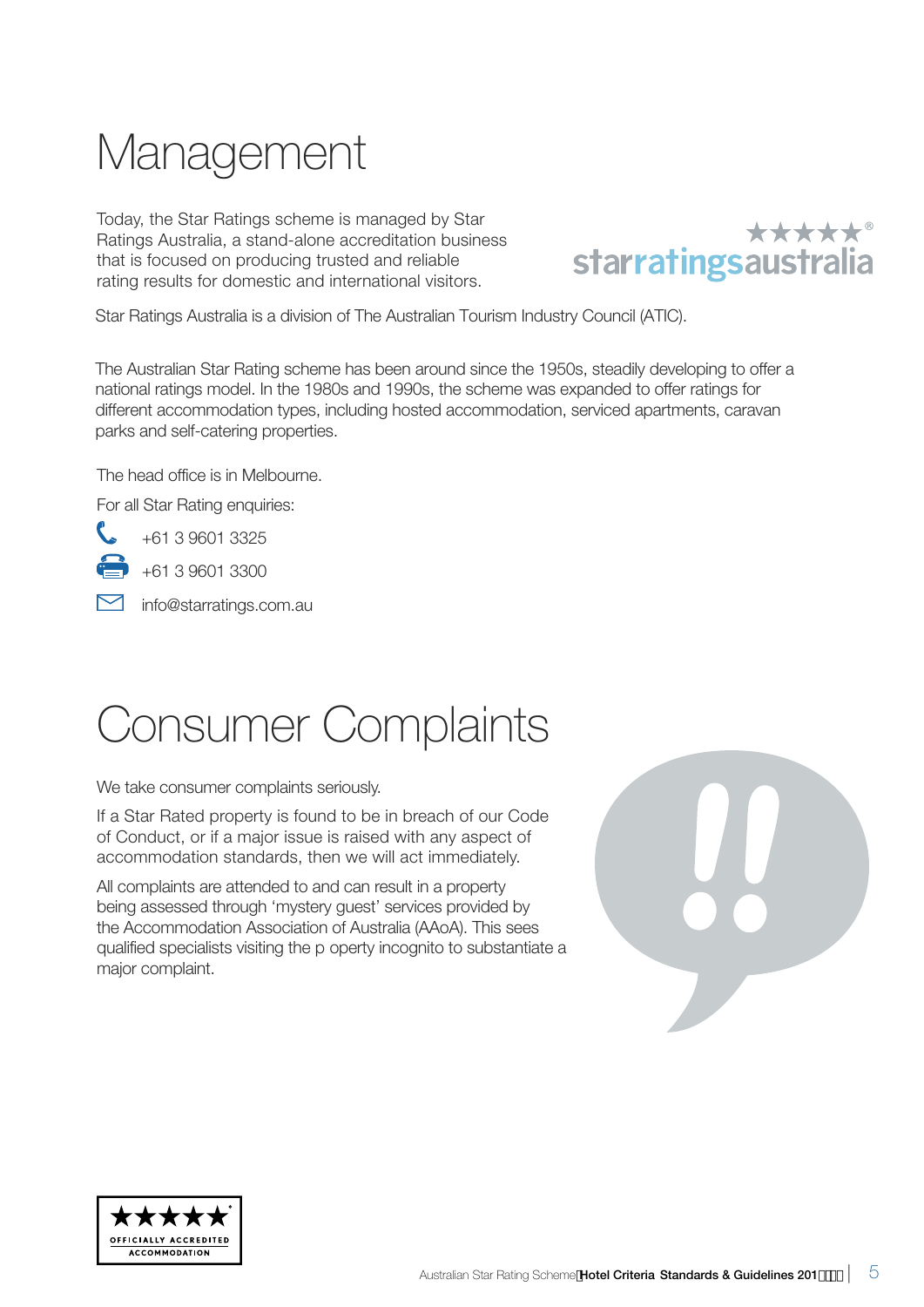# Management

Today, the Star Ratings scheme is managed by Star Ratings Australia, a stand-alone accreditation business that is focused on producing trusted and reliable rating results for domestic and international visitors.

Star Ratings Australia is a division of The Australian Tourism Industry Council (ATIC).

The Australian Star Rating scheme has been around since the 1950s, steadily developing to offer a national ratings model. In the 1980s and 1990s, the scheme was expanded to offer ratings for different accommodation types, including hosted accommodation, serviced apartments, caravan parks and self-catering properties.

The head office is in Melbourne.

For all Star Rating enquiries:

+61 3 9601 3325

+61 3 9601 3300

info@starratings.com.au

# Consumer Complaints

We take consumer complaints seriously.

If a Star Rated property is found to be in breach of our Code of Conduct, or if a major issue is raised with any aspect of accommodation standards, then we will act immediately.

All complaints are attended to and can result in a property being assessed through 'mystery guest' services provided by the Accommodation Association of Australia (AAoA). This sees qualified specialists visiting the p operty incognito to substantiate a major complaint.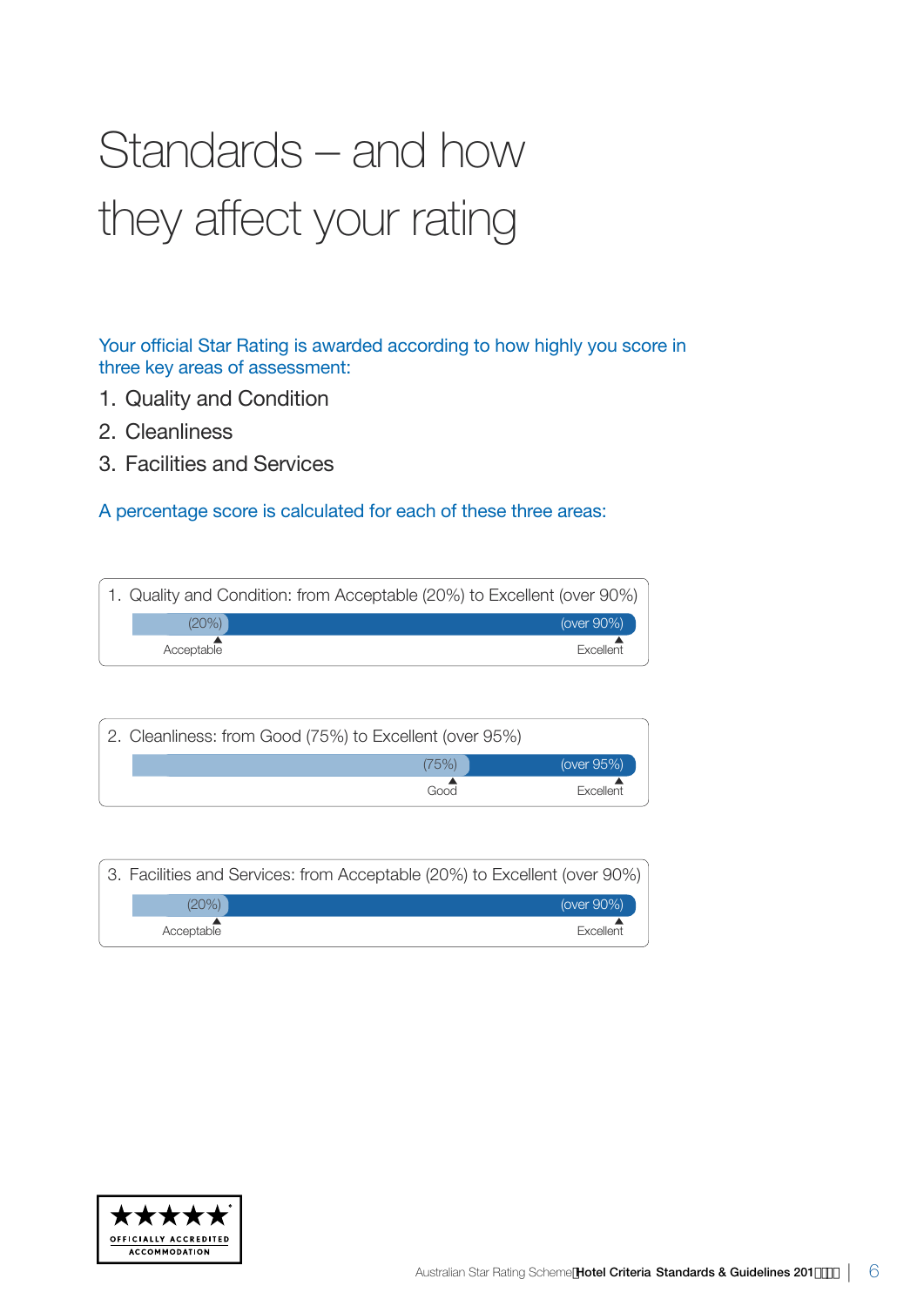# Standards – and how they affect your rating

Your official Star Rating is awarded according to how highly you score in three key areas of assessment:

1. Quality and Condition
2. Cleanliness
3. Facilities and Services

A percentage score is calculated for each of these three areas:

1. Quality and Condition: from Acceptable (20%) to Excellent (over 90%)

(20%) (over 90%)

Acceptable Excellent

2. Cleanliness: from Good (75%) to Excellent (over 95%)

(75%) (over 95%)

Good Excellent

3. Facilities and Services: from Acceptable (20%) to Excellent (over 90%)

(20%) (over 90%)

Acceptable Excellent

OFFICIALLY ACCREDITED ACCOMMODATION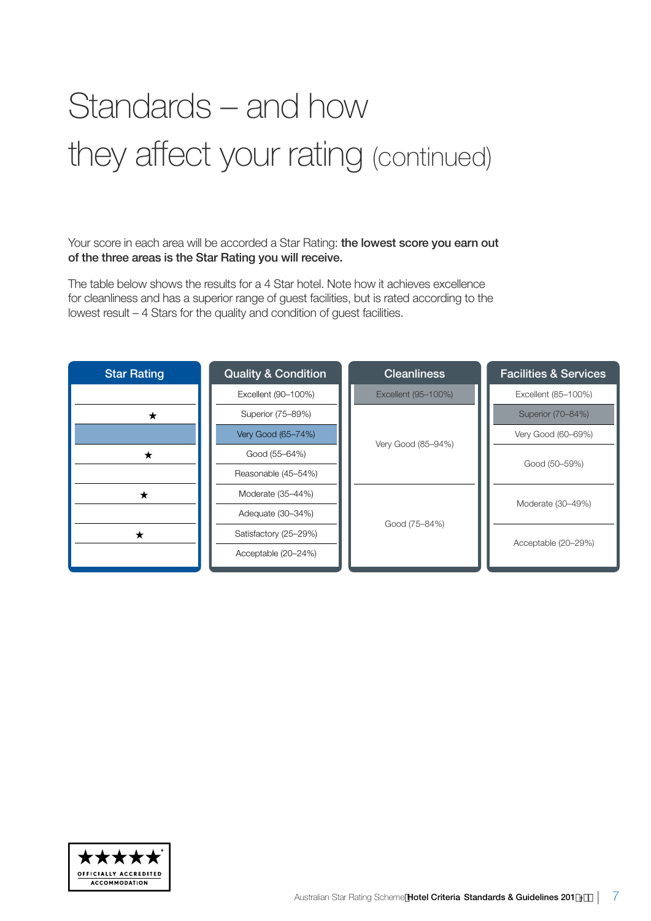# Standards – and how they affect your rating (continued)

Your score in each area will be accorded a Star Rating: **the lowest score you earn out of the three areas is the Star Rating you will receive.**

The table below shows the results for a 4 Star hotel. Note how it achieves excellence for cleanliness and has a superior range of guest facilities, but is rated according to the lowest result – 4 Stars for the quality and condition of guest facilities.

| Star Rating | Quality & Condition | Cleanliness | Facilities & Services |
|---|---|---|---|
| | Excellent (90–100%) | Excellent (95–100%) | Excellent (85–100%) |
| ★ | Superior (75–89%) | Very Good (85–94%) | Superior (70–84%) |
| | Very Good (65–74%) | | Very Good (60–69%) |
| ★ | Good (55–64%) | | Good (50–59%) |
| | Reasonable (45–54%) | | |
| ★ | Moderate (35–44%) | Good (75–84%) | Moderate (30–49%) |
| | Adequate (30–34%) | | |
| ★ | Satisfactory (25–29%) | | Acceptable (20–29%) |
| | Acceptable (20–24%) | | |

★★★★★ OFFICIALLY ACCREDITED ACCOMMODATION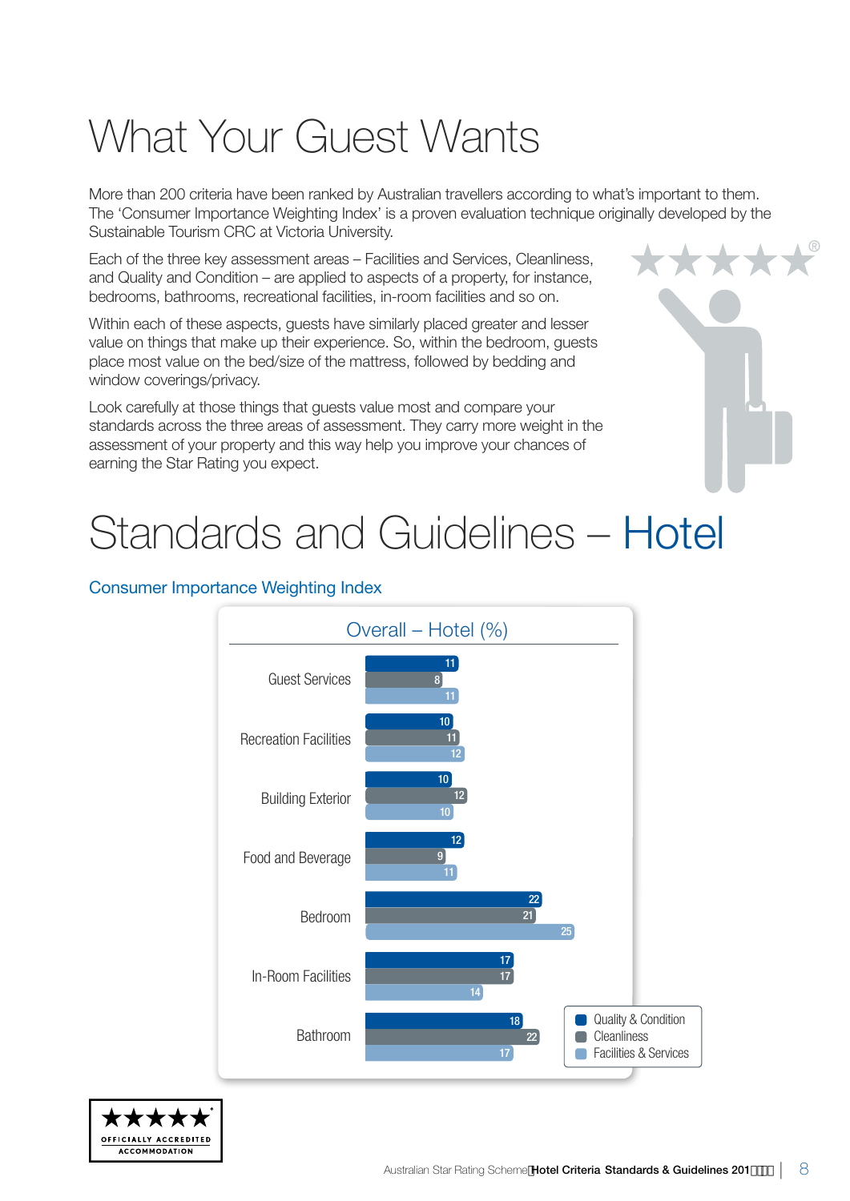# What Your Guest Wants

More than 200 criteria have been ranked by Australian travellers according to what's important to them. The 'Consumer Importance Weighting Index' is a proven evaluation technique originally developed by the Sustainable Tourism CRC at Victoria University.

Each of the three key assessment areas – Facilities and Services, Cleanliness, and Quality and Condition – are applied to aspects of a property, for instance, bedrooms, bathrooms, recreational facilities, in-room facilities and so on.

Within each of these aspects, guests have similarly placed greater and lesser value on things that make up their experience. So, within the bedroom, guests place most value on the bed/size of the mattress, followed by bedding and window coverings/privacy.

Look carefully at those things that guests value most and compare your standards across the three areas of assessment. They carry more weight in the assessment of your property and this way help you improve your chances of earning the Star Rating you expect.

# Standards and Guidelines – Hotel

## Consumer Importance Weighting Index

Overall – Hotel (%)

Guest Services
11
8
11

Recreation Facilities
10
11
12

Building Exterior
10
12
10

Food and Beverage
12
9
11

Bedroom
22
21
25

In-Room Facilities
17
17
14

Bathroom
18
22
17

Quality & Condition
Cleanliness
Facilities & Services

OFFICIALLY ACCREDITED ACCOMMODATION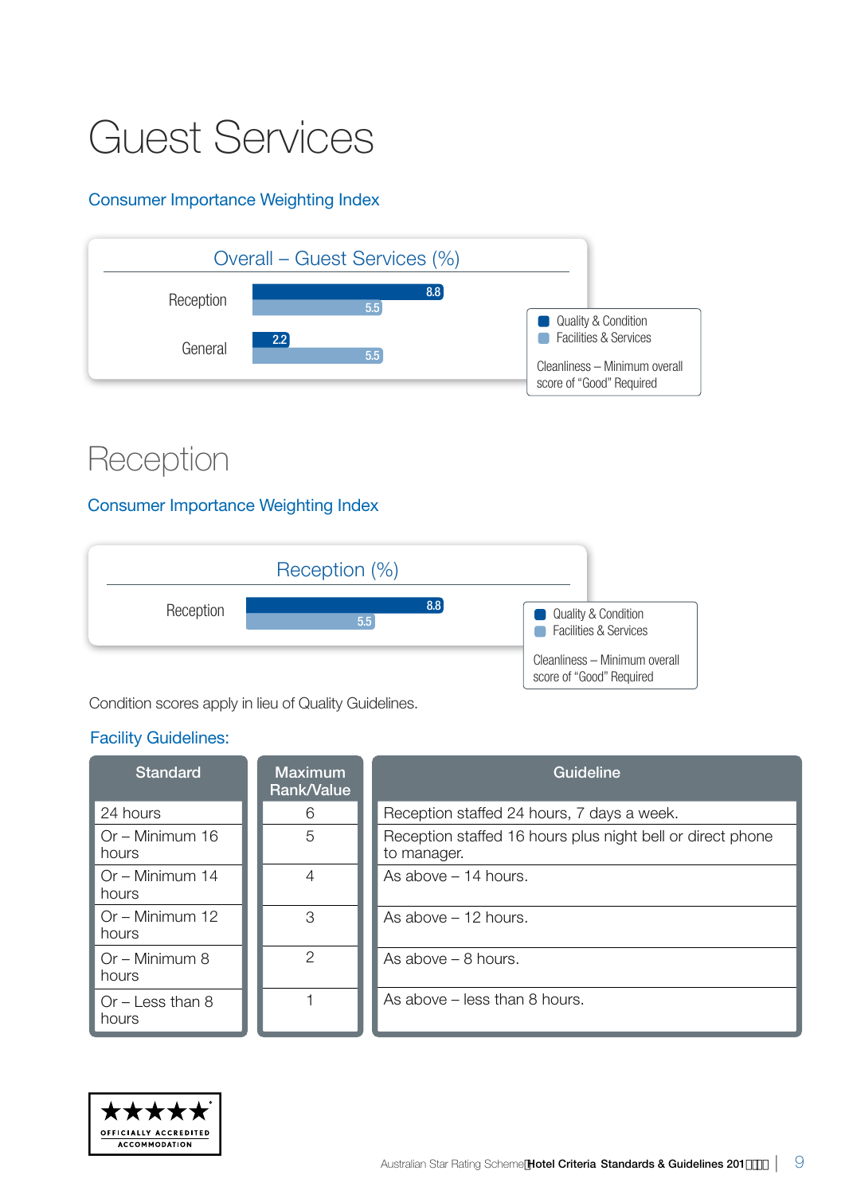# Guest Services

### Consumer Importance Weighting Index

**Overall – Guest Services (%)**

| | Quality & Condition | Facilities & Services |
|---|---|---|
| Reception | 8.8 | 5.5 |
| General | 2.2 | 5.5 |

Cleanliness – Minimum overall score of "Good" Required

## Reception

### Consumer Importance Weighting Index

**Reception (%)**

| | Quality & Condition | Facilities & Services |
|---|---|---|
| Reception | 8.8 | 5.5 |

Cleanliness – Minimum overall score of "Good" Required

Condition scores apply in lieu of Quality Guidelines.

### Facility Guidelines:

| Standard | Maximum Rank/Value | Guideline |
|---|---|---|
| 24 hours | 6 | Reception staffed 24 hours, 7 days a week. |
| Or – Minimum 16 hours | 5 | Reception staffed 16 hours plus night bell or direct phone to manager. |
| Or – Minimum 14 hours | 4 | As above – 14 hours. |
| Or – Minimum 12 hours | 3 | As above – 12 hours. |
| Or – Minimum 8 hours | 2 | As above – 8 hours. |
| Or – Less than 8 hours | 1 | As above – less than 8 hours. |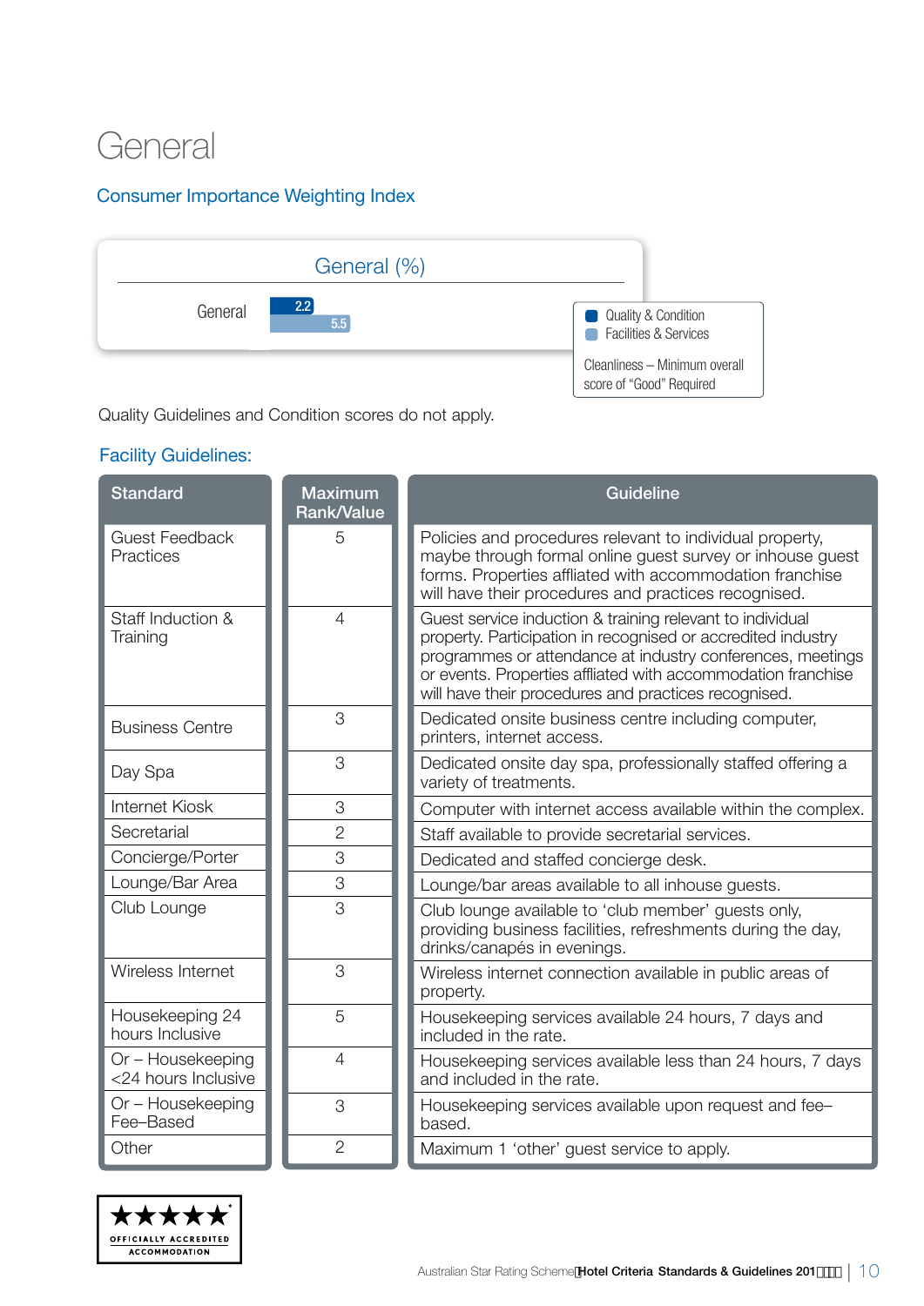# General

## Consumer Importance Weighting Index

General (%)

General

2.2

5.5

Quality & Condition

Facilities & Services

Cleanliness – Minimum overall score of "Good" Required

Quality Guidelines and Condition scores do not apply.

## Facility Guidelines:

| Standard | Maximum Rank/Value | Guideline |
|---|---|---|
| Guest Feedback Practices | 5 | Policies and procedures relevant to individual property, maybe through formal online guest survey or inhouse guest forms. Properties affliated with accommodation franchise will have their procedures and practices recognised. |
| Staff Induction & Training | 4 | Guest service induction & training relevant to individual property. Participation in recognised or accredited industry programmes or attendance at industry conferences, meetings or events. Properties affliated with accommodation franchise will have their procedures and practices recognised. |
| Business Centre | 3 | Dedicated onsite business centre including computer, printers, internet access. |
| Day Spa | 3 | Dedicated onsite day spa, professionally staffed offering a variety of treatments. |
| Internet Kiosk | 3 | Computer with internet access available within the complex. |
| Secretarial | 2 | Staff available to provide secretarial services. |
| Concierge/Porter | 3 | Dedicated and staffed concierge desk. |
| Lounge/Bar Area | 3 | Lounge/bar areas available to all inhouse guests. |
| Club Lounge | 3 | Club lounge available to 'club member' guests only, providing business facilities, refreshments during the day, drinks/canapés in evenings. |
| Wireless Internet | 3 | Wireless internet connection available in public areas of property. |
| Housekeeping 24 hours Inclusive | 5 | Housekeeping services available 24 hours, 7 days and included in the rate. |
| Or – Housekeeping <24 hours Inclusive | 4 | Housekeeping services available less than 24 hours, 7 days and included in the rate. |
| Or – Housekeeping Fee–Based | 3 | Housekeeping services available upon request and fee–based. |
| Other | 2 | Maximum 1 'other' guest service to apply. |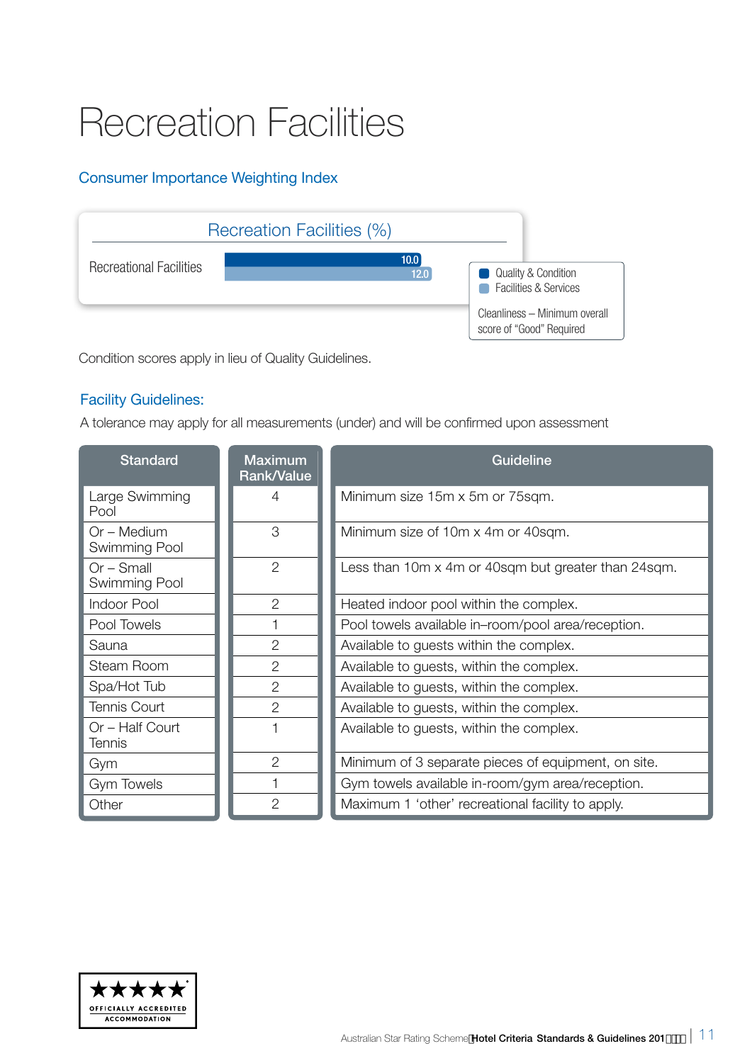# Recreation Facilities

## Consumer Importance Weighting Index

Recreation Facilities (%)

Recreational Facilities

10.0

12.0

Quality & Condition

Facilities & Services

Cleanliness – Minimum overall score of "Good" Required

Condition scores apply in lieu of Quality Guidelines.

## Facility Guidelines:

A tolerance may apply for all measurements (under) and will be confirmed upon assessment

| Standard | Maximum Rank/Value | Guideline |
|---|---|---|
| Large Swimming Pool | 4 | Minimum size 15m x 5m or 75sqm. |
| Or – Medium Swimming Pool | 3 | Minimum size of 10m x 4m or 40sqm. |
| Or – Small Swimming Pool | 2 | Less than 10m x 4m or 40sqm but greater than 24sqm. |
| Indoor Pool | 2 | Heated indoor pool within the complex. |
| Pool Towels | 1 | Pool towels available in–room/pool area/reception. |
| Sauna | 2 | Available to guests within the complex. |
| Steam Room | 2 | Available to guests, within the complex. |
| Spa/Hot Tub | 2 | Available to guests, within the complex. |
| Tennis Court | 2 | Available to guests, within the complex. |
| Or – Half Court Tennis | 1 | Available to guests, within the complex. |
| Gym | 2 | Minimum of 3 separate pieces of equipment, on site. |
| Gym Towels | 1 | Gym towels available in-room/gym area/reception. |
| Other | 2 | Maximum 1 'other' recreational facility to apply. |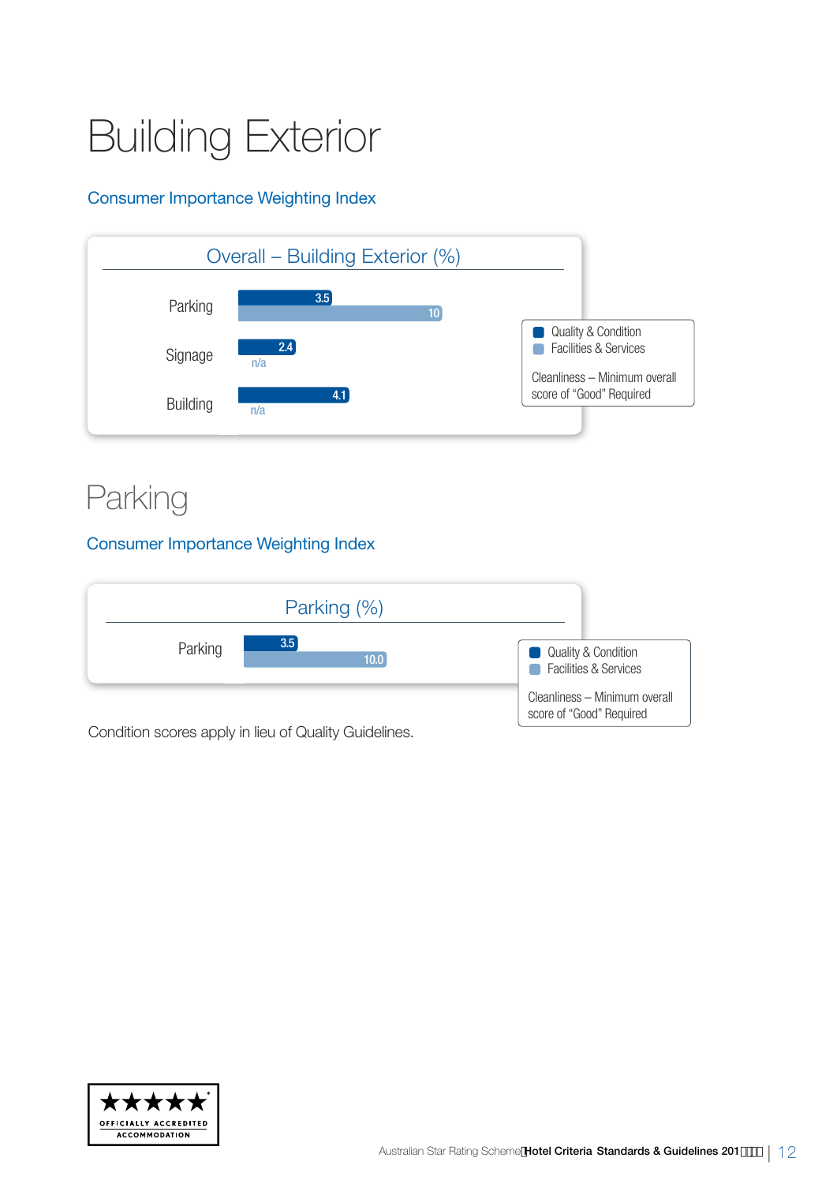# Building Exterior

## Consumer Importance Weighting Index

Overall – Building Exterior (%)

Parking
3.5
10

Signage
2.4
n/a

Building
4.1
n/a

Quality & Condition
Facilities & Services

Cleanliness – Minimum overall score of "Good" Required

# Parking

## Consumer Importance Weighting Index

Parking (%)

Parking
3.5
10.0

Quality & Condition
Facilities & Services

Cleanliness – Minimum overall score of "Good" Required

Condition scores apply in lieu of Quality Guidelines.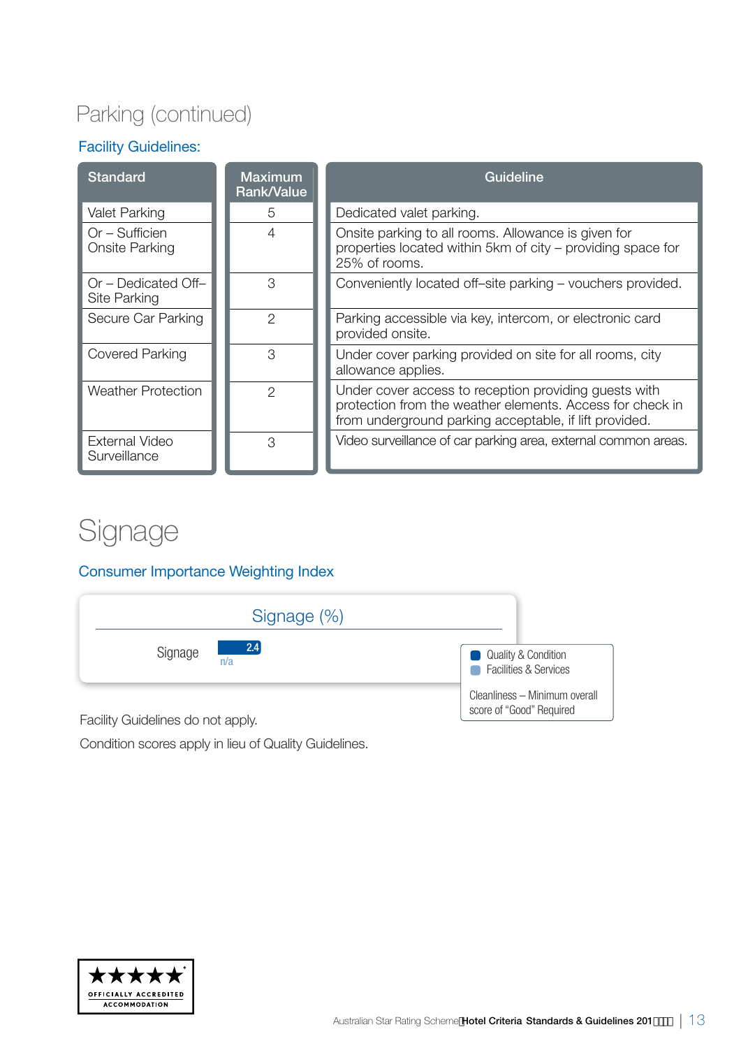## Parking (continued)

### Facility Guidelines:

| Standard | Maximum Rank/Value | Guideline |
|---|---|---|
| Valet Parking | 5 | Dedicated valet parking. |
| Or – Sufficien Onsite Parking | 4 | Onsite parking to all rooms. Allowance is given for properties located within 5km of city – providing space for 25% of rooms. |
| Or – Dedicated Off–Site Parking | 3 | Conveniently located off–site parking – vouchers provided. |
| Secure Car Parking | 2 | Parking accessible via key, intercom, or electronic card provided onsite. |
| Covered Parking | 3 | Under cover parking provided on site for all rooms, city allowance applies. |
| Weather Protection | 2 | Under cover access to reception providing guests with protection from the weather elements. Access for check in from underground parking acceptable, if lift provided. |
| External Video Surveillance | 3 | Video surveillance of car parking area, external common areas. |

# Signage

### Consumer Importance Weighting Index

Signage (%)

Signage

2.4

n/a

Quality & Condition

Facilities & Services

Cleanliness – Minimum overall score of "Good" Required

Facility Guidelines do not apply.

Condition scores apply in lieu of Quality Guidelines.

OFFICIALLY ACCREDITED ACCOMMODATION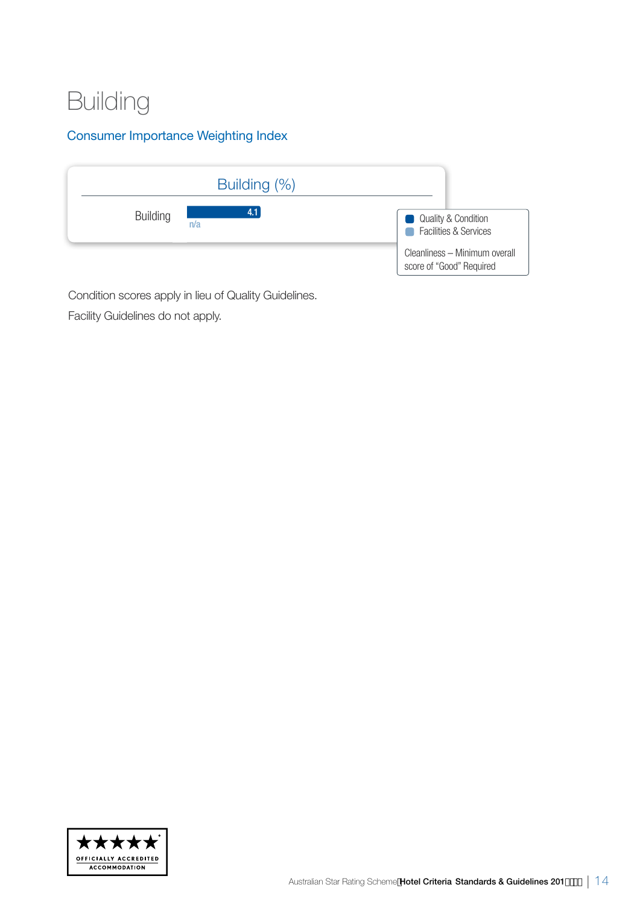# Building

## Consumer Importance Weighting Index

Building (%)

Building

4.1

n/a

Quality & Condition

Facilities & Services

Cleanliness – Minimum overall score of "Good" Required

Condition scores apply in lieu of Quality Guidelines.

Facility Guidelines do not apply.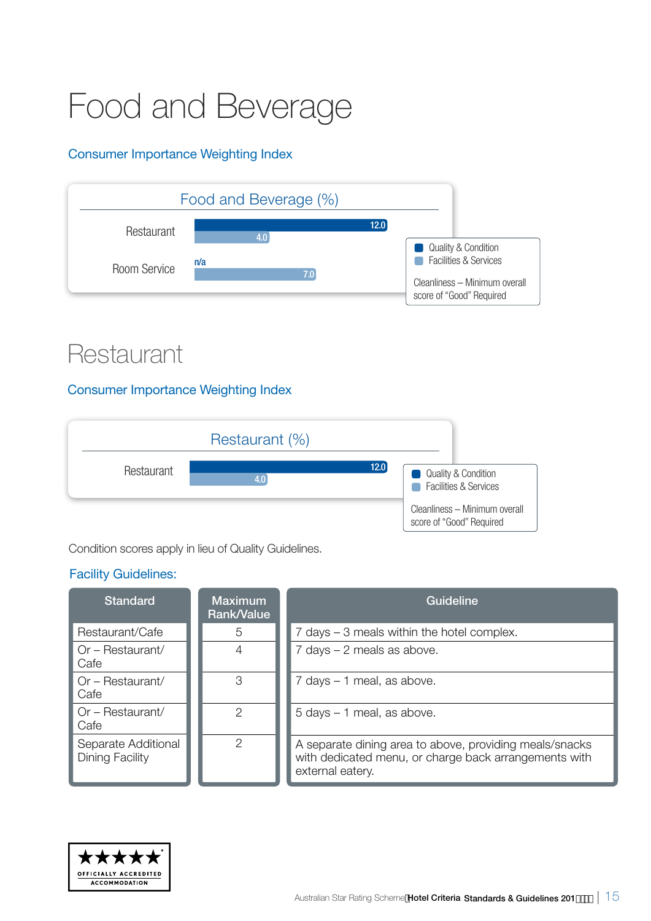# Food and Beverage

## Consumer Importance Weighting Index

Food and Beverage (%)

Restaurant
12.0
4.0

Room Service
n/a
7.0

Quality & Condition
Facilities & Services

Cleanliness – Minimum overall score of "Good" Required

# Restaurant

## Consumer Importance Weighting Index

Restaurant (%)

Restaurant
12.0
4.0

Quality & Condition
Facilities & Services

Cleanliness – Minimum overall score of "Good" Required

Condition scores apply in lieu of Quality Guidelines.

### Facility Guidelines:

| Standard | Maximum Rank/Value | Guideline |
|---|---|---|
| Restaurant/Cafe | 5 | 7 days – 3 meals within the hotel complex. |
| Or – Restaurant/ Cafe | 4 | 7 days – 2 meals as above. |
| Or – Restaurant/ Cafe | 3 | 7 days – 1 meal, as above. |
| Or – Restaurant/ Cafe | 2 | 5 days – 1 meal, as above. |
| Separate Additional Dining Facility | 2 | A separate dining area to above, providing meals/snacks with dedicated menu, or charge back arrangements with external eatery. |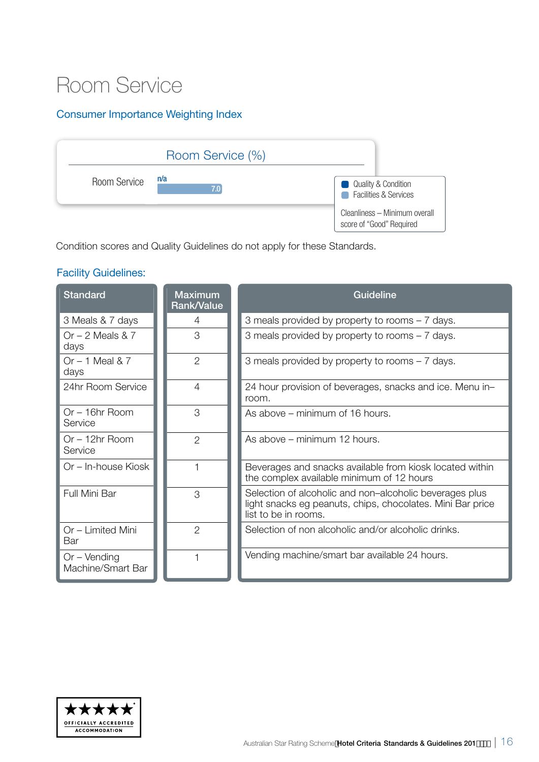# Room Service

## Consumer Importance Weighting Index

Room Service (%)

Room Service

n/a

7.0

Quality & Condition

Facilities & Services

Cleanliness – Minimum overall score of "Good" Required

Condition scores and Quality Guidelines do not apply for these Standards.

## Facility Guidelines:

| Standard | Maximum Rank/Value | Guideline |
|---|---|---|
| 3 Meals & 7 days | 4 | 3 meals provided by property to rooms – 7 days. |
| Or – 2 Meals & 7 days | 3 | 3 meals provided by property to rooms – 7 days. |
| Or – 1 Meal & 7 days | 2 | 3 meals provided by property to rooms – 7 days. |
| 24hr Room Service | 4 | 24 hour provision of beverages, snacks and ice. Menu in–room. |
| Or – 16hr Room Service | 3 | As above – minimum of 16 hours. |
| Or – 12hr Room Service | 2 | As above – minimum 12 hours. |
| Or – In-house Kiosk | 1 | Beverages and snacks available from kiosk located within the complex available minimum of 12 hours |
| Full Mini Bar | 3 | Selection of alcoholic and non–alcoholic beverages plus light snacks eg peanuts, chips, chocolates. Mini Bar price list to be in rooms. |
| Or – Limited Mini Bar | 2 | Selection of non alcoholic and/or alcoholic drinks. |
| Or – Vending Machine/Smart Bar | 1 | Vending machine/smart bar available 24 hours. |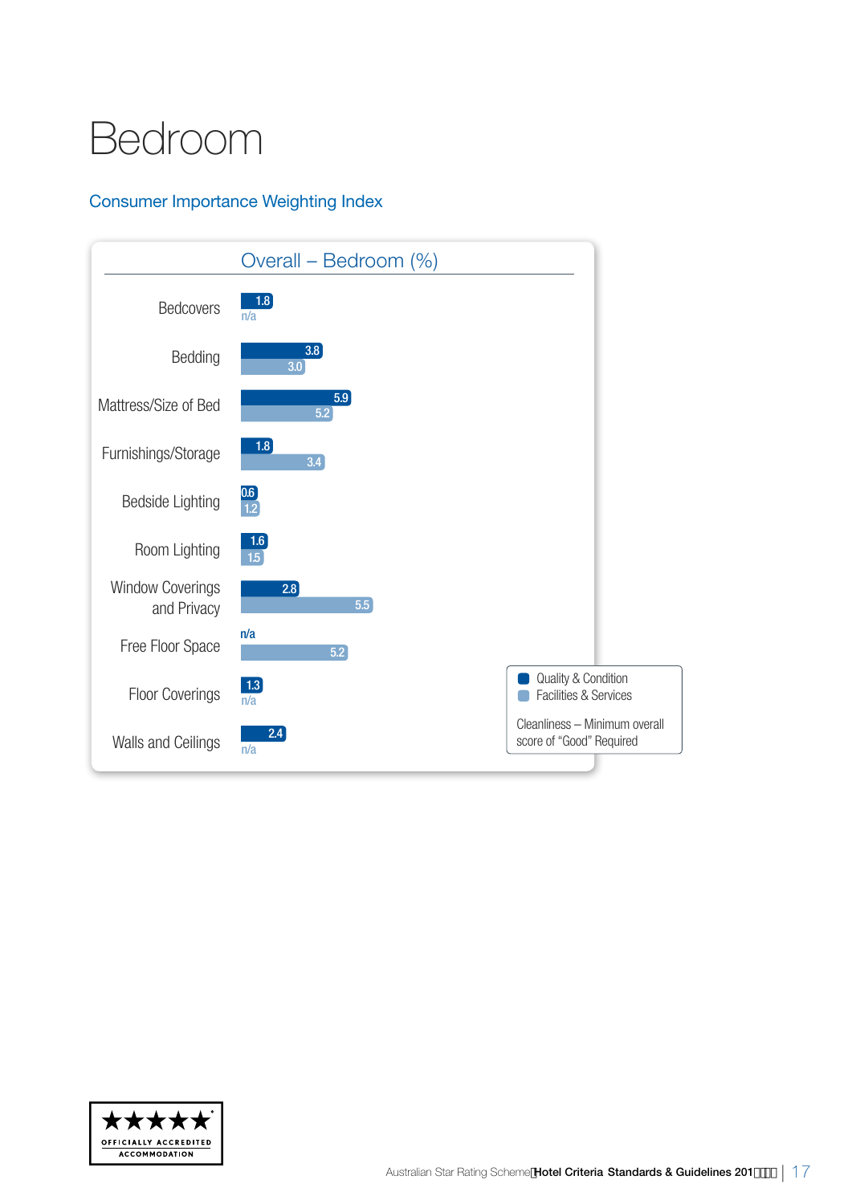# Bedroom

## Consumer Importance Weighting Index

Overall – Bedroom (%)

Bedcovers
1.8
n/a

Bedding
3.8
3.0

Mattress/Size of Bed
5.9
5.2

Furnishings/Storage
1.8
3.4

Bedside Lighting
0.6
1.2

Room Lighting
1.6
1.5

Window Coverings and Privacy
2.8
5.5

Free Floor Space
n/a
5.2

Floor Coverings
1.3
n/a

Walls and Ceilings
2.4
n/a

Quality & Condition
Facilities & Services

Cleanliness – Minimum overall score of "Good" Required

★★★★★
OFFICIALLY ACCREDITED ACCOMMODATION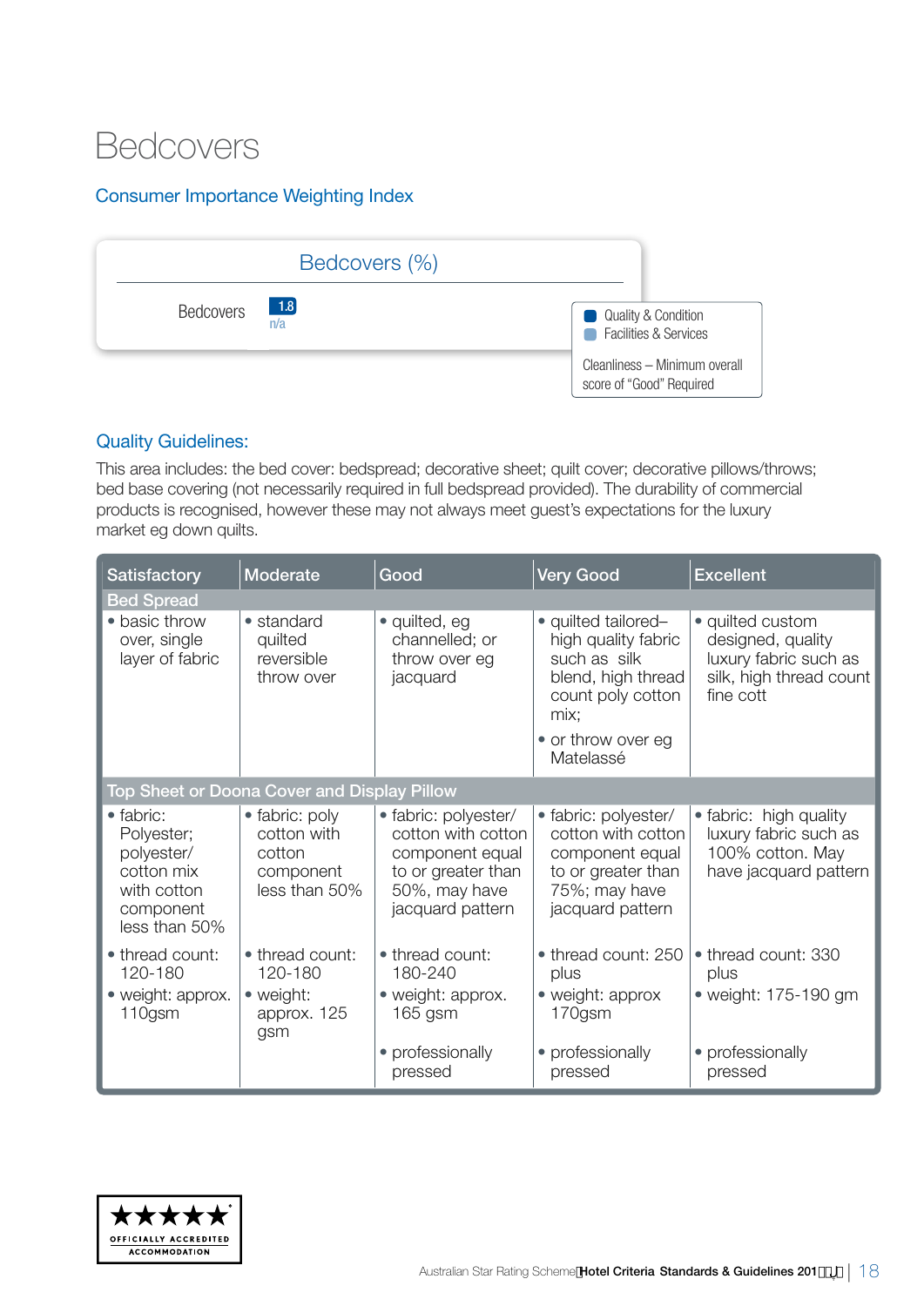# Bedcovers

## Consumer Importance Weighting Index

| | Bedcovers (%) |
|---|---|
| Bedcovers | 1.8 |
| | n/a |

- Quality & Condition
- Facilities & Services

Cleanliness – Minimum overall score of "Good" Required

## Quality Guidelines:

This area includes: the bed cover: bedspread; decorative sheet; quilt cover; decorative pillows/throws; bed base covering (not necessarily required in full bedspread provided). The durability of commercial products is recognised, however these may not always meet guest's expectations for the luxury market eg down quilts.

| Satisfactory | Moderate | Good | Very Good | Excellent |
|---|---|---|---|---|
| **Bed Spread** | | | | |
| • basic throw over, single layer of fabric | • standard quilted reversible throw over | • quilted, eg channelled; or throw over eg jacquard | • quilted tailored– high quality fabric such as silk blend, high thread count poly cotton mix;<br>• or throw over eg Matelassé | • quilted custom designed, quality luxury fabric such as silk, high thread count fine cott |
| **Top Sheet or Doona Cover and Display Pillow** | | | | |
| • fabric: Polyester; polyester/ cotton mix with cotton component less than 50%<br>• thread count: 120-180<br>• weight: approx. 110gsm | • fabric: poly cotton with cotton component less than 50%<br>• thread count: 120-180<br>• weight: approx. 125 gsm | • fabric: polyester/ cotton with cotton component equal to or greater than 50%, may have jacquard pattern<br>• thread count: 180-240<br>• weight: approx. 165 gsm<br>• professionally pressed | • fabric: polyester/ cotton with cotton component equal to or greater than 75%; may have jacquard pattern<br>• thread count: 250 plus<br>• weight: approx 170gsm<br>• professionally pressed | • fabric: high quality luxury fabric such as 100% cotton. May have jacquard pattern<br>• thread count: 330 plus<br>• weight: 175-190 gm<br>• professionally pressed |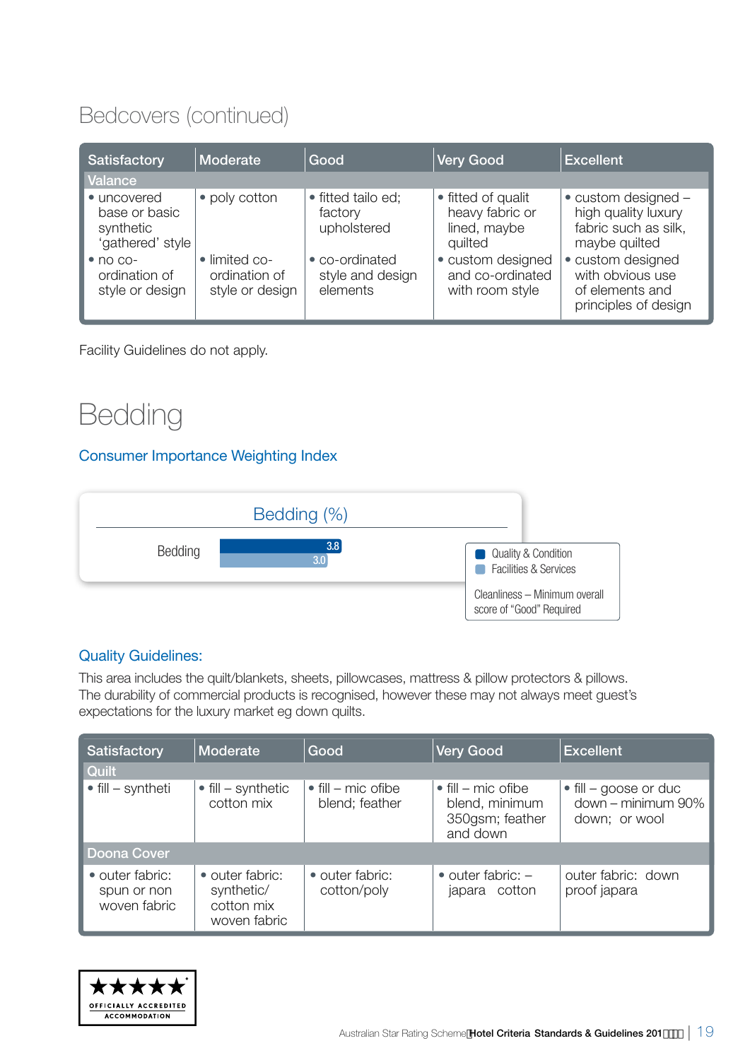## Bedcovers (continued)

| Satisfactory | Moderate | Good | Very Good | Excellent |
|---|---|---|---|---|
| **Valance** | | | | |
| • uncovered base or basic synthetic 'gathered' style<br>• no co-ordination of style or design | • poly cotton<br>• limited co-ordination of style or design | • fitted tailo ed; factory upholstered<br>• co-ordinated style and design elements | • fitted of qualit heavy fabric or lined, maybe quilted<br>• custom designed and co-ordinated with room style | • custom designed – high quality luxury fabric such as silk, maybe quilted<br>• custom designed with obvious use of elements and principles of design |

Facility Guidelines do not apply.

# Bedding

### Consumer Importance Weighting Index

Bedding (%)

Bedding

3.8

3.0

Quality & Condition

Facilities & Services

Cleanliness – Minimum overall score of "Good" Required

### Quality Guidelines:

This area includes the quilt/blankets, sheets, pillowcases, mattress & pillow protectors & pillows. The durability of commercial products is recognised, however these may not always meet guest's expectations for the luxury market eg down quilts.

| Satisfactory | Moderate | Good | Very Good | Excellent |
|---|---|---|---|---|
| **Quilt** | | | | |
| • fill – syntheti | • fill – synthetic cotton mix | • fill – mic ofibe blend; feather | • fill – mic ofibe blend, minimum 350gsm; feather and down | • fill – goose or duc down – minimum 90% down; or wool |
| **Doona Cover** | | | | |
| • outer fabric: spun or non woven fabric | • outer fabric: synthetic/ cotton mix woven fabric | • outer fabric: cotton/poly | • outer fabric: – japara cotton | outer fabric: down proof japara |

OFFICIALLY ACCREDITED ACCOMMODATION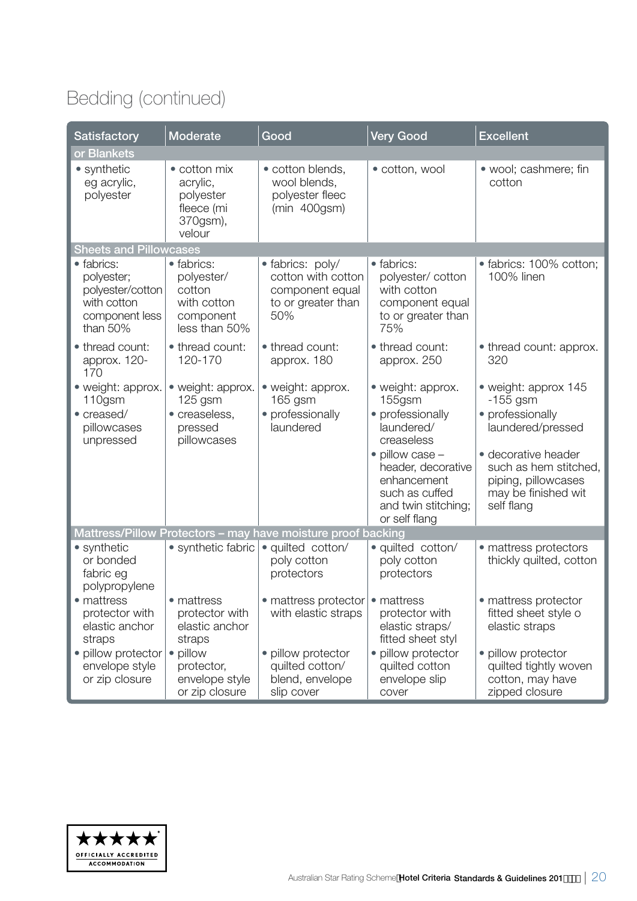## Bedding (continued)

| Satisfactory | Moderate | Good | Very Good | Excellent |
|---|---|---|---|---|
| **or Blankets** | | | | |
| • synthetic eg acrylic, polyester | • cotton mix acrylic, polyester fleece (mi 370gsm), velour | • cotton blends, wool blends, polyester fleec (min 400gsm) | • cotton, wool | • wool; cashmere; fin cotton |
| **Sheets and Pillowcases** | | | | |
| • fabrics: polyester; polyester/cotton with cotton component less than 50% | • fabrics: polyester/ cotton with cotton component less than 50% | • fabrics: poly/ cotton with cotton component equal to or greater than 50% | • fabrics: polyester/ cotton with cotton component equal to or greater than 75% | • fabrics: 100% cotton; 100% linen |
| • thread count: approx. 120-170 | • thread count: 120-170 | • thread count: approx. 180 | • thread count: approx. 250 | • thread count: approx. 320 |
| • weight: approx. 110gsm | • weight: approx. 125 gsm | • weight: approx. 165 gsm | • weight: approx. 155gsm | • weight: approx 145 -155 gsm |
| • creased/ pillowcases unpressed | • creaseless, pressed pillowcases | • professionally laundered | • professionally laundered/ creaseless | • professionally laundered/pressed |
| | | | • pillow case – header, decorative enhancement such as cuffed and twin stitching; or self flang | • decorative header such as hem stitched, piping, pillowcases may be finished wit self flang |
| **Mattress/Pillow Protectors – may have moisture proof backing** | | | | |
| • synthetic or bonded fabric eg polypropylene | • synthetic fabric | • quilted cotton/ poly cotton protectors | • quilted cotton/ poly cotton protectors | • mattress protectors thickly quilted, cotton |
| • mattress protector with elastic anchor straps | • mattress protector with elastic anchor straps | • mattress protector with elastic straps | • mattress protector with elastic straps/ fitted sheet styl | • mattress protector fitted sheet style o elastic straps |
| • pillow protector envelope style or zip closure | • pillow protector, envelope style or zip closure | • pillow protector quilted cotton/ blend, envelope slip cover | • pillow protector quilted cotton envelope slip cover | • pillow protector quilted tightly woven cotton, may have zipped closure |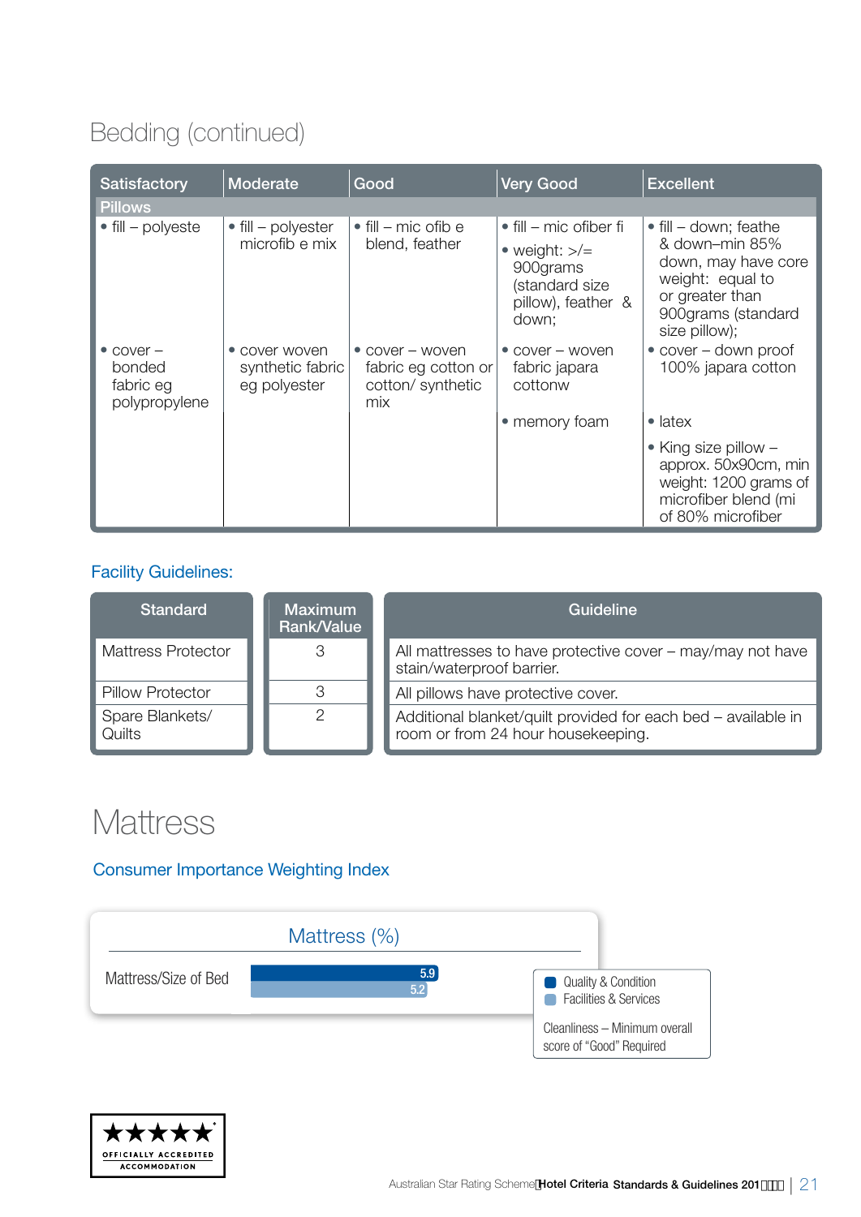## Bedding (continued)

| Satisfactory | Moderate | Good | Very Good | Excellent |
|---|---|---|---|---|
| **Pillows** | | | | |
| • fill – polyeste | • fill – polyester microfib e mix | • fill – mic ofib e blend, feather | • fill – mic ofiber fi<br>• weight: >/= 900grams (standard size pillow), feather & down; | • fill – down; feathe & down–min 85% down, may have core weight: equal to or greater than 900grams (standard size pillow); |
| • cover – bonded fabric eg polypropylene | • cover woven synthetic fabric eg polyester | • cover – woven fabric eg cotton or cotton/ synthetic mix | • cover – woven fabric japara cottonw | • cover – down proof 100% japara cotton |
| | | | • memory foam | • latex<br>• King size pillow – approx. 50x90cm, min weight: 1200 grams of microfiber blend (mi of 80% microfiber |

### Facility Guidelines:

| Standard | Maximum Rank/Value | Guideline |
|---|---|---|
| Mattress Protector | 3 | All mattresses to have protective cover – may/may not have stain/waterproof barrier. |
| Pillow Protector | 3 | All pillows have protective cover. |
| Spare Blankets/ Quilts | 2 | Additional blanket/quilt provided for each bed – available in room or from 24 hour housekeeping. |

# Mattress

### Consumer Importance Weighting Index

**Mattress (%)**

| | Quality & Condition | Facilities & Services |
|---|---|---|
| Mattress/Size of Bed | 5.9 | 5.2 |

Cleanliness – Minimum overall score of "Good" Required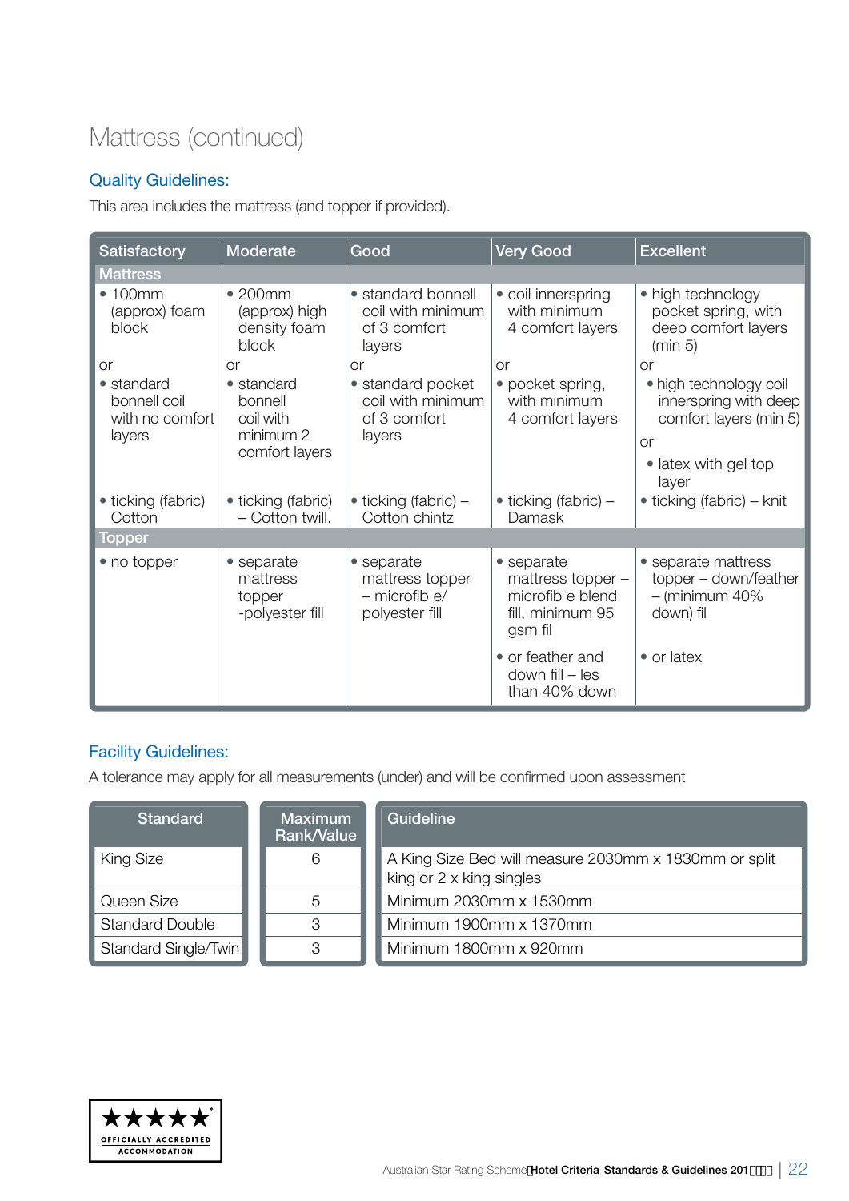# Mattress (continued)

## Quality Guidelines:

This area includes the mattress (and topper if provided).

| Satisfactory | Moderate | Good | Very Good | Excellent |
|---|---|---|---|---|
| **Mattress** | | | | |
| • 100mm (approx) foam block<br><br>or<br>• standard bonnell coil with no comfort layers<br><br>• ticking (fabric) Cotton | • 200mm (approx) high density foam block<br><br>or<br>• standard bonnell coil with minimum 2 comfort layers<br><br>• ticking (fabric) – Cotton twill. | • standard bonnell coil with minimum of 3 comfort layers<br><br>or<br>• standard pocket coil with minimum of 3 comfort layers<br><br>• ticking (fabric) – Cotton chintz | • coil innerspring with minimum 4 comfort layers<br><br>or<br>• pocket spring, with minimum 4 comfort layers<br><br>• ticking (fabric) – Damask | • high technology pocket spring, with deep comfort layers (min 5)<br><br>or<br>• high technology coil innerspring with deep comfort layers (min 5)<br><br>or<br>• latex with gel top layer<br><br>• ticking (fabric) – knit |
| **Topper** | | | | |
| • no topper | • separate mattress topper -polyester fill | • separate mattress topper – microfib e/ polyester fill | • separate mattress topper – microfib e blend fill, minimum 95 gsm fil<br><br>• or feather and down fill – les than 40% down | • separate mattress topper – down/feather – (minimum 40% down) fil<br><br>• or latex |

## Facility Guidelines:

A tolerance may apply for all measurements (under) and will be confirmed upon assessment

| Standard | Maximum Rank/Value | Guideline |
|---|---|---|
| King Size | 6 | A King Size Bed will measure 2030mm x 1830mm or split king or 2 x king singles |
| Queen Size | 5 | Minimum 2030mm x 1530mm |
| Standard Double | 3 | Minimum 1900mm x 1370mm |
| Standard Single/Twin | 3 | Minimum 1800mm x 920mm |

OFFICIALLY ACCREDITED ACCOMMODATION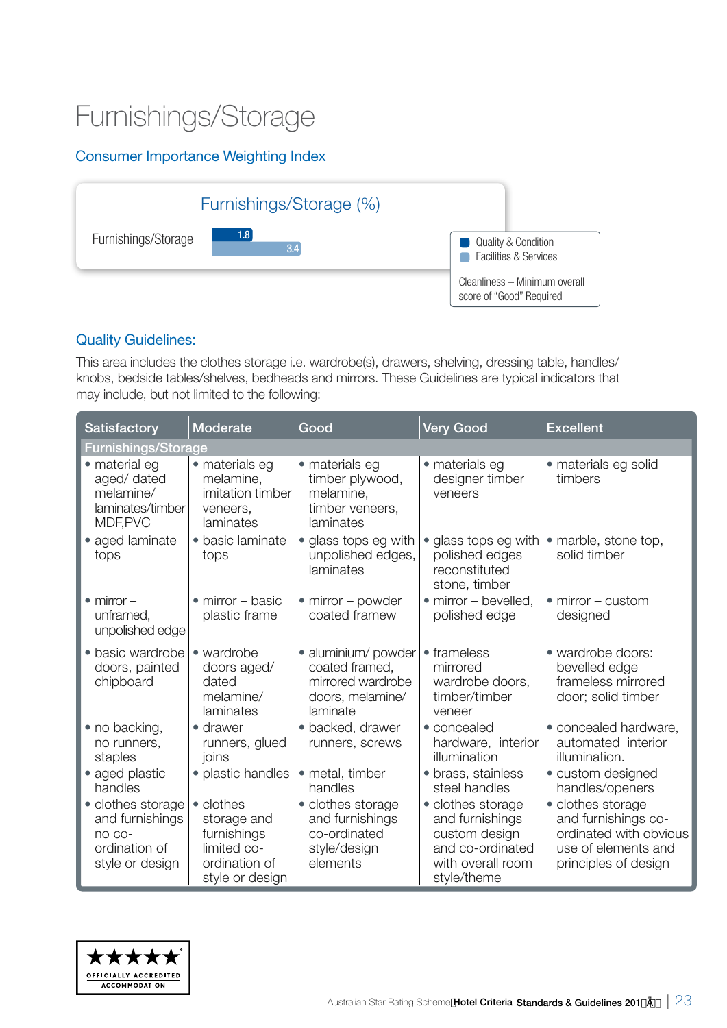# Furnishings/Storage

## Consumer Importance Weighting Index

Furnishings/Storage (%)

Furnishings/Storage

1.8

3.4

Quality & Condition

Facilities & Services

Cleanliness – Minimum overall score of "Good" Required

## Quality Guidelines:

This area includes the clothes storage i.e. wardrobe(s), drawers, shelving, dressing table, handles/knobs, bedside tables/shelves, bedheads and mirrors. These Guidelines are typical indicators that may include, but not limited to the following:

| Satisfactory | Moderate | Good | Very Good | Excellent |
|---|---|---|---|---|
| **Furnishings/Storage** | | | | |
| • material eg aged/ dated melamine/ laminates/timber MDF,PVC | • materials eg melamine, imitation timber veneers, laminates | • materials eg timber plywood, melamine, timber veneers, laminates | • materials eg designer timber veneers | • materials eg solid timbers |
| • aged laminate tops | • basic laminate tops | • glass tops eg with unpolished edges, laminates | • glass tops eg with polished edges reconstituted stone, timber | • marble, stone top, solid timber |
| • mirror – unframed, unpolished edge | • mirror – basic plastic frame | • mirror – powder coated framew | • mirror – bevelled, polished edge | • mirror – custom designed |
| • basic wardrobe doors, painted chipboard | • wardrobe doors aged/ dated melamine/ laminates | • aluminium/ powder coated framed, mirrored wardrobe doors, melamine/ laminate | • frameless mirrored wardrobe doors, timber/timber veneer | • wardrobe doors: bevelled edge frameless mirrored door; solid timber |
| • no backing, no runners, staples | • drawer runners, glued joins | • backed, drawer runners, screws | • concealed hardware, interior illumination | • concealed hardware, automated interior illumination. |
| • aged plastic handles | • plastic handles | • metal, timber handles | • brass, stainless steel handles | • custom designed handles/openers |
| • clothes storage and furnishings no co-ordination of style or design | • clothes storage and furnishings limited co-ordination of style or design | • clothes storage and furnishings co-ordinated style/design elements | • clothes storage and furnishings custom design and co-ordinated with overall room style/theme | • clothes storage and furnishings co-ordinated with obvious use of elements and principles of design |

★★★★★ OFFICIALLY ACCREDITED ACCOMMODATION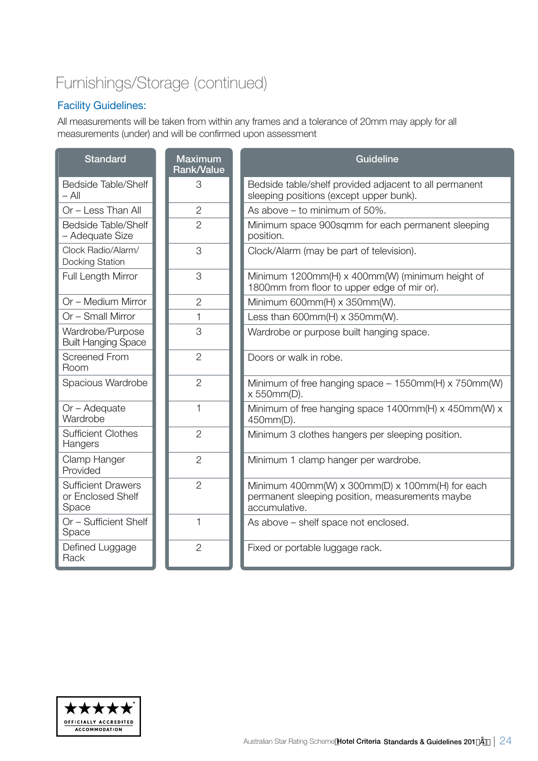# Furnishings/Storage (continued)

## Facility Guidelines:

All measurements will be taken from within any frames and a tolerance of 20mm may apply for all measurements (under) and will be confirmed upon assessment

| Standard | Maximum Rank/Value | Guideline |
|---|---|---|
| Bedside Table/Shelf – All | 3 | Bedside table/shelf provided adjacent to all permanent sleeping positions (except upper bunk). |
| Or – Less Than All | 2 | As above – to minimum of 50%. |
| Bedside Table/Shelf – Adequate Size | 2 | Minimum space 900sqmm for each permanent sleeping position. |
| Clock Radio/Alarm/ Docking Station | 3 | Clock/Alarm (may be part of television). |
| Full Length Mirror | 3 | Minimum 1200mm(H) x 400mm(W) (minimum height of 1800mm from floor to upper edge of mir or). |
| Or – Medium Mirror | 2 | Minimum 600mm(H) x 350mm(W). |
| Or – Small Mirror | 1 | Less than 600mm(H) x 350mm(W). |
| Wardrobe/Purpose Built Hanging Space | 3 | Wardrobe or purpose built hanging space. |
| Screened From Room | 2 | Doors or walk in robe. |
| Spacious Wardrobe | 2 | Minimum of free hanging space – 1550mm(H) x 750mm(W) x 550mm(D). |
| Or – Adequate Wardrobe | 1 | Minimum of free hanging space 1400mm(H) x 450mm(W) x 450mm(D). |
| Sufficient Clothes Hangers | 2 | Minimum 3 clothes hangers per sleeping position. |
| Clamp Hanger Provided | 2 | Minimum 1 clamp hanger per wardrobe. |
| Sufficient Drawers or Enclosed Shelf Space | 2 | Minimum 400mm(W) x 300mm(D) x 100mm(H) for each permanent sleeping position, measurements maybe accumulative. |
| Or – Sufficient Shelf Space | 1 | As above – shelf space not enclosed. |
| Defined Luggage Rack | 2 | Fixed or portable luggage rack. |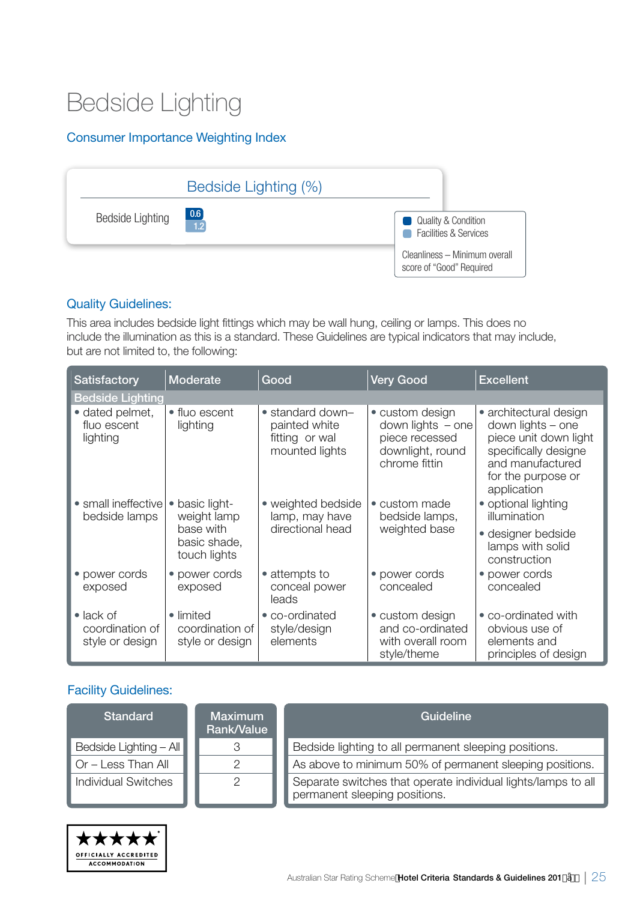# Bedside Lighting

## Consumer Importance Weighting Index

Bedside Lighting (%)

Bedside Lighting
0.6
1.2

Quality & Condition
Facilities & Services

Cleanliness – Minimum overall score of "Good" Required

## Quality Guidelines:

This area includes bedside light fittings which may be wall hung, ceiling or lamps. This does no include the illumination as this is a standard. These Guidelines are typical indicators that may include, but are not limited to, the following:

| Satisfactory | Moderate | Good | Very Good | Excellent |
|---|---|---|---|---|
| **Bedside Lighting** | | | | |
| • dated pelmet, fluo escent lighting | • fluo escent lighting | • standard down–painted white fitting or wal mounted lights | • custom design down lights – one piece recessed downlight, round chrome fittin | • architectural design down lights – one piece unit down light specifically designe and manufactured for the purpose or application |
| • small ineffective bedside lamps | • basic light-weight lamp base with basic shade, touch lights | • weighted bedside lamp, may have directional head | • custom made bedside lamps, weighted base | • optional lighting illumination<br>• designer bedside lamps with solid construction |
| • power cords exposed | • power cords exposed | • attempts to conceal power leads | • power cords concealed | • power cords concealed |
| • lack of coordination of style or design | • limited coordination of style or design | • co-ordinated style/design elements | • custom design and co-ordinated with overall room style/theme | • co-ordinated with obvious use of elements and principles of design |

## Facility Guidelines:

| Standard | Maximum Rank/Value | Guideline |
|---|---|---|
| Bedside Lighting – All | 3 | Bedside lighting to all permanent sleeping positions. |
| Or – Less Than All | 2 | As above to minimum 50% of permanent sleeping positions. |
| Individual Switches | 2 | Separate switches that operate individual lights/lamps to all permanent sleeping positions. |

★★★★★
OFFICIALLY ACCREDITED ACCOMMODATION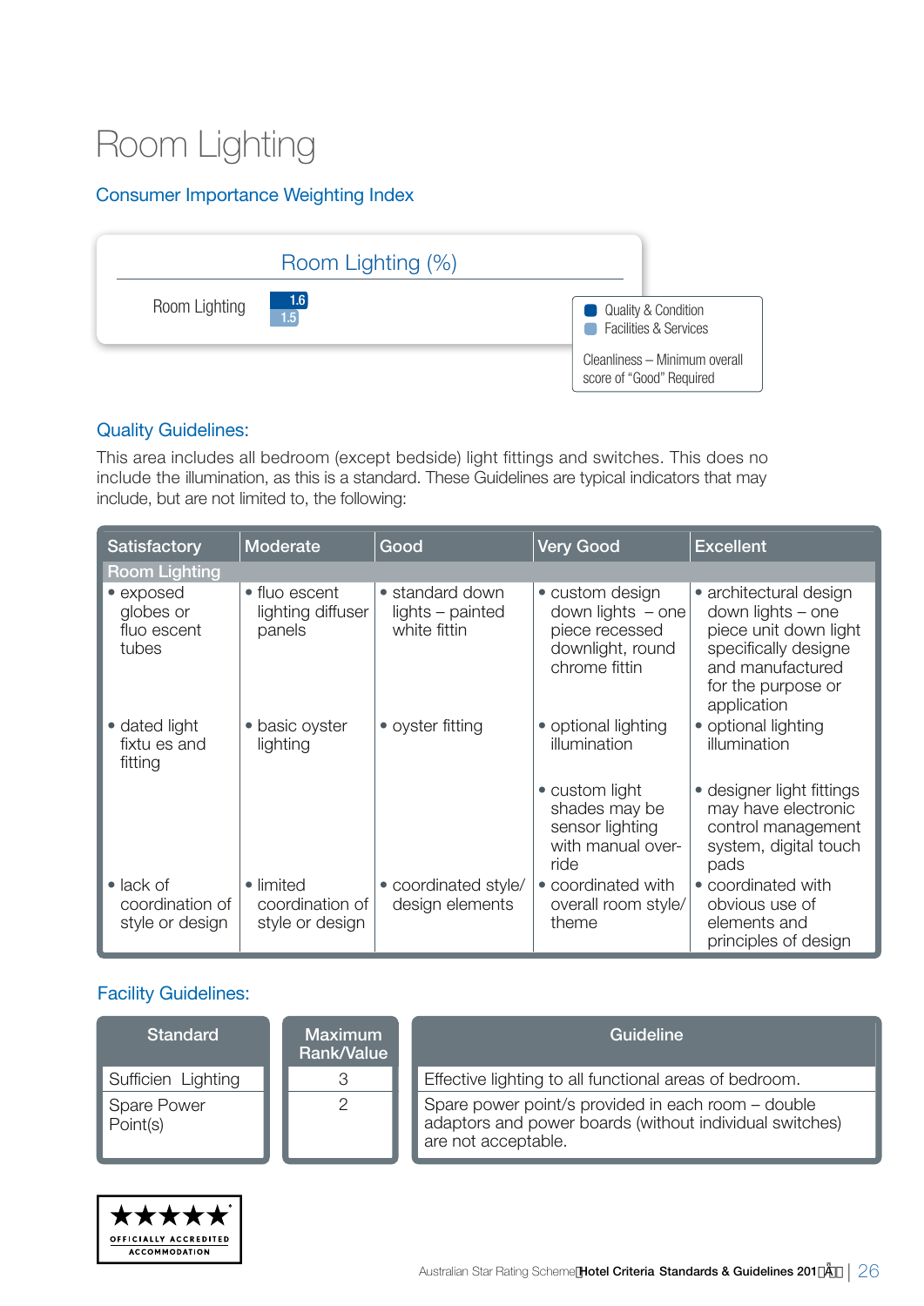# Room Lighting

## Consumer Importance Weighting Index

| Room Lighting (%) | Quality & Condition | Facilities & Services |
|---|---|---|
| Room Lighting | 1.6 | 1.5 |

Cleanliness – Minimum overall score of "Good" Required

## Quality Guidelines:

This area includes all bedroom (except bedside) light fittings and switches. This does no include the illumination, as this is a standard. These Guidelines are typical indicators that may include, but are not limited to, the following:

| Satisfactory | Moderate | Good | Very Good | Excellent |
|---|---|---|---|---|
| **Room Lighting** | | | | |
| • exposed globes or fluo escent tubes | • fluo escent lighting diffuser panels | • standard down lights – painted white fittin | • custom design down lights – one piece recessed downlight, round chrome fittin | • architectural design down lights – one piece unit down light specifically designe and manufactured for the purpose or application |
| • dated light fixtu es and fitting | • basic oyster lighting | • oyster fitting | • optional lighting illumination | • optional lighting illumination |
| | | | • custom light shades may be sensor lighting with manual over-ride | • designer light fittings may have electronic control management system, digital touch pads |
| • lack of coordination of style or design | • limited coordination of style or design | • coordinated style/ design elements | • coordinated with overall room style/ theme | • coordinated with obvious use of elements and principles of design |

## Facility Guidelines:

| Standard | Maximum Rank/Value | Guideline |
|---|---|---|
| Sufficien Lighting | 3 | Effective lighting to all functional areas of bedroom. |
| Spare Power Point(s) | 2 | Spare power point/s provided in each room – double adaptors and power boards (without individual switches) are not acceptable. |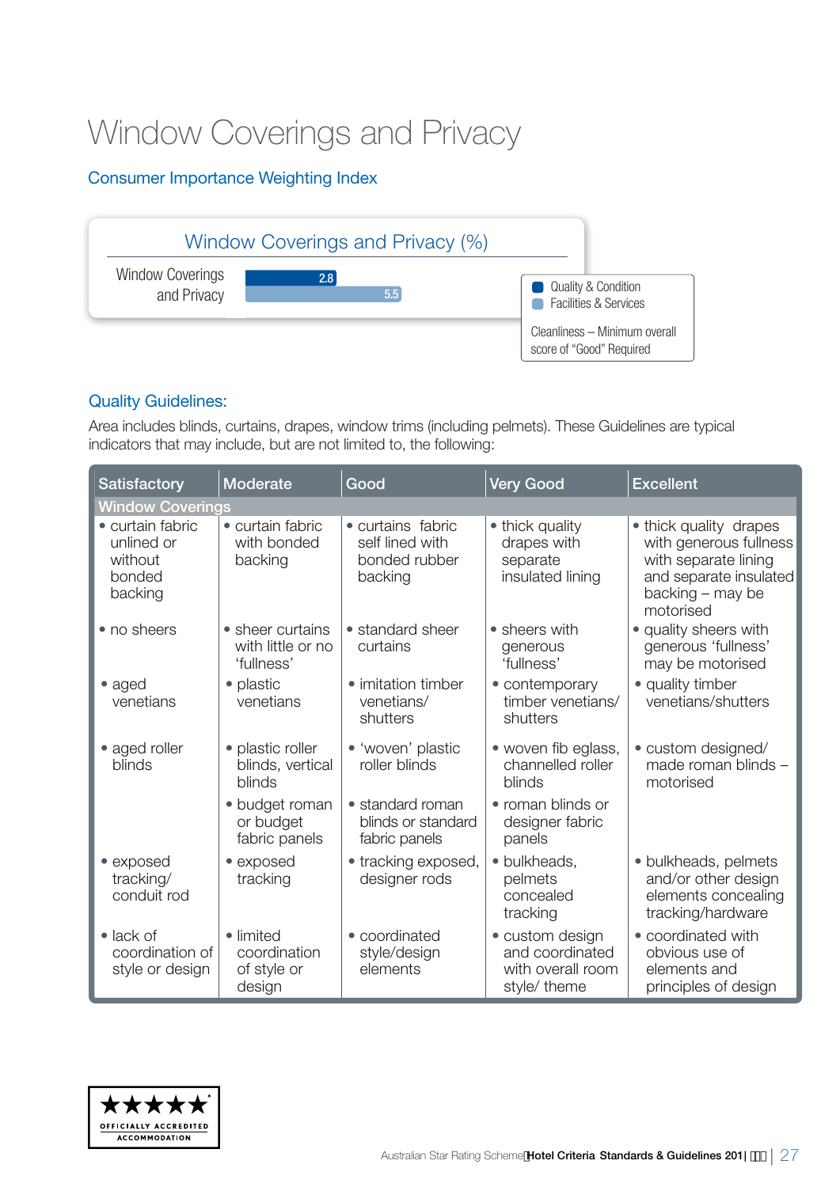# Window Coverings and Privacy

## Consumer Importance Weighting Index

Window Coverings and Privacy (%)

Window Coverings and Privacy

2.8

5.5

Quality & Condition

Facilities & Services

Cleanliness – Minimum overall score of "Good" Required

## Quality Guidelines:

Area includes blinds, curtains, drapes, window trims (including pelmets). These Guidelines are typical indicators that may include, but are not limited to, the following:

| Satisfactory | Moderate | Good | Very Good | Excellent |
|---|---|---|---|---|
| **Window Coverings** | | | | |
| • curtain fabric unlined or without bonded backing | • curtain fabric with bonded backing | • curtains fabric self lined with bonded rubber backing | • thick quality drapes with separate insulated lining | • thick quality drapes with generous fullness with separate lining and separate insulated backing – may be motorised |
| • no sheers | • sheer curtains with little or no 'fullness' | • standard sheer curtains | • sheers with generous 'fullness' | • quality sheers with generous 'fullness' may be motorised |
| • aged venetians | • plastic venetians | • imitation timber venetians/ shutters | • contemporary timber venetians/ shutters | • quality timber venetians/shutters |
| • aged roller blinds | • plastic roller blinds, vertical blinds | • 'woven' plastic roller blinds | • woven fib eglass, channelled roller blinds | • custom designed/ made roman blinds – motorised |
| | • budget roman or budget fabric panels | • standard roman blinds or standard fabric panels | • roman blinds or designer fabric panels | |
| • exposed tracking/ conduit rod | • exposed tracking | • tracking exposed, designer rods | • bulkheads, pelmets concealed tracking | • bulkheads, pelmets and/or other design elements concealing tracking/hardware |
| • lack of coordination of style or design | • limited coordination of style or design | • coordinated style/design elements | • custom design and coordinated with overall room style/ theme | • coordinated with obvious use of elements and principles of design |

OFFICIALLY ACCREDITED ACCOMMODATION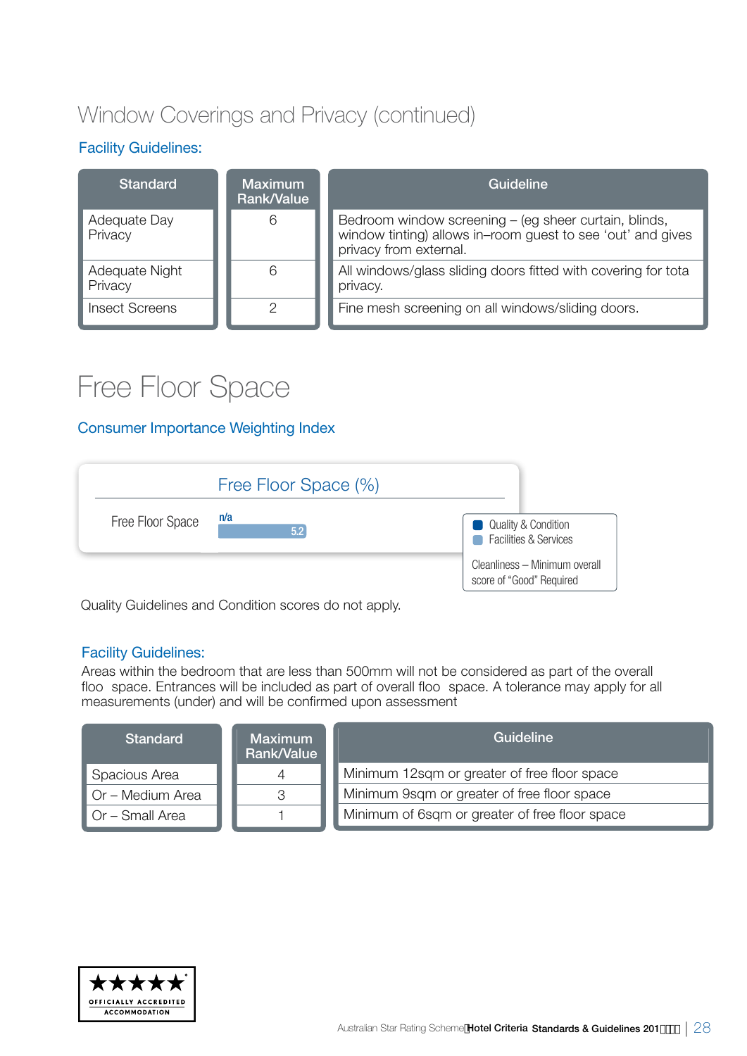## Window Coverings and Privacy (continued)

### Facility Guidelines:

| Standard | Maximum Rank/Value | Guideline |
|---|---|---|
| Adequate Day Privacy | 6 | Bedroom window screening – (eg sheer curtain, blinds, window tinting) allows in–room guest to see 'out' and gives privacy from external. |
| Adequate Night Privacy | 6 | All windows/glass sliding doors fitted with covering for tota privacy. |
| Insect Screens | 2 | Fine mesh screening on all windows/sliding doors. |

# Free Floor Space

### Consumer Importance Weighting Index

Free Floor Space (%)

Free Floor Space

n/a

5.2

Quality & Condition

Facilities & Services

Cleanliness – Minimum overall score of "Good" Required

Quality Guidelines and Condition scores do not apply.

### Facility Guidelines:

Areas within the bedroom that are less than 500mm will not be considered as part of the overall floo space. Entrances will be included as part of overall floo space. A tolerance may apply for all measurements (under) and will be confirmed upon assessment

| Standard | Maximum Rank/Value | Guideline |
|---|---|---|
| Spacious Area | 4 | Minimum 12sqm or greater of free floor space |
| Or – Medium Area | 3 | Minimum 9sqm or greater of free floor space |
| Or – Small Area | 1 | Minimum of 6sqm or greater of free floor space |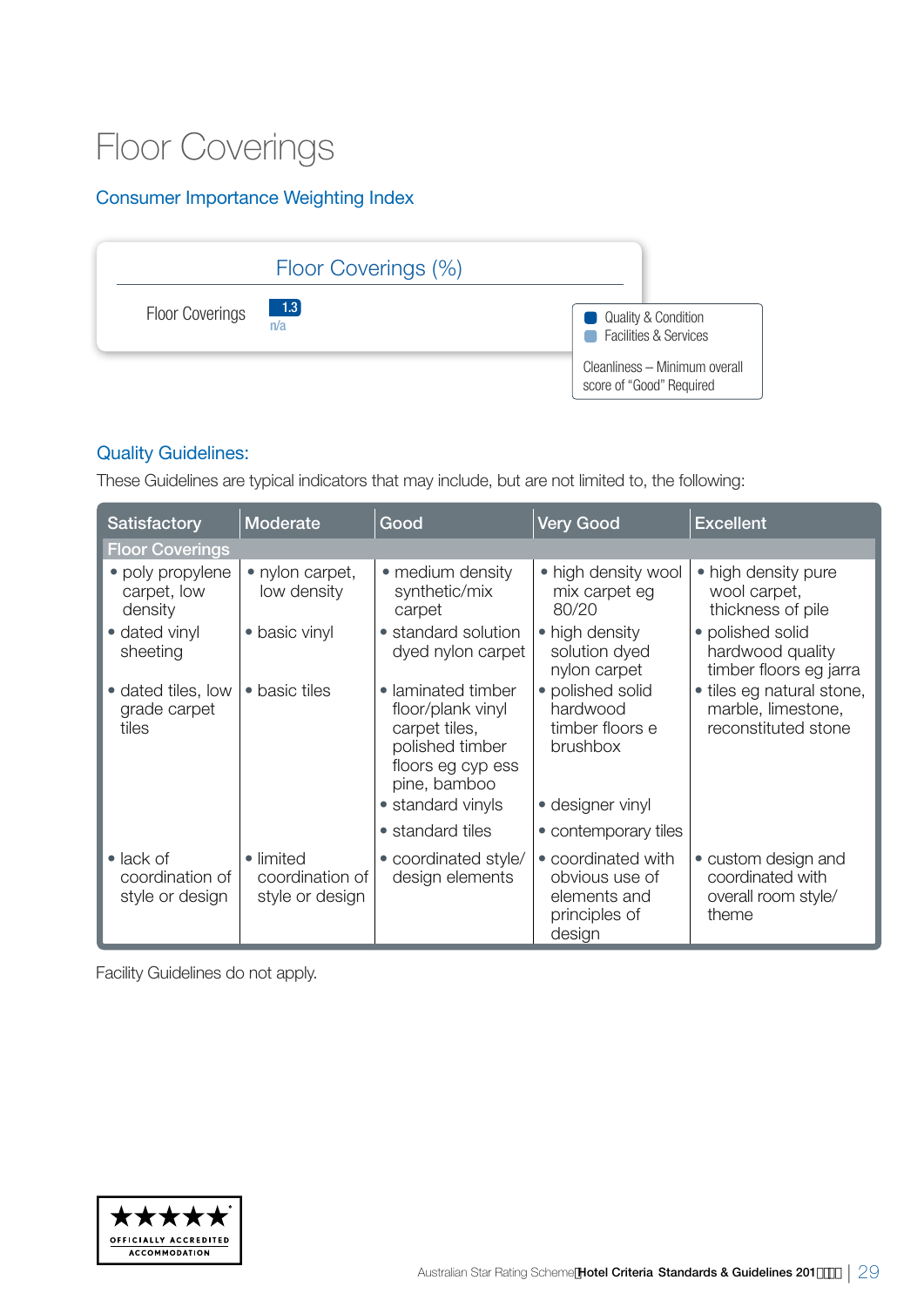# Floor Coverings

## Consumer Importance Weighting Index

Floor Coverings (%)

Floor Coverings 1.3
n/a

Quality & Condition
Facilities & Services

Cleanliness – Minimum overall score of "Good" Required

## Quality Guidelines:

These Guidelines are typical indicators that may include, but are not limited to, the following:

| Satisfactory | Moderate | Good | Very Good | Excellent |
|---|---|---|---|---|
| **Floor Coverings** | | | | |
| • poly propylene carpet, low density | • nylon carpet, low density | • medium density synthetic/mix carpet | • high density wool mix carpet eg 80/20 | • high density pure wool carpet, thickness of pile |
| • dated vinyl sheeting | • basic vinyl | • standard solution dyed nylon carpet | • high density solution dyed nylon carpet | • polished solid hardwood quality timber floors eg jarra |
| • dated tiles, low grade carpet tiles | • basic tiles | • laminated timber floor/plank vinyl carpet tiles, polished timber floors eg cyp ess pine, bamboo | • polished solid hardwood timber floors e brushbox | • tiles eg natural stone, marble, limestone, reconstituted stone |
| | | • standard vinyls | • designer vinyl | |
| | | • standard tiles | • contemporary tiles | |
| • lack of coordination of style or design | • limited coordination of style or design | • coordinated style/ design elements | • coordinated with obvious use of elements and principles of design | • custom design and coordinated with overall room style/ theme |

Facility Guidelines do not apply.

OFFICIALLY ACCREDITED ACCOMMODATION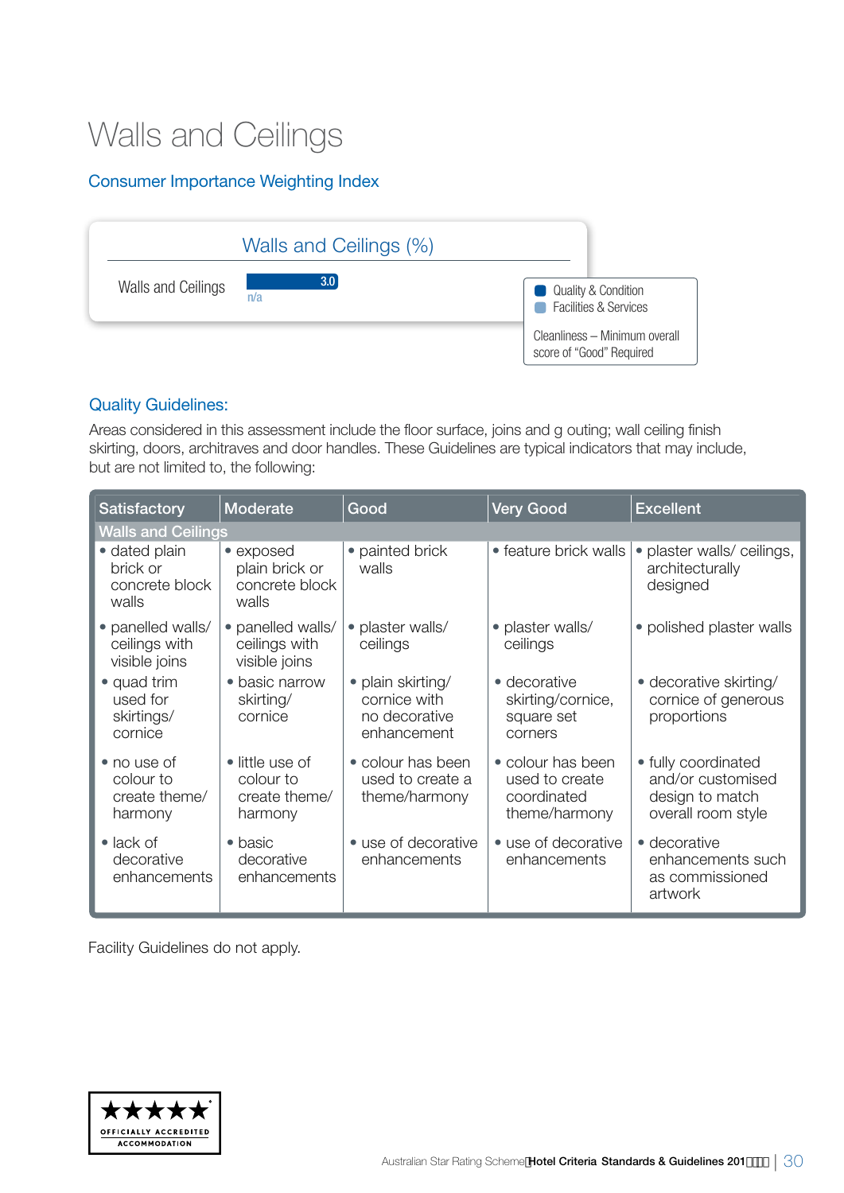# Walls and Ceilings

## Consumer Importance Weighting Index

Walls and Ceilings (%)

Walls and Ceilings

3.0

n/a

Quality & Condition

Facilities & Services

Cleanliness – Minimum overall score of "Good" Required

## Quality Guidelines:

Areas considered in this assessment include the floor surface, joins and g outing; wall ceiling finish skirting, doors, architraves and door handles. These Guidelines are typical indicators that may include, but are not limited to, the following:

| Satisfactory | Moderate | Good | Very Good | Excellent |
|---|---|---|---|---|
| **Walls and Ceilings** | | | | |
| • dated plain brick or concrete block walls | • exposed plain brick or concrete block walls | • painted brick walls | • feature brick walls | • plaster walls/ ceilings, architecturally designed |
| • panelled walls/ ceilings with visible joins | • panelled walls/ ceilings with visible joins | • plaster walls/ ceilings | • plaster walls/ ceilings | • polished plaster walls |
| • quad trim used for skirtings/ cornice | • basic narrow skirting/ cornice | • plain skirting/ cornice with no decorative enhancement | • decorative skirting/cornice, square set corners | • decorative skirting/ cornice of generous proportions |
| • no use of colour to create theme/ harmony | • little use of colour to create theme/ harmony | • colour has been used to create a theme/harmony | • colour has been used to create coordinated theme/harmony | • fully coordinated and/or customised design to match overall room style |
| • lack of decorative enhancements | • basic decorative enhancements | • use of decorative enhancements | • use of decorative enhancements | • decorative enhancements such as commissioned artwork |

Facility Guidelines do not apply.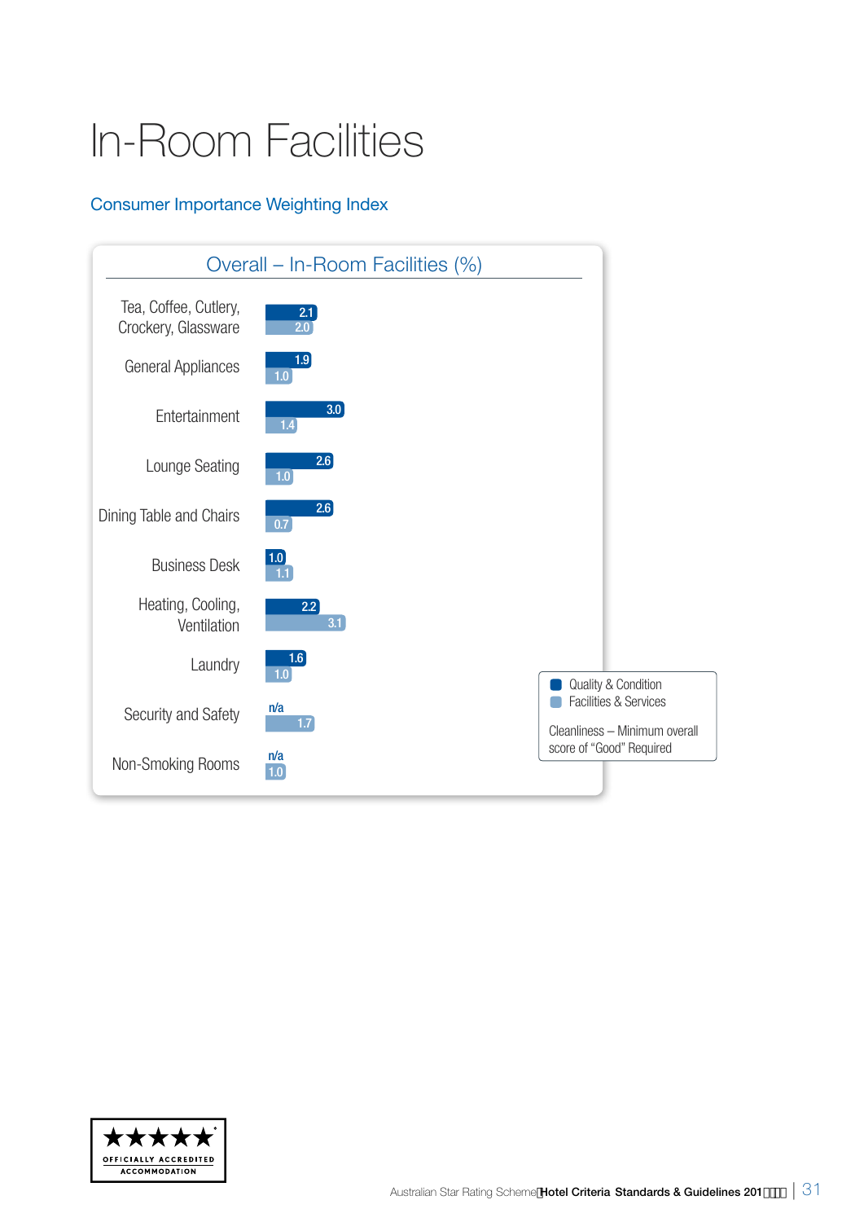# In-Room Facilities

## Consumer Importance Weighting Index

Overall – In-Room Facilities (%)

Tea, Coffee, Cutlery, Crockery, Glassware
2.1
2.0

General Appliances
1.9
1.0

Entertainment
3.0
1.4

Lounge Seating
2.6
1.0

Dining Table and Chairs
2.6
0.7

Business Desk
1.0
1.1

Heating, Cooling, Ventilation
2.2
3.1

Laundry
1.6
1.0

Security and Safety
n/a
1.7

Non-Smoking Rooms
n/a
1.0

Quality & Condition
Facilities & Services

Cleanliness – Minimum overall score of "Good" Required

OFFICIALLY ACCREDITED ACCOMMODATION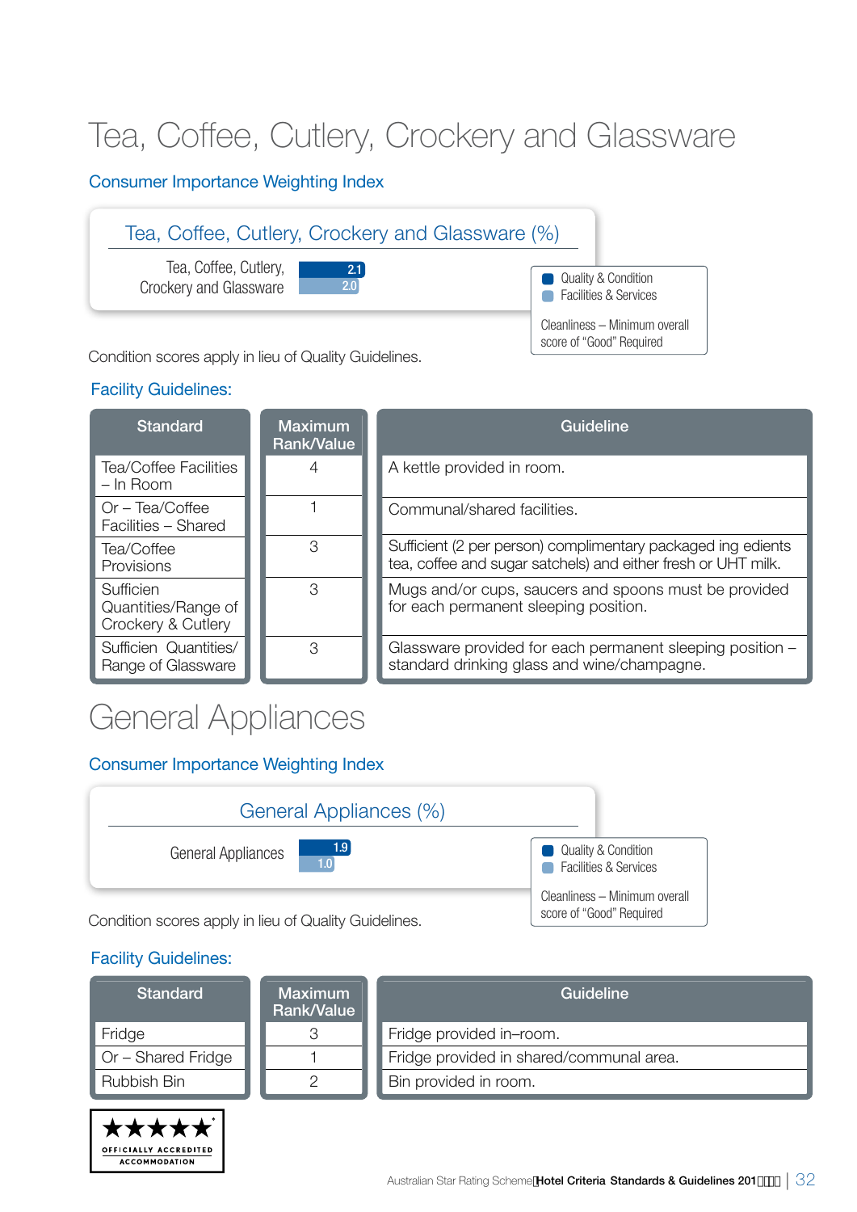# Tea, Coffee, Cutlery, Crockery and Glassware

## Consumer Importance Weighting Index

Tea, Coffee, Cutlery, Crockery and Glassware (%)

Tea, Coffee, Cutlery, Crockery and Glassware

2.1

2.0

Quality & Condition
Facilities & Services

Cleanliness – Minimum overall score of "Good" Required

Condition scores apply in lieu of Quality Guidelines.

## Facility Guidelines:

| Standard | Maximum Rank/Value | Guideline |
|---|---|---|
| Tea/Coffee Facilities – In Room | 4 | A kettle provided in room. |
| Or – Tea/Coffee Facilities – Shared | 1 | Communal/shared facilities. |
| Tea/Coffee Provisions | 3 | Sufficient (2 per person) complimentary packaged ing edients tea, coffee and sugar satchels) and either fresh or UHT milk. |
| Sufficien Quantities/Range of Crockery & Cutlery | 3 | Mugs and/or cups, saucers and spoons must be provided for each permanent sleeping position. |
| Sufficien Quantities/ Range of Glassware | 3 | Glassware provided for each permanent sleeping position – standard drinking glass and wine/champagne. |

# General Appliances

## Consumer Importance Weighting Index

General Appliances (%)

General Appliances

1.9

1.0

Quality & Condition
Facilities & Services

Cleanliness – Minimum overall score of "Good" Required

Condition scores apply in lieu of Quality Guidelines.

## Facility Guidelines:

| Standard | Maximum Rank/Value | Guideline |
|---|---|---|
| Fridge | 3 | Fridge provided in–room. |
| Or – Shared Fridge | 1 | Fridge provided in shared/communal area. |
| Rubbish Bin | 2 | Bin provided in room. |

OFFICIALLY ACCREDITED ACCOMMODATION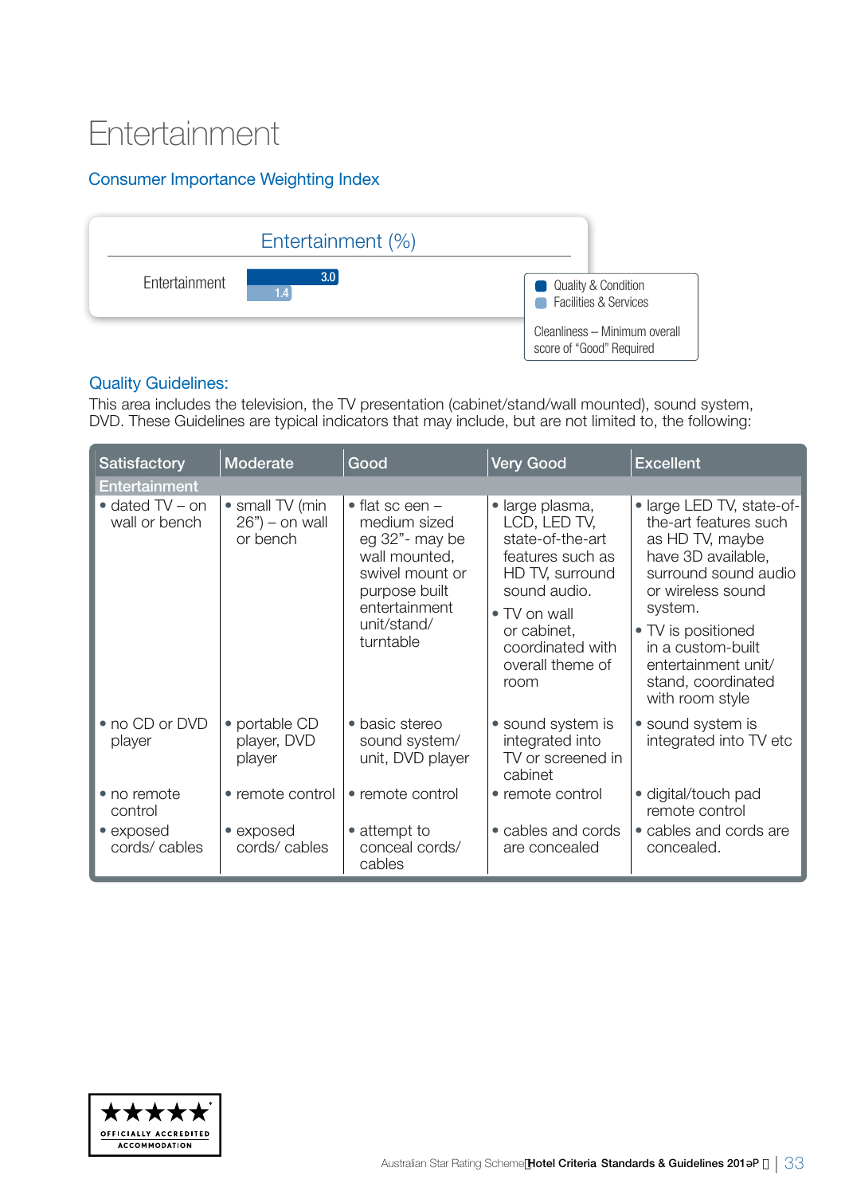# Entertainment

## Consumer Importance Weighting Index

Entertainment (%)

Entertainment

3.0

1.4

Quality & Condition

Facilities & Services

Cleanliness – Minimum overall score of "Good" Required

## Quality Guidelines:

This area includes the television, the TV presentation (cabinet/stand/wall mounted), sound system, DVD. These Guidelines are typical indicators that may include, but are not limited to, the following:

| Satisfactory | Moderate | Good | Very Good | Excellent |
|---|---|---|---|---|
| **Entertainment** | | | | |
| • dated TV – on wall or bench | • small TV (min 26") – on wall or bench | • flat sc een – medium sized eg 32"- may be wall mounted, swivel mount or purpose built entertainment unit/stand/ turntable | • large plasma, LCD, LED TV, state-of-the-art features such as HD TV, surround sound audio.<br>• TV on wall or cabinet, coordinated with overall theme of room | • large LED TV, state-of-the-art features such as HD TV, maybe have 3D available, surround sound audio or wireless sound system.<br>• TV is positioned in a custom-built entertainment unit/ stand, coordinated with room style |
| • no CD or DVD player | • portable CD player, DVD player | • basic stereo sound system/ unit, DVD player | • sound system is integrated into TV or screened in cabinet | • sound system is integrated into TV etc |
| • no remote control | • remote control | • remote control | • remote control | • digital/touch pad remote control |
| • exposed cords/ cables | • exposed cords/ cables | • attempt to conceal cords/ cables | • cables and cords are concealed | • cables and cords are concealed. |

OFFICIALLY ACCREDITED ACCOMMODATION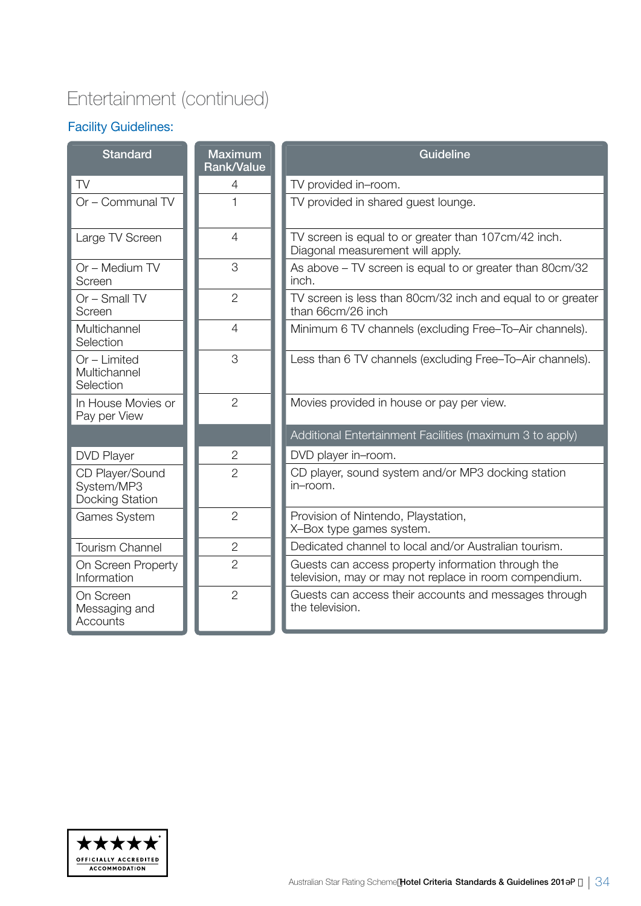# Entertainment (continued)

## Facility Guidelines:

| Standard | Maximum Rank/Value | Guideline |
|---|---|---|
| TV | 4 | TV provided in–room. |
| Or – Communal TV | 1 | TV provided in shared guest lounge. |
| Large TV Screen | 4 | TV screen is equal to or greater than 107cm/42 inch. Diagonal measurement will apply. |
| Or – Medium TV Screen | 3 | As above – TV screen is equal to or greater than 80cm/32 inch. |
| Or – Small TV Screen | 2 | TV screen is less than 80cm/32 inch and equal to or greater than 66cm/26 inch |
| Multichannel Selection | 4 | Minimum 6 TV channels (excluding Free–To–Air channels). |
| Or – Limited Multichannel Selection | 3 | Less than 6 TV channels (excluding Free–To–Air channels). |
| In House Movies or Pay per View | 2 | Movies provided in house or pay per view. |
| | | Additional Entertainment Facilities (maximum 3 to apply) |
| DVD Player | 2 | DVD player in–room. |
| CD Player/Sound System/MP3 Docking Station | 2 | CD player, sound system and/or MP3 docking station in–room. |
| Games System | 2 | Provision of Nintendo, Playstation, X–Box type games system. |
| Tourism Channel | 2 | Dedicated channel to local and/or Australian tourism. |
| On Screen Property Information | 2 | Guests can access property information through the television, may or may not replace in room compendium. |
| On Screen Messaging and Accounts | 2 | Guests can access their accounts and messages through the television. |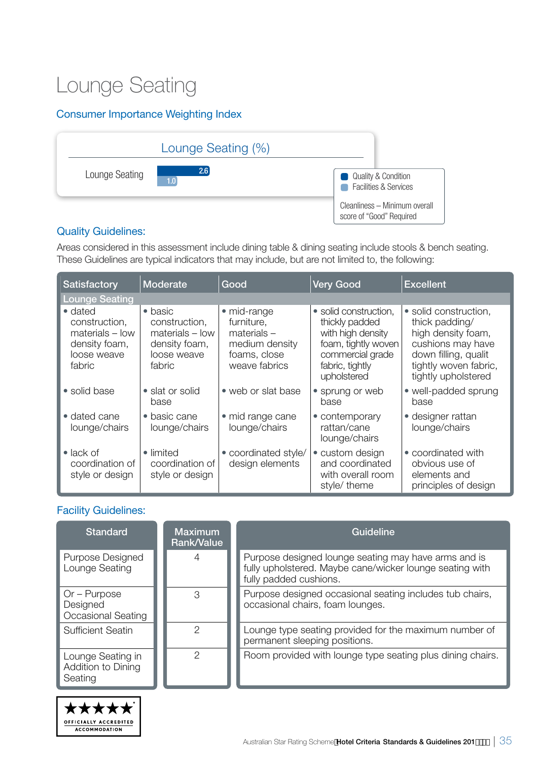# Lounge Seating

## Consumer Importance Weighting Index

**Lounge Seating (%)**

| | Quality & Condition | Facilities & Services |
|---|---|---|
| Lounge Seating | 2.6 | 1.0 |

Cleanliness – Minimum overall score of "Good" Required

## Quality Guidelines:

Areas considered in this assessment include dining table & dining seating include stools & bench seating. These Guidelines are typical indicators that may include, but are not limited to, the following:

| Satisfactory | Moderate | Good | Very Good | Excellent |
|---|---|---|---|---|
| **Lounge Seating** | | | | |
| • dated construction, materials – low density foam, loose weave fabric | • basic construction, materials – low density foam, loose weave fabric | • mid-range furniture, materials – medium density foams, close weave fabrics | • solid construction, thickly padded with high density foam, tightly woven commercial grade fabric, tightly upholstered | • solid construction, thick padding/ high density foam, cushions may have down filling, qualit tightly woven fabric, tightly upholstered |
| • solid base | • slat or solid base | • web or slat base | • sprung or web base | • well-padded sprung base |
| • dated cane lounge/chairs | • basic cane lounge/chairs | • mid range cane lounge/chairs | • contemporary rattan/cane lounge/chairs | • designer rattan lounge/chairs |
| • lack of coordination of style or design | • limited coordination of style or design | • coordinated style/ design elements | • custom design and coordinated with overall room style/ theme | • coordinated with obvious use of elements and principles of design |

## Facility Guidelines:

| Standard | Maximum Rank/Value | Guideline |
|---|---|---|
| Purpose Designed Lounge Seating | 4 | Purpose designed lounge seating may have arms and is fully upholstered. Maybe cane/wicker lounge seating with fully padded cushions. |
| Or – Purpose Designed Occasional Seating | 3 | Purpose designed occasional seating includes tub chairs, occasional chairs, foam lounges. |
| Sufficient Seatin | 2 | Lounge type seating provided for the maximum number of permanent sleeping positions. |
| Lounge Seating in Addition to Dining Seating | 2 | Room provided with lounge type seating plus dining chairs. |

OFFICIALLY ACCREDITED ACCOMMODATION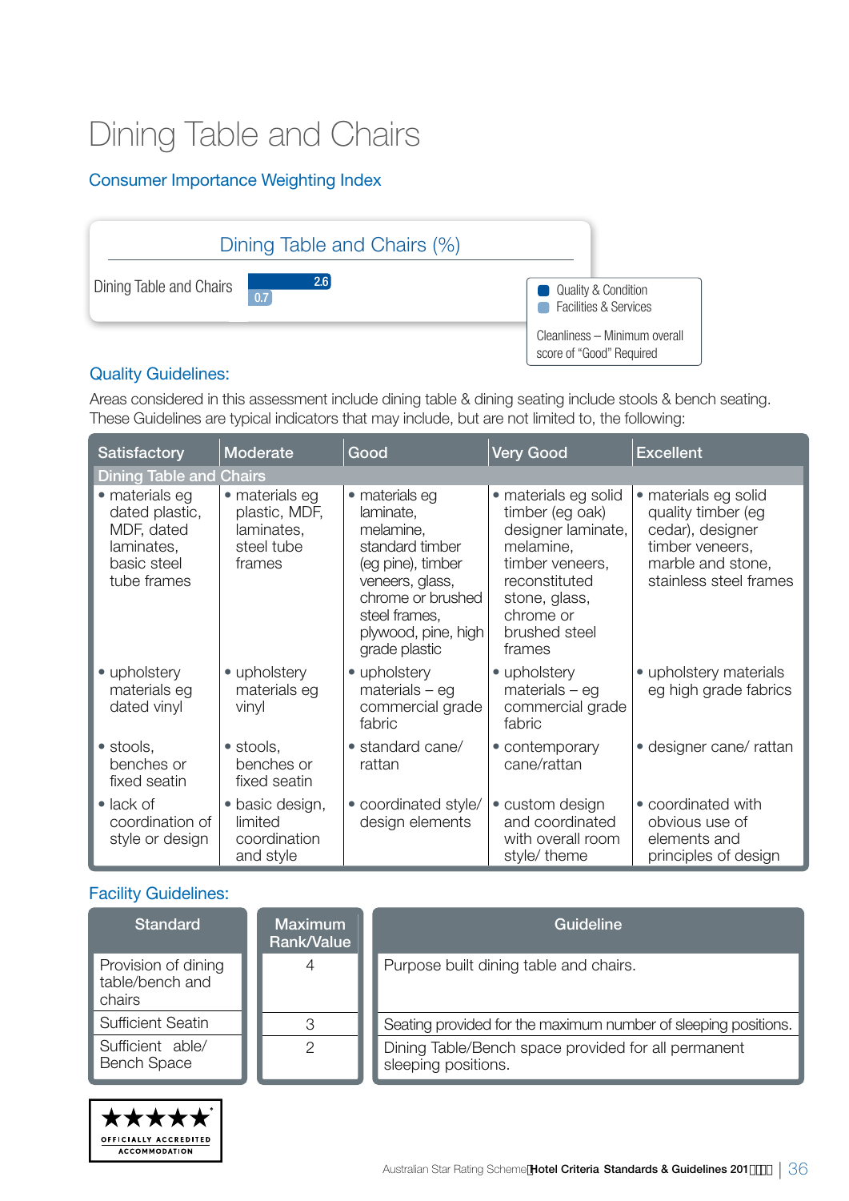# Dining Table and Chairs

## Consumer Importance Weighting Index

Dining Table and Chairs (%)

Dining Table and Chairs

2.6

0.7

Quality & Condition

Facilities & Services

Cleanliness – Minimum overall score of "Good" Required

## Quality Guidelines:

Areas considered in this assessment include dining table & dining seating include stools & bench seating. These Guidelines are typical indicators that may include, but are not limited to, the following:

| Satisfactory | Moderate | Good | Very Good | Excellent |
|---|---|---|---|---|
| **Dining Table and Chairs** | | | | |
| • materials eg dated plastic, MDF, dated laminates, basic steel tube frames | • materials eg plastic, MDF, laminates, steel tube frames | • materials eg laminate, melamine, standard timber (eg pine), timber veneers, glass, chrome or brushed steel frames, plywood, pine, high grade plastic | • materials eg solid timber (eg oak) designer laminate, melamine, timber veneers, reconstituted stone, glass, chrome or brushed steel frames | • materials eg solid quality timber (eg cedar), designer timber veneers, marble and stone, stainless steel frames |
| • upholstery materials eg dated vinyl | • upholstery materials eg vinyl | • upholstery materials – eg commercial grade fabric | • upholstery materials – eg commercial grade fabric | • upholstery materials eg high grade fabrics |
| • stools, benches or fixed seatin | • stools, benches or fixed seatin | • standard cane/ rattan | • contemporary cane/rattan | • designer cane/ rattan |
| • lack of coordination of style or design | • basic design, limited coordination and style | • coordinated style/ design elements | • custom design and coordinated with overall room style/ theme | • coordinated with obvious use of elements and principles of design |

## Facility Guidelines:

| Standard | Maximum Rank/Value | Guideline |
|---|---|---|
| Provision of dining table/bench and chairs | 4 | Purpose built dining table and chairs. |
| Sufficient Seatin | 3 | Seating provided for the maximum number of sleeping positions. |
| Sufficient able/ Bench Space | 2 | Dining Table/Bench space provided for all permanent sleeping positions. |

★★★★★ OFFICIALLY ACCREDITED ACCOMMODATION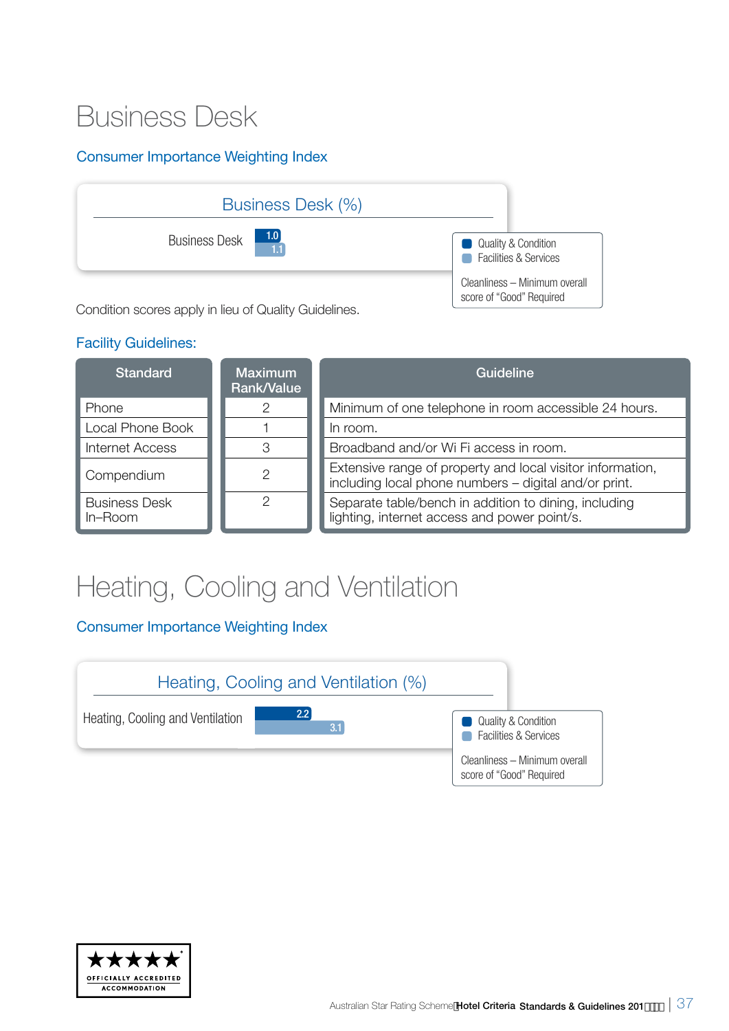# Business Desk

## Consumer Importance Weighting Index

**Business Desk (%)**

| | Quality & Condition | Facilities & Services |
|---|---|---|
| Business Desk | 1.0 | 1.1 |

Cleanliness – Minimum overall score of "Good" Required

Condition scores apply in lieu of Quality Guidelines.

## Facility Guidelines:

| Standard | Maximum Rank/Value | Guideline |
|---|---|---|
| Phone | 2 | Minimum of one telephone in room accessible 24 hours. |
| Local Phone Book | 1 | In room. |
| Internet Access | 3 | Broadband and/or Wi Fi access in room. |
| Compendium | 2 | Extensive range of property and local visitor information, including local phone numbers – digital and/or print. |
| Business Desk In–Room | 2 | Separate table/bench in addition to dining, including lighting, internet access and power point/s. |

# Heating, Cooling and Ventilation

## Consumer Importance Weighting Index

**Heating, Cooling and Ventilation (%)**

| | Quality & Condition | Facilities & Services |
|---|---|---|
| Heating, Cooling and Ventilation | 2.2 | 3.1 |

Cleanliness – Minimum overall score of "Good" Required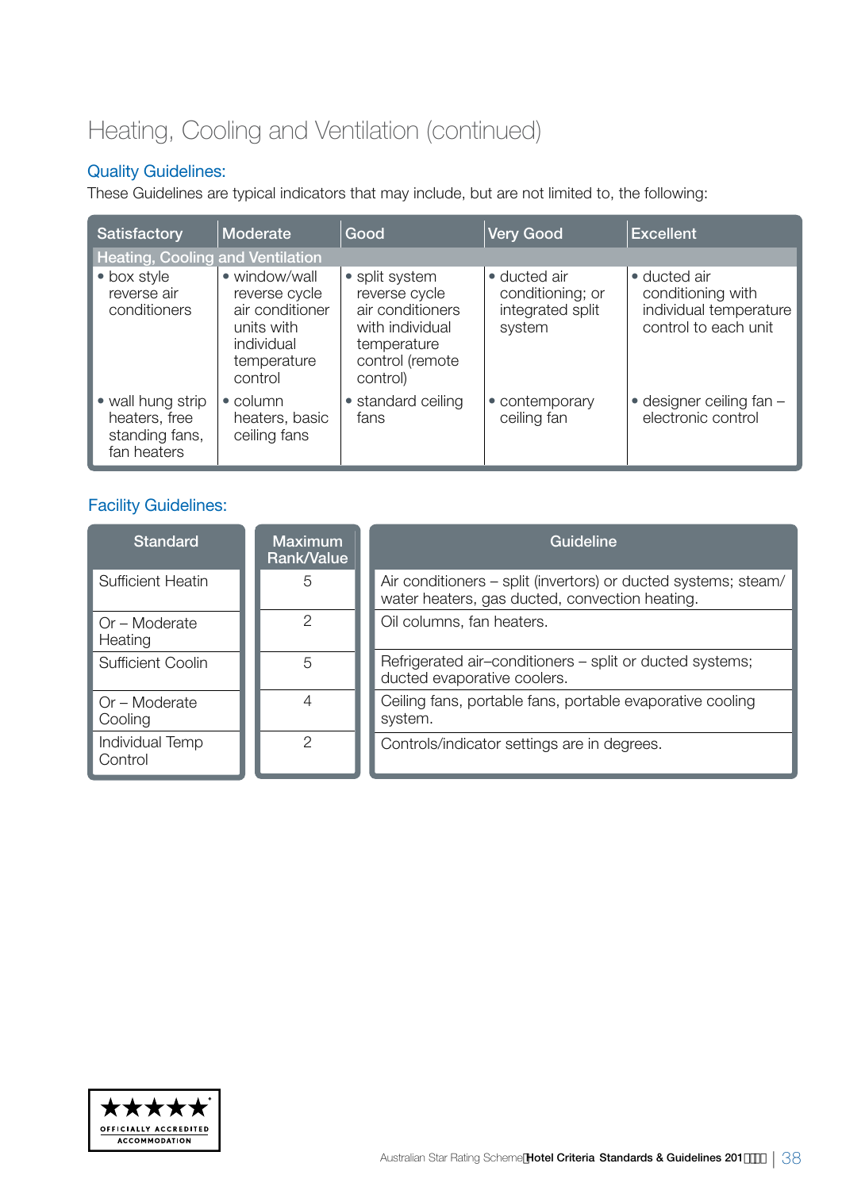# Heating, Cooling and Ventilation (continued)

## Quality Guidelines:

These Guidelines are typical indicators that may include, but are not limited to, the following:

| Satisfactory | Moderate | Good | Very Good | Excellent |
|---|---|---|---|---|
| **Heating, Cooling and Ventilation** | | | | |
| • box style reverse air conditioners | • window/wall reverse cycle air conditioner units with individual temperature control | • split system reverse cycle air conditioners with individual temperature control (remote control) | • ducted air conditioning; or integrated split system | • ducted air conditioning with individual temperature control to each unit |
| • wall hung strip heaters, free standing fans, fan heaters | • column heaters, basic ceiling fans | • standard ceiling fans | • contemporary ceiling fan | • designer ceiling fan – electronic control |

## Facility Guidelines:

| Standard | Maximum Rank/Value | Guideline |
|---|---|---|
| Sufficient Heatin | 5 | Air conditioners – split (invertors) or ducted systems; steam/water heaters, gas ducted, convection heating. |
| Or – Moderate Heating | 2 | Oil columns, fan heaters. |
| Sufficient Coolin | 5 | Refrigerated air–conditioners – split or ducted systems; ducted evaporative coolers. |
| Or – Moderate Cooling | 4 | Ceiling fans, portable fans, portable evaporative cooling system. |
| Individual Temp Control | 2 | Controls/indicator settings are in degrees. |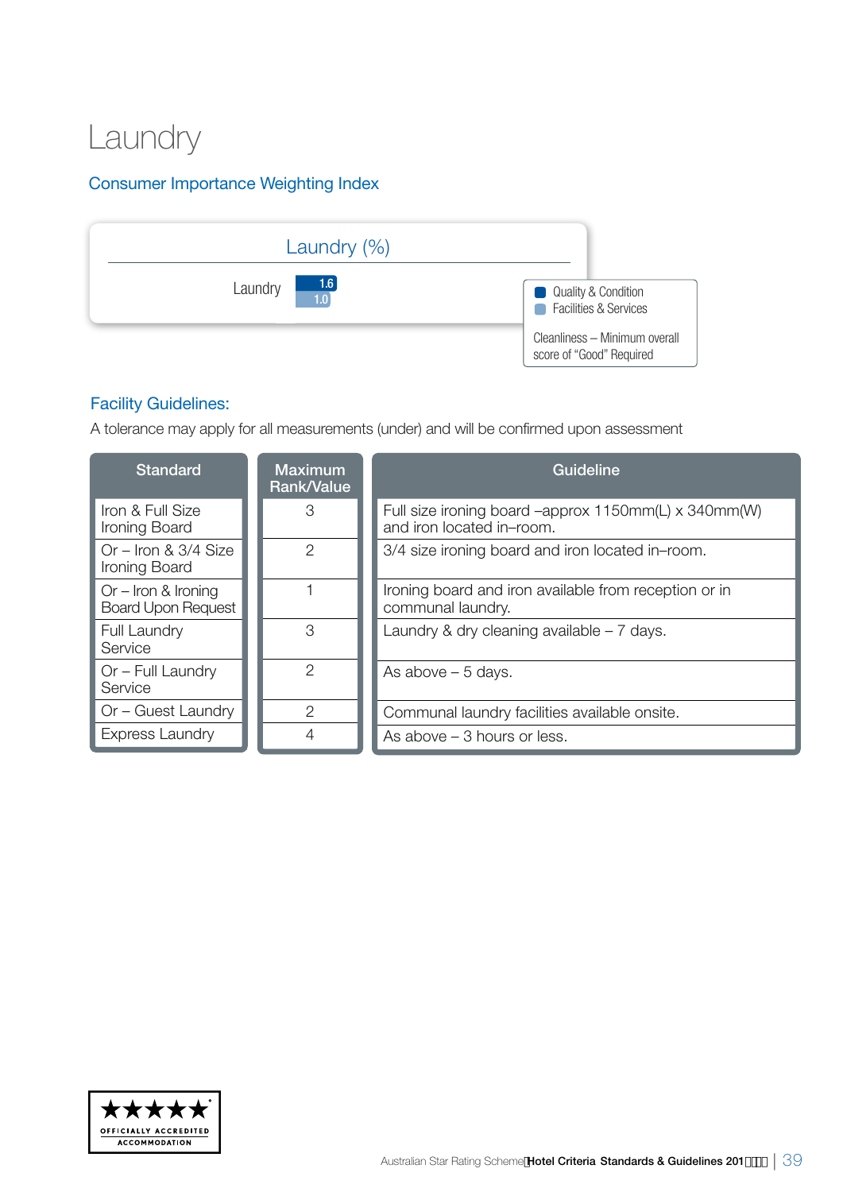# Laundry

## Consumer Importance Weighting Index

Laundry (%)

Laundry

1.6

1.0

Quality & Condition

Facilities & Services

Cleanliness – Minimum overall score of "Good" Required

## Facility Guidelines:

A tolerance may apply for all measurements (under) and will be confirmed upon assessment

| Standard | Maximum Rank/Value | Guideline |
|---|---|---|
| Iron & Full Size Ironing Board | 3 | Full size ironing board –approx 1150mm(L) x 340mm(W) and iron located in–room. |
| Or – Iron & 3/4 Size Ironing Board | 2 | 3/4 size ironing board and iron located in–room. |
| Or – Iron & Ironing Board Upon Request | 1 | Ironing board and iron available from reception or in communal laundry. |
| Full Laundry Service | 3 | Laundry & dry cleaning available – 7 days. |
| Or – Full Laundry Service | 2 | As above – 5 days. |
| Or – Guest Laundry | 2 | Communal laundry facilities available onsite. |
| Express Laundry | 4 | As above – 3 hours or less. |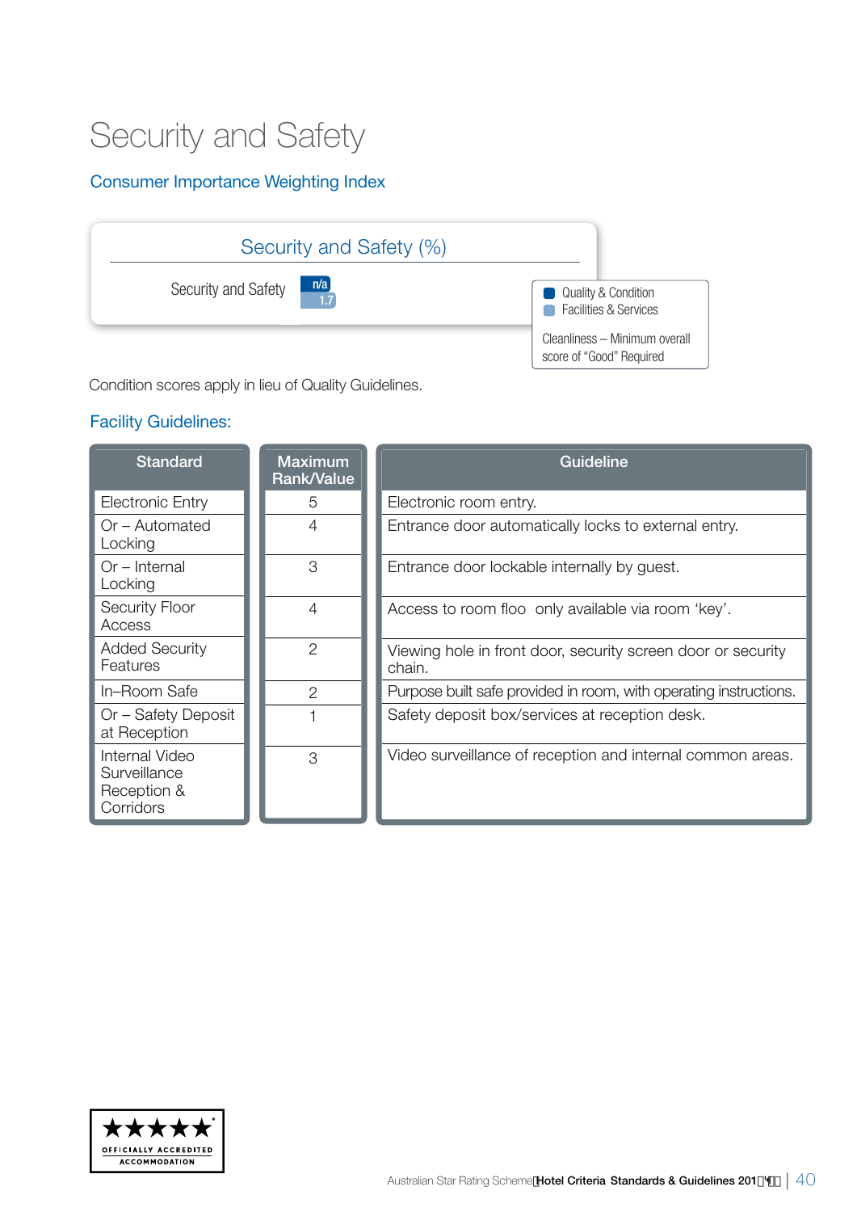# Security and Safety

## Consumer Importance Weighting Index

Security and Safety (%)

Security and Safety

n/a

1.7

Quality & Condition

Facilities & Services

Cleanliness – Minimum overall score of "Good" Required

Condition scores apply in lieu of Quality Guidelines.

## Facility Guidelines:

| Standard | Maximum Rank/Value | Guideline |
|---|---|---|
| Electronic Entry | 5 | Electronic room entry. |
| Or – Automated Locking | 4 | Entrance door automatically locks to external entry. |
| Or – Internal Locking | 3 | Entrance door lockable internally by guest. |
| Security Floor Access | 4 | Access to room floo  only available via room 'key'. |
| Added Security Features | 2 | Viewing hole in front door, security screen door or security chain. |
| In–Room Safe | 2 | Purpose built safe provided in room, with operating instructions. |
| Or – Safety Deposit at Reception | 1 | Safety deposit box/services at reception desk. |
| Internal Video Surveillance Reception & Corridors | 3 | Video surveillance of reception and internal common areas. |

OFFICIALLY ACCREDITED ACCOMMODATION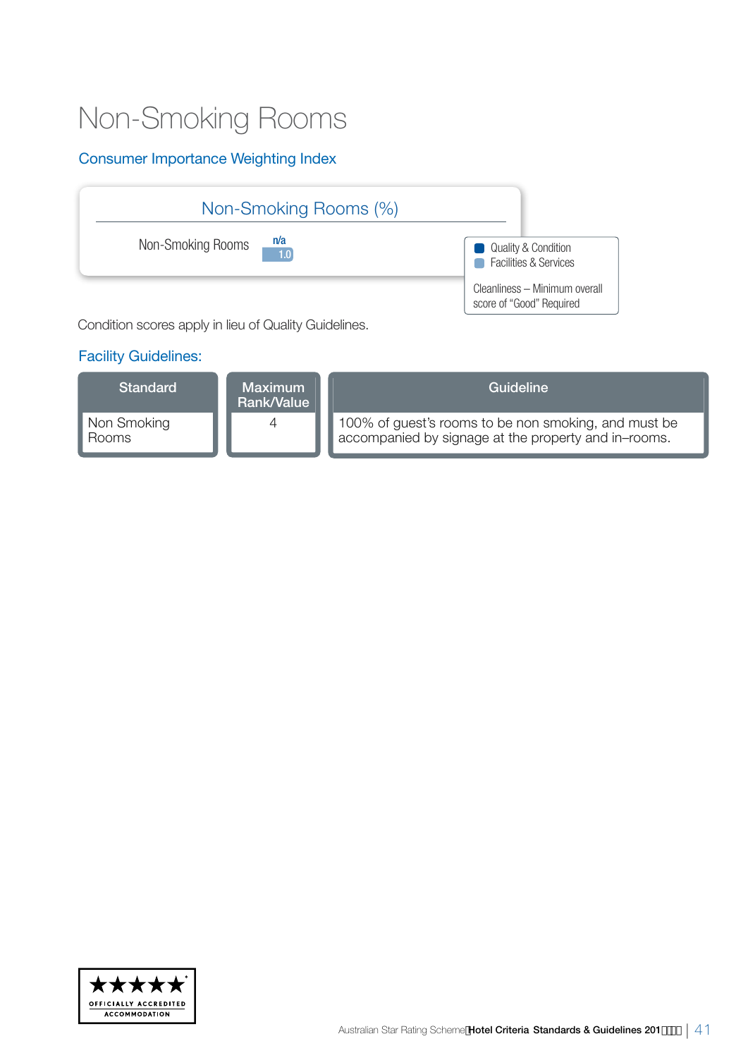# Non-Smoking Rooms

## Consumer Importance Weighting Index

Non-Smoking Rooms (%)

Non-Smoking Rooms

n/a

1.0

Quality & Condition

Facilities & Services

Cleanliness – Minimum overall score of "Good" Required

Condition scores apply in lieu of Quality Guidelines.

## Facility Guidelines:

| Standard | Maximum Rank/Value | Guideline |
| --- | --- | --- |
| Non Smoking Rooms | 4 | 100% of guest's rooms to be non smoking, and must be accompanied by signage at the property and in–rooms. |

OFFICIALLY ACCREDITED ACCOMMODATION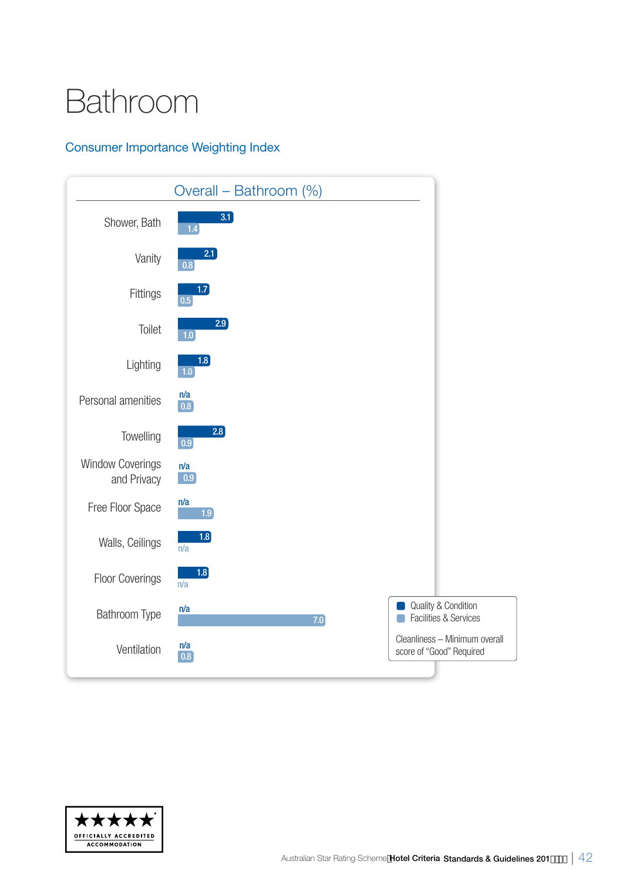# Bathroom

## Consumer Importance Weighting Index

Overall – Bathroom (%)

Shower, Bath 3.1 1.4

Vanity 2.1 0.8

Fittings 1.7 0.5

Toilet 2.9 1.0

Lighting 1.8 1.0

Personal amenities n/a 0.8

Towelling 2.8 0.9

Window Coverings and Privacy n/a 0.9

Free Floor Space n/a 1.9

Walls, Ceilings 1.8 n/a

Floor Coverings 1.8 n/a

Bathroom Type n/a 7.0

Ventilation n/a 0.8

Quality & Condition

Facilities & Services

Cleanliness – Minimum overall score of "Good" Required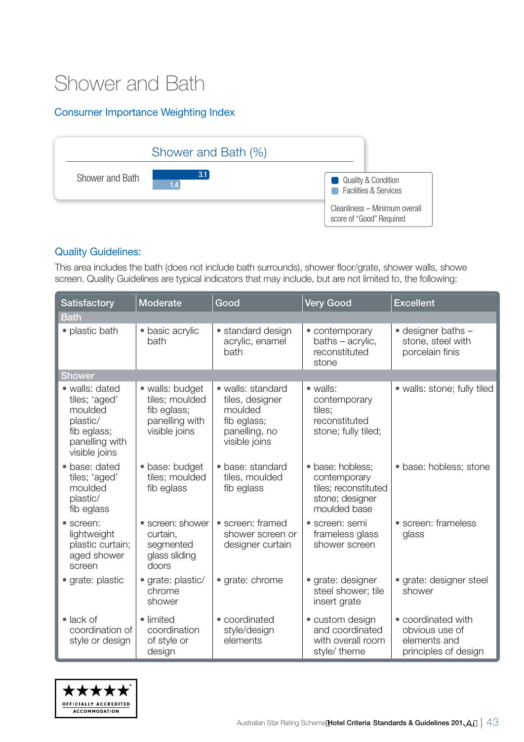# Shower and Bath

## Consumer Importance Weighting Index

Shower and Bath (%)

Shower and Bath

3.1

1.4

Quality & Condition

Facilities & Services

Cleanliness – Minimum overall score of "Good" Required

## Quality Guidelines:

This area includes the bath (does not include bath surrounds), shower floor/grate, shower walls, showe screen. Quality Guidelines are typical indicators that may include, but are not limited to, the following:

| Satisfactory | Moderate | Good | Very Good | Excellent |
|---|---|---|---|---|
| **Bath** | | | | |
| • plastic bath | • basic acrylic bath | • standard design acrylic, enamel bath | • contemporary baths – acrylic, reconstituted stone | • designer baths – stone, steel with porcelain finis |
| **Shower** | | | | |
| • walls: dated tiles; 'aged' moulded plastic/ fib eglass; panelling with visible joins | • walls: budget tiles; moulded fib eglass; panelling with visible joins | • walls: standard tiles, designer moulded fib eglass; panelling, no visible joins | • walls: contemporary tiles; reconstituted stone; fully tiled; | • walls: stone; fully tiled |
| • base: dated tiles; 'aged' moulded plastic/ fib eglass | • base: budget tiles; moulded fib eglass | • base: standard tiles, moulded fib eglass | • base: hobless; contemporary tiles; reconstituted stone; designer moulded base | • base: hobless; stone |
| • screen: lightweight plastic curtain; aged shower screen | • screen: shower curtain, segmented glass sliding doors | • screen: framed shower screen or designer curtain | • screen: semi frameless glass shower screen | • screen: frameless glass |
| • grate: plastic | • grate: plastic/ chrome shower | • grate: chrome | • grate: designer steel shower; tile insert grate | • grate: designer steel shower |
| • lack of coordination of style or design | • limited coordination of style or design | • coordinated style/design elements | • custom design and coordinated with overall room style/ theme | • coordinated with obvious use of elements and principles of design |

OFFICIALLY ACCREDITED ACCOMMODATION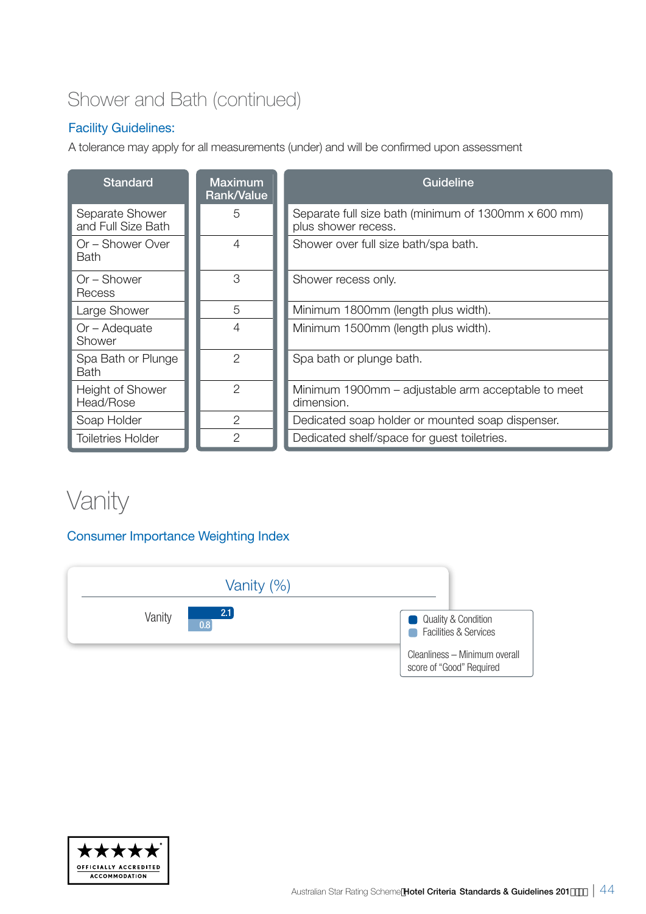## Shower and Bath (continued)

### Facility Guidelines:

A tolerance may apply for all measurements (under) and will be confirmed upon assessment

| Standard | Maximum Rank/Value | Guideline |
|---|---|---|
| Separate Shower and Full Size Bath | 5 | Separate full size bath (minimum of 1300mm x 600 mm) plus shower recess. |
| Or – Shower Over Bath | 4 | Shower over full size bath/spa bath. |
| Or – Shower Recess | 3 | Shower recess only. |
| Large Shower | 5 | Minimum 1800mm (length plus width). |
| Or – Adequate Shower | 4 | Minimum 1500mm (length plus width). |
| Spa Bath or Plunge Bath | 2 | Spa bath or plunge bath. |
| Height of Shower Head/Rose | 2 | Minimum 1900mm – adjustable arm acceptable to meet dimension. |
| Soap Holder | 2 | Dedicated soap holder or mounted soap dispenser. |
| Toiletries Holder | 2 | Dedicated shelf/space for guest toiletries. |

# Vanity

### Consumer Importance Weighting Index

Vanity (%)

Vanity

2.1

0.8

Quality & Condition

Facilities & Services

Cleanliness – Minimum overall score of "Good" Required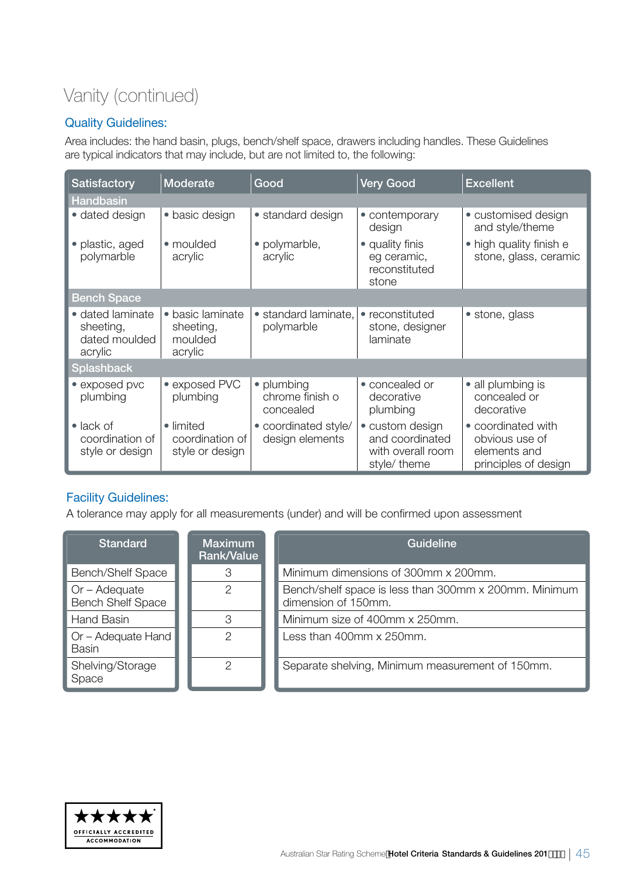# Vanity (continued)

## Quality Guidelines:

Area includes: the hand basin, plugs, bench/shelf space, drawers including handles. These Guidelines are typical indicators that may include, but are not limited to, the following:

| Satisfactory | Moderate | Good | Very Good | Excellent |
|---|---|---|---|---|
| **Handbasin** | | | | |
| • dated design<br>• plastic, aged polymarble | • basic design<br>• moulded acrylic | • standard design<br>• polymarble, acrylic | • contemporary design<br>• quality finis eg ceramic, reconstituted stone | • customised design and style/theme<br>• high quality finish e stone, glass, ceramic |
| **Bench Space** | | | | |
| • dated laminate sheeting, dated moulded acrylic | • basic laminate sheeting, moulded acrylic | • standard laminate, polymarble | • reconstituted stone, designer laminate | • stone, glass |
| **Splashback** | | | | |
| • exposed pvc plumbing<br>• lack of coordination of style or design | • exposed PVC plumbing<br>• limited coordination of style or design | • plumbing chrome finish o concealed<br>• coordinated style/ design elements | • concealed or decorative plumbing<br>• custom design and coordinated with overall room style/ theme | • all plumbing is concealed or decorative<br>• coordinated with obvious use of elements and principles of design |

## Facility Guidelines:

A tolerance may apply for all measurements (under) and will be confirmed upon assessment

| Standard | Maximum Rank/Value | Guideline |
|---|---|---|
| Bench/Shelf Space | 3 | Minimum dimensions of 300mm x 200mm. |
| Or – Adequate Bench Shelf Space | 2 | Bench/shelf space is less than 300mm x 200mm. Minimum dimension of 150mm. |
| Hand Basin | 3 | Minimum size of 400mm x 250mm. |
| Or – Adequate Hand Basin | 2 | Less than 400mm x 250mm. |
| Shelving/Storage Space | 2 | Separate shelving, Minimum measurement of 150mm. |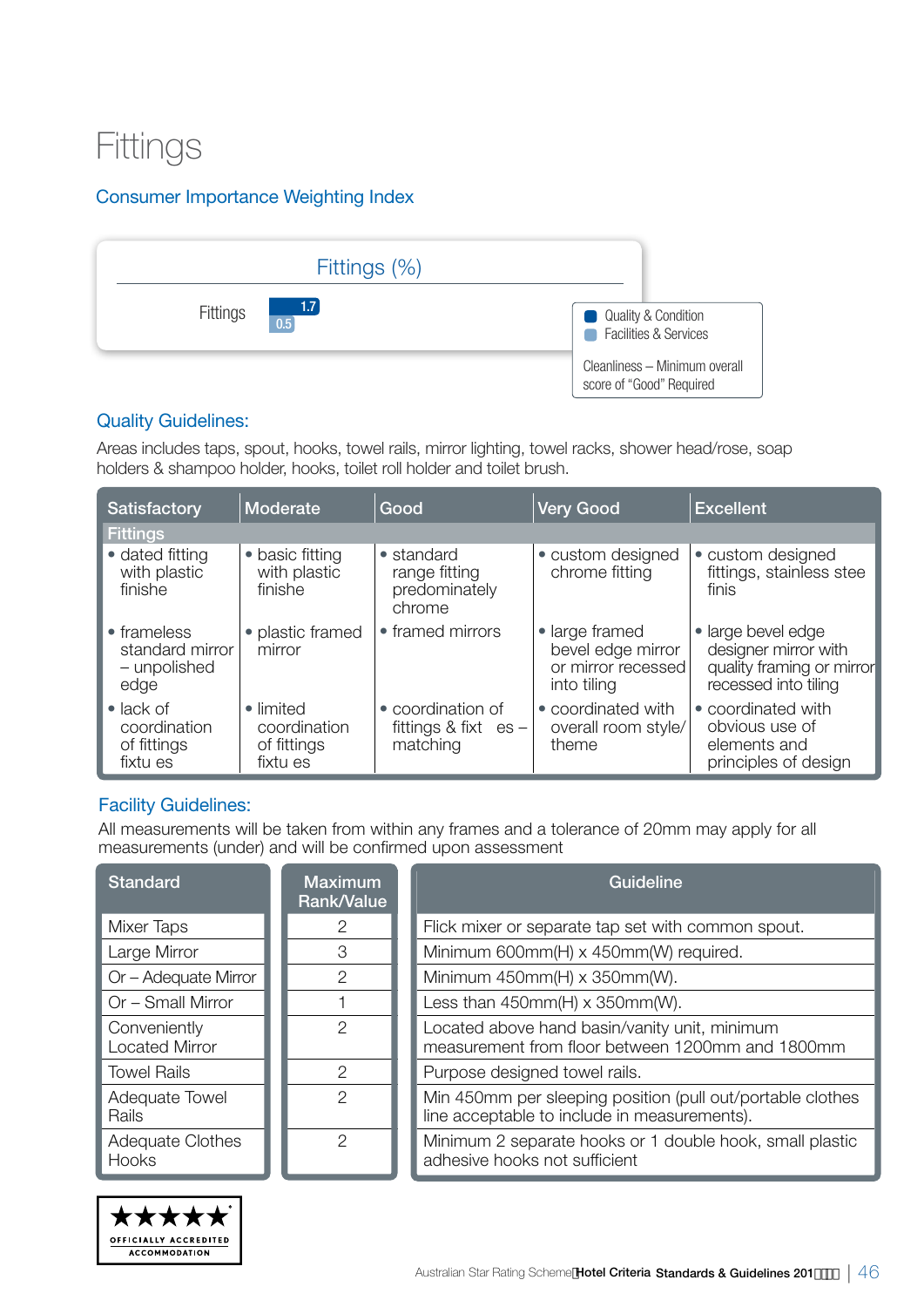# Fittings

## Consumer Importance Weighting Index

Fittings (%)

Fittings
1.7
0.5

Quality & Condition
Facilities & Services

Cleanliness – Minimum overall score of "Good" Required

## Quality Guidelines:

Areas includes taps, spout, hooks, towel rails, mirror lighting, towel racks, shower head/rose, soap holders & shampoo holder, hooks, toilet roll holder and toilet brush.

| Satisfactory | Moderate | Good | Very Good | Excellent |
|---|---|---|---|---|
| **Fittings** | | | | |
| • dated fitting with plastic finishe | • basic fitting with plastic finishe | • standard range fitting predominately chrome | • custom designed chrome fitting | • custom designed fittings, stainless stee finis |
| • frameless standard mirror – unpolished edge | • plastic framed mirror | • framed mirrors | • large framed bevel edge mirror or mirror recessed into tiling | • large bevel edge designer mirror with quality framing or mirror recessed into tiling |
| • lack of coordination of fittings fixtu es | • limited coordination of fittings fixtu es | • coordination of fittings & fixt es – matching | • coordinated with overall room style/ theme | • coordinated with obvious use of elements and principles of design |

## Facility Guidelines:

All measurements will be taken from within any frames and a tolerance of 20mm may apply for all measurements (under) and will be confirmed upon assessment

| Standard | Maximum Rank/Value | Guideline |
|---|---|---|
| Mixer Taps | 2 | Flick mixer or separate tap set with common spout. |
| Large Mirror | 3 | Minimum 600mm(H) x 450mm(W) required. |
| Or – Adequate Mirror | 2 | Minimum 450mm(H) x 350mm(W). |
| Or – Small Mirror | 1 | Less than 450mm(H) x 350mm(W). |
| Conveniently Located Mirror | 2 | Located above hand basin/vanity unit, minimum measurement from floor between 1200mm and 1800mm |
| Towel Rails | 2 | Purpose designed towel rails. |
| Adequate Towel Rails | 2 | Min 450mm per sleeping position (pull out/portable clothes line acceptable to include in measurements). |
| Adequate Clothes Hooks | 2 | Minimum 2 separate hooks or 1 double hook, small plastic adhesive hooks not sufficient |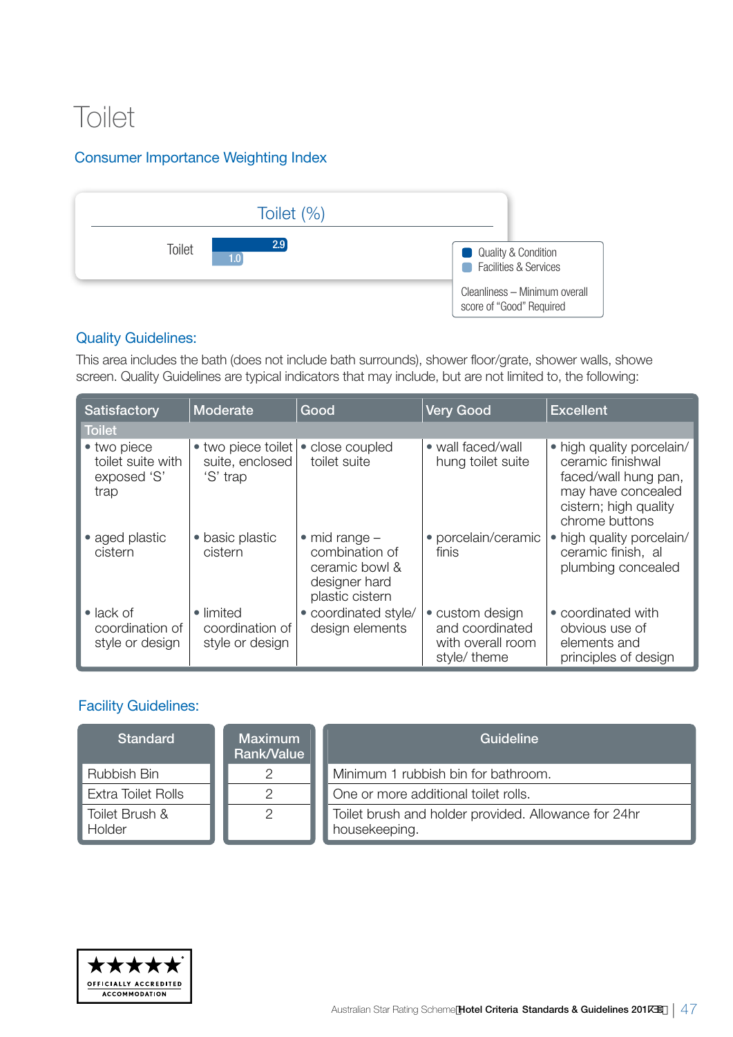# Toilet

## Consumer Importance Weighting Index

Toilet (%)

Toilet

2.9

1.0

Quality & Condition

Facilities & Services

Cleanliness – Minimum overall score of "Good" Required

## Quality Guidelines:

This area includes the bath (does not include bath surrounds), shower floor/grate, shower walls, showe screen. Quality Guidelines are typical indicators that may include, but are not limited to, the following:

| Satisfactory | Moderate | Good | Very Good | Excellent |
|---|---|---|---|---|
| **Toilet** | | | | |
| • two piece toilet suite with exposed 'S' trap | • two piece toilet suite, enclosed 'S' trap | • close coupled toilet suite | • wall faced/wall hung toilet suite | • high quality porcelain/ ceramic finishwal faced/wall hung pan, may have concealed cistern; high quality chrome buttons |
| • aged plastic cistern | • basic plastic cistern | • mid range – combination of ceramic bowl & designer hard plastic cistern | • porcelain/ceramic finis | • high quality porcelain/ ceramic finish, al plumbing concealed |
| • lack of coordination of style or design | • limited coordination of style or design | • coordinated style/ design elements | • custom design and coordinated with overall room style/ theme | • coordinated with obvious use of elements and principles of design |

## Facility Guidelines:

| Standard | Maximum Rank/Value | Guideline |
|---|---|---|
| Rubbish Bin | 2 | Minimum 1 rubbish bin for bathroom. |
| Extra Toilet Rolls | 2 | One or more additional toilet rolls. |
| Toilet Brush & Holder | 2 | Toilet brush and holder provided. Allowance for 24hr housekeeping. |

OFFICIALLY ACCREDITED ACCOMMODATION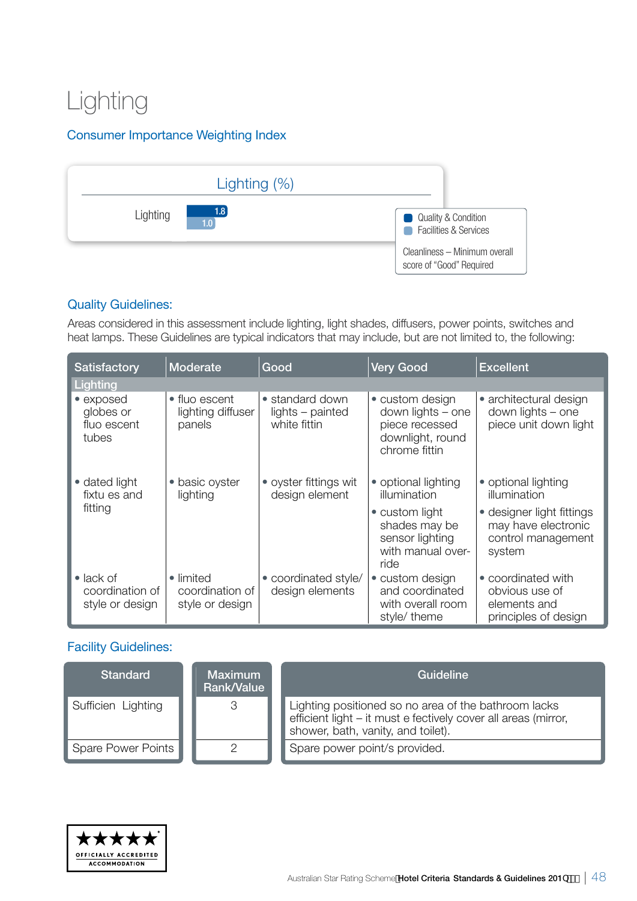# Lighting

## Consumer Importance Weighting Index

Lighting (%)

Lighting

1.8

1.0

Quality & Condition

Facilities & Services

Cleanliness – Minimum overall score of "Good" Required

## Quality Guidelines:

Areas considered in this assessment include lighting, light shades, diffusers, power points, switches and heat lamps. These Guidelines are typical indicators that may include, but are not limited to, the following:

| Satisfactory | Moderate | Good | Very Good | Excellent |
|---|---|---|---|---|
| **Lighting** | | | | |
| • exposed globes or fluo escent tubes | • fluo escent lighting diffuser panels | • standard down lights – painted white fittin | • custom design down lights – one piece recessed downlight, round chrome fittin | • architectural design down lights – one piece unit down light |
| • dated light fixtu es and fitting | • basic oyster lighting | • oyster fittings wit design element | • optional lighting illumination<br>• custom light shades may be sensor lighting with manual over-ride | • optional lighting illumination<br>• designer light fittings may have electronic control management system |
| • lack of coordination of style or design | • limited coordination of style or design | • coordinated style/ design elements | • custom design and coordinated with overall room style/ theme | • coordinated with obvious use of elements and principles of design |

## Facility Guidelines:

| Standard | Maximum Rank/Value | Guideline |
|---|---|---|
| Sufficien Lighting | 3 | Lighting positioned so no area of the bathroom lacks efficient light – it must e fectively cover all areas (mirror, shower, bath, vanity, and toilet). |
| Spare Power Points | 2 | Spare power point/s provided. |

OFFICIALLY ACCREDITED ACCOMMODATION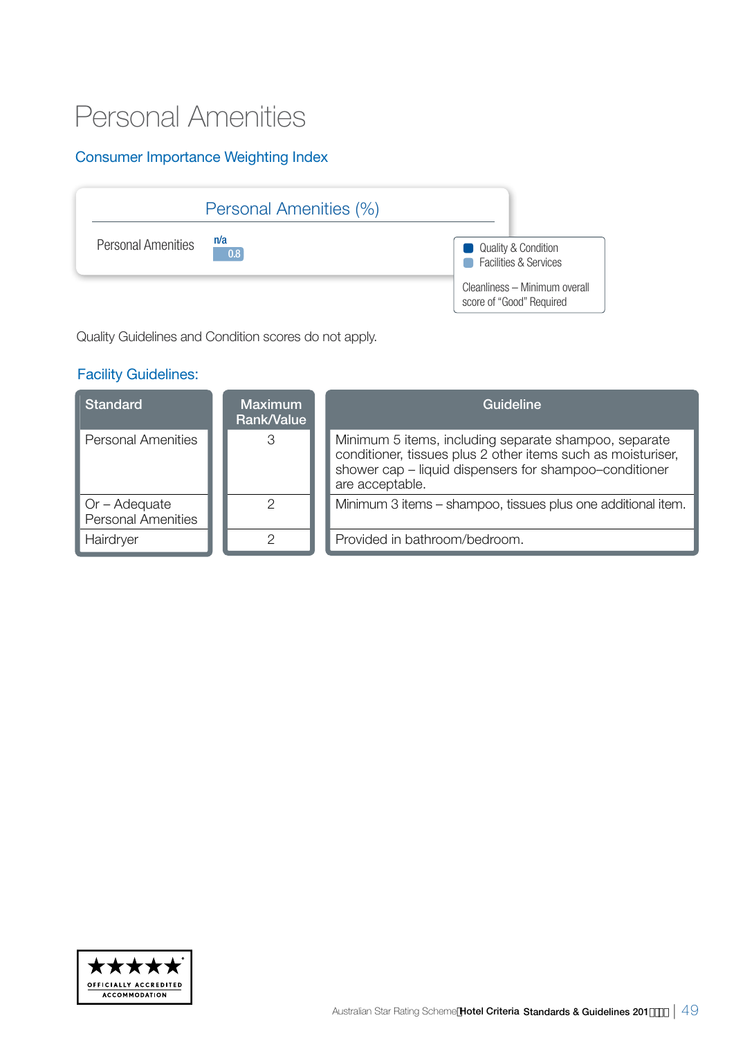# Personal Amenities

## Consumer Importance Weighting Index

Personal Amenities (%)

Personal Amenities

n/a

0.8

Quality & Condition

Facilities & Services

Cleanliness – Minimum overall score of "Good" Required

Quality Guidelines and Condition scores do not apply.

## Facility Guidelines:

| Standard | Maximum Rank/Value | Guideline |
|---|---|---|
| Personal Amenities | 3 | Minimum 5 items, including separate shampoo, separate conditioner, tissues plus 2 other items such as moisturiser, shower cap – liquid dispensers for shampoo–conditioner are acceptable. |
| Or – Adequate Personal Amenities | 2 | Minimum 3 items – shampoo, tissues plus one additional item. |
| Hairdryer | 2 | Provided in bathroom/bedroom. |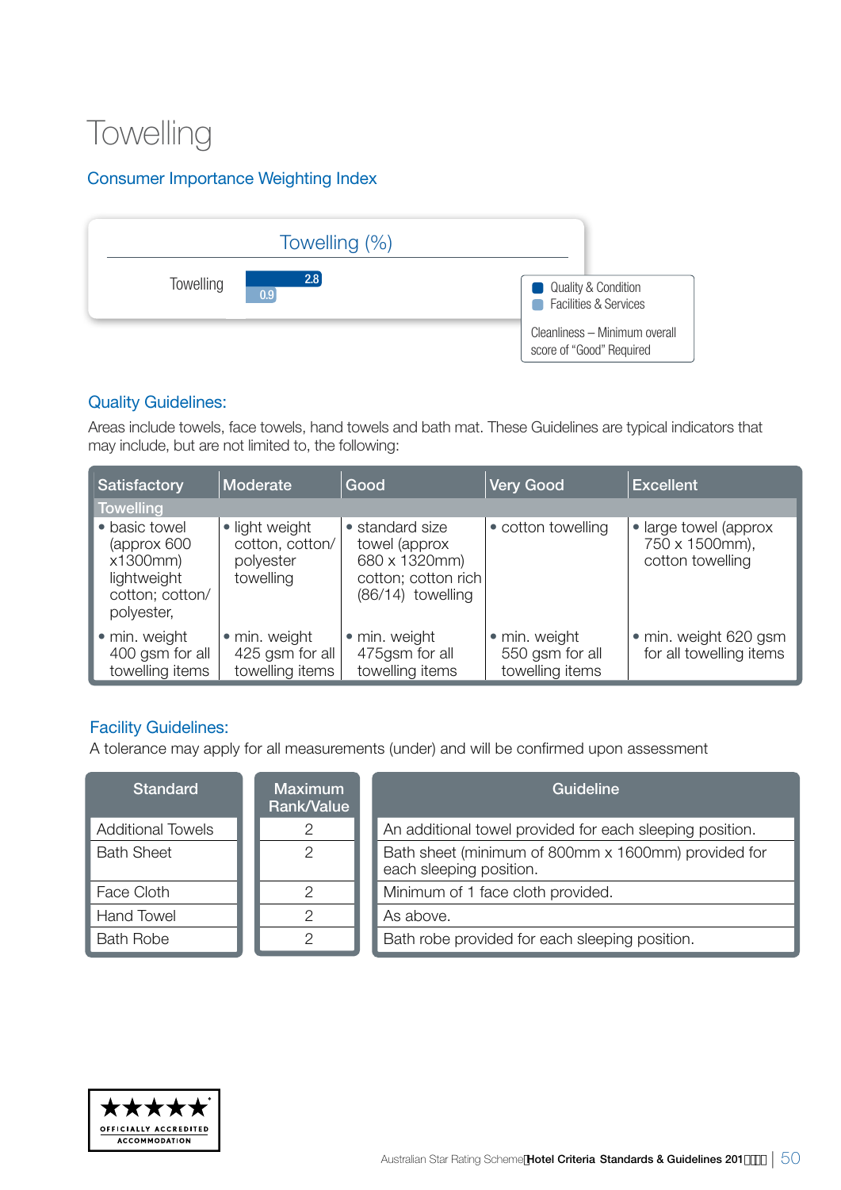# Towelling

## Consumer Importance Weighting Index

Towelling (%)

Towelling

2.8

0.9

Quality & Condition

Facilities & Services

Cleanliness – Minimum overall score of "Good" Required

## Quality Guidelines:

Areas include towels, face towels, hand towels and bath mat. These Guidelines are typical indicators that may include, but are not limited to, the following:

| Satisfactory | Moderate | Good | Very Good | Excellent |
|---|---|---|---|---|
| **Towelling** | | | | |
| • basic towel (approx 600 x1300mm) lightweight cotton; cotton/ polyester, | • light weight cotton, cotton/ polyester towelling | • standard size towel (approx 680 x 1320mm) cotton; cotton rich (86/14) towelling | • cotton towelling | • large towel (approx 750 x 1500mm), cotton towelling |
| • min. weight 400 gsm for all towelling items | • min. weight 425 gsm for all towelling items | • min. weight 475gsm for all towelling items | • min. weight 550 gsm for all towelling items | • min. weight 620 gsm for all towelling items |

## Facility Guidelines:

A tolerance may apply for all measurements (under) and will be confirmed upon assessment

| Standard | Maximum Rank/Value | Guideline |
|---|---|---|
| Additional Towels | 2 | An additional towel provided for each sleeping position. |
| Bath Sheet | 2 | Bath sheet (minimum of 800mm x 1600mm) provided for each sleeping position. |
| Face Cloth | 2 | Minimum of 1 face cloth provided. |
| Hand Towel | 2 | As above. |
| Bath Robe | 2 | Bath robe provided for each sleeping position. |

OFFICIALLY ACCREDITED ACCOMMODATION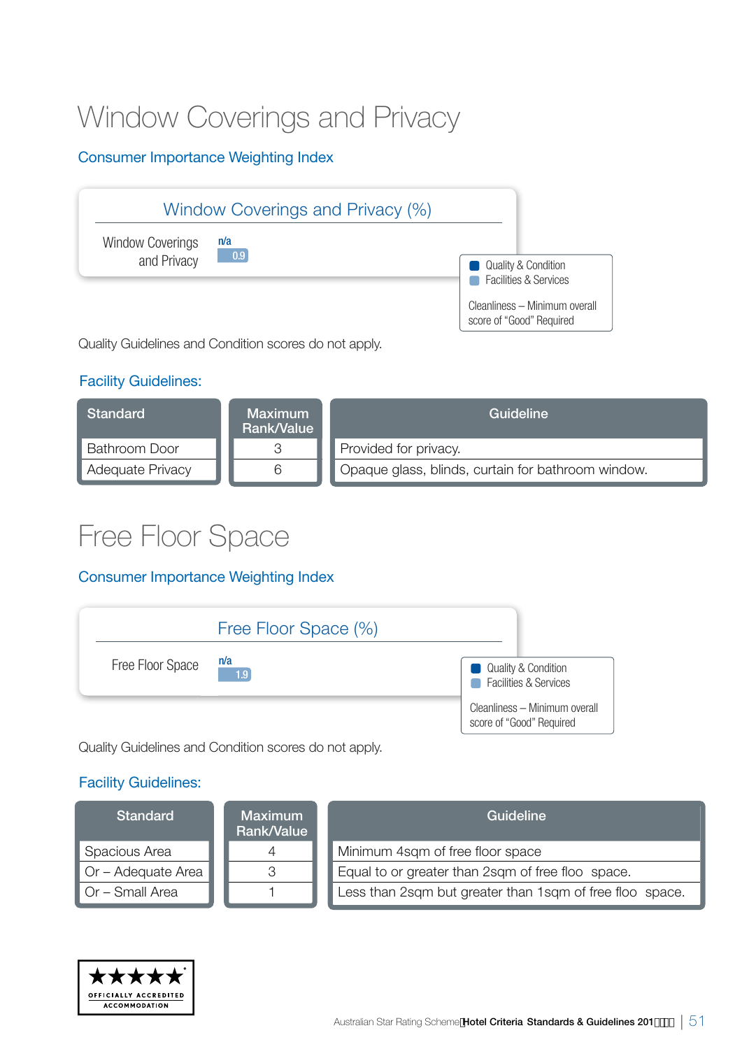# Window Coverings and Privacy

## Consumer Importance Weighting Index

Window Coverings and Privacy (%)

Window Coverings and Privacy

n/a

0.9

Quality & Condition

Facilities & Services

Cleanliness – Minimum overall score of "Good" Required

Quality Guidelines and Condition scores do not apply.

## Facility Guidelines:

| Standard | Maximum Rank/Value | Guideline |
|---|---|---|
| Bathroom Door | 3 | Provided for privacy. |
| Adequate Privacy | 6 | Opaque glass, blinds, curtain for bathroom window. |

# Free Floor Space

## Consumer Importance Weighting Index

Free Floor Space (%)

Free Floor Space

n/a

1.9

Quality & Condition

Facilities & Services

Cleanliness – Minimum overall score of "Good" Required

Quality Guidelines and Condition scores do not apply.

## Facility Guidelines:

| Standard | Maximum Rank/Value | Guideline |
|---|---|---|
| Spacious Area | 4 | Minimum 4sqm of free floor space |
| Or – Adequate Area | 3 | Equal to or greater than 2sqm of free floo space. |
| Or – Small Area | 1 | Less than 2sqm but greater than 1sqm of free floo space. |

OFFICIALLY ACCREDITED ACCOMMODATION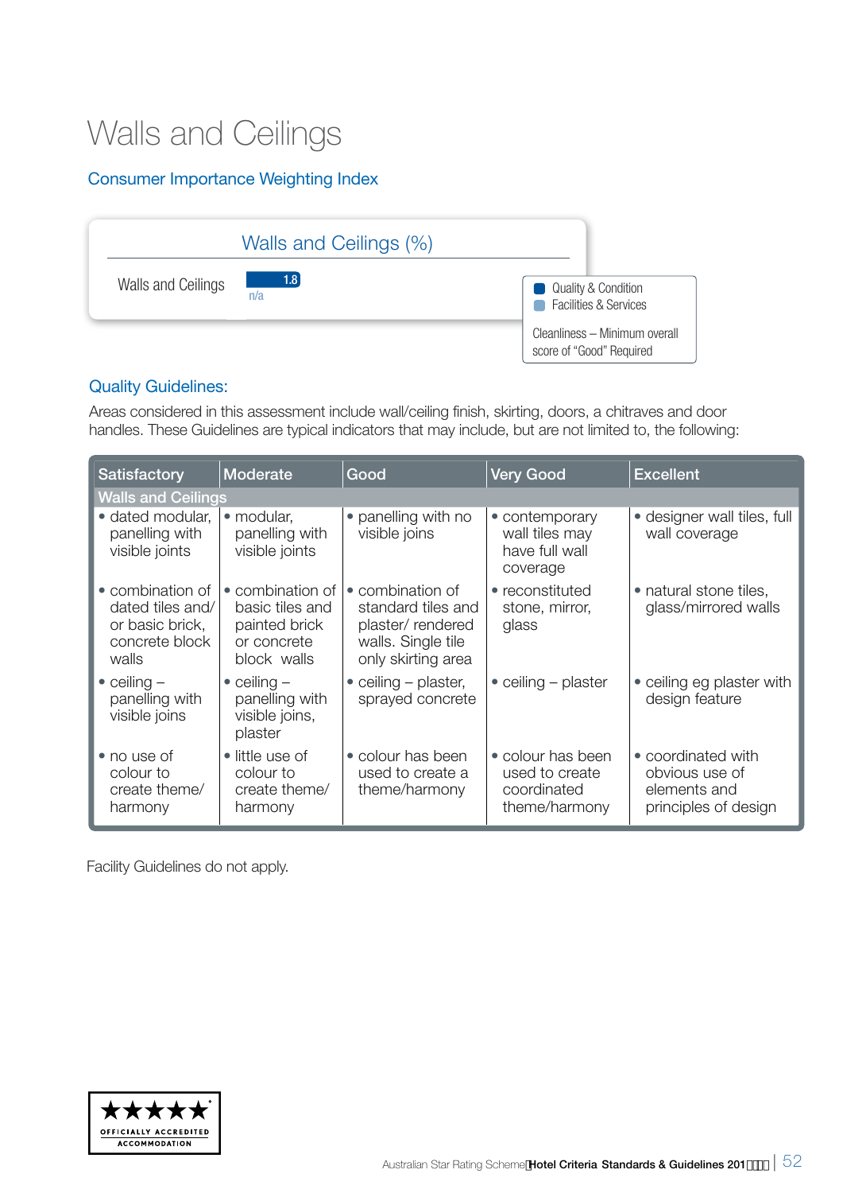# Walls and Ceilings

## Consumer Importance Weighting Index

Walls and Ceilings (%)

Walls and Ceilings

1.8

n/a

Quality & Condition

Facilities & Services

Cleanliness – Minimum overall score of "Good" Required

## Quality Guidelines:

Areas considered in this assessment include wall/ceiling finish, skirting, doors, a chitraves and door handles. These Guidelines are typical indicators that may include, but are not limited to, the following:

| Satisfactory | Moderate | Good | Very Good | Excellent |
|---|---|---|---|---|
| **Walls and Ceilings** | | | | |
| • dated modular, panelling with visible joints | • modular, panelling with visible joints | • panelling with no visible joins | • contemporary wall tiles may have full wall coverage | • designer wall tiles, full wall coverage |
| • combination of dated tiles and/ or basic brick, concrete block walls | • combination of basic tiles and painted brick or concrete block walls | • combination of standard tiles and plaster/ rendered walls. Single tile only skirting area | • reconstituted stone, mirror, glass | • natural stone tiles, glass/mirrored walls |
| • ceiling – panelling with visible joins | • ceiling – panelling with visible joins, plaster | • ceiling – plaster, sprayed concrete | • ceiling – plaster | • ceiling eg plaster with design feature |
| • no use of colour to create theme/ harmony | • little use of colour to create theme/ harmony | • colour has been used to create a theme/harmony | • colour has been used to create coordinated theme/harmony | • coordinated with obvious use of elements and principles of design |

Facility Guidelines do not apply.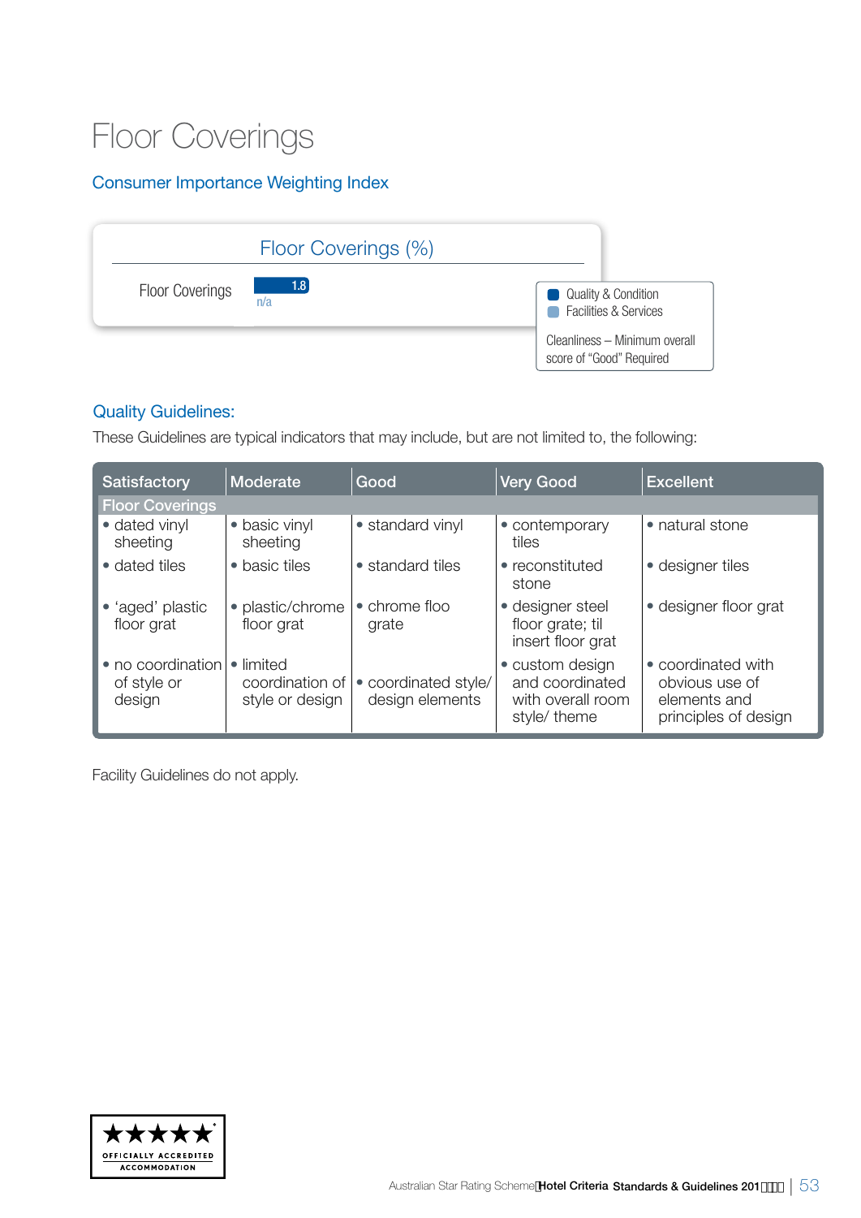# Floor Coverings

## Consumer Importance Weighting Index

Floor Coverings (%)

Floor Coverings

1.8

n/a

Quality & Condition

Facilities & Services

Cleanliness – Minimum overall score of "Good" Required

## Quality Guidelines:

These Guidelines are typical indicators that may include, but are not limited to, the following:

| Satisfactory | Moderate | Good | Very Good | Excellent |
|---|---|---|---|---|
| **Floor Coverings** | | | | |
| • dated vinyl sheeting | • basic vinyl sheeting | • standard vinyl | • contemporary tiles | • natural stone |
| • dated tiles | • basic tiles | • standard tiles | • reconstituted stone | • designer tiles |
| • 'aged' plastic floor grat | • plastic/chrome floor grat | • chrome floo grate | • designer steel floor grate; til insert floor grat | • designer floor grat |
| • no coordination of style or design | • limited coordination of style or design | • coordinated style/ design elements | • custom design and coordinated with overall room style/ theme | • coordinated with obvious use of elements and principles of design |

Facility Guidelines do not apply.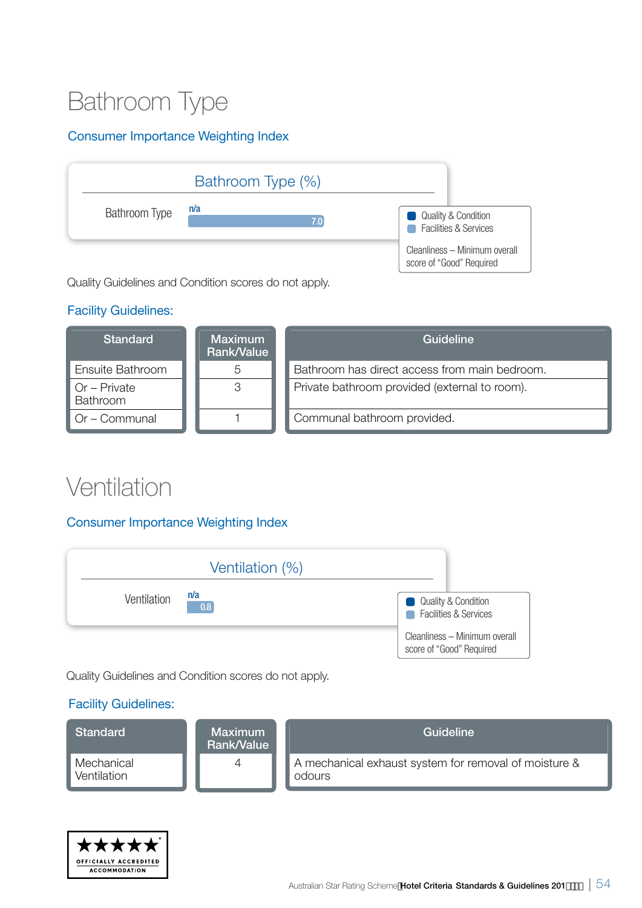# Bathroom Type

## Consumer Importance Weighting Index

Bathroom Type (%)

Bathroom Type

n/a

7.0

Quality & Condition

Facilities & Services

Cleanliness – Minimum overall score of "Good" Required

Quality Guidelines and Condition scores do not apply.

## Facility Guidelines:

| Standard | Maximum Rank/Value | Guideline |
|---|---|---|
| Ensuite Bathroom | 5 | Bathroom has direct access from main bedroom. |
| Or – Private Bathroom | 3 | Private bathroom provided (external to room). |
| Or – Communal | 1 | Communal bathroom provided. |

# Ventilation

## Consumer Importance Weighting Index

Ventilation (%)

Ventilation

n/a

0.8

Quality & Condition

Facilities & Services

Cleanliness – Minimum overall score of "Good" Required

Quality Guidelines and Condition scores do not apply.

## Facility Guidelines:

| Standard | Maximum Rank/Value | Guideline |
|---|---|---|
| Mechanical Ventilation | 4 | A mechanical exhaust system for removal of moisture & odours |

OFFICIALLY ACCREDITED ACCOMMODATION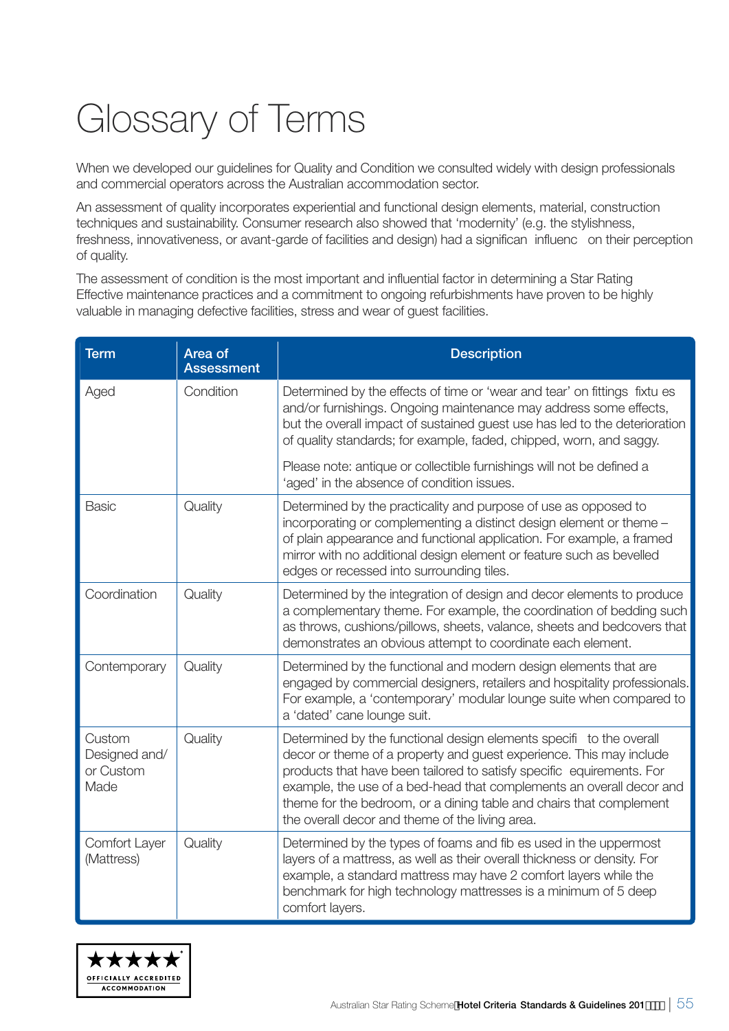# Glossary of Terms

When we developed our guidelines for Quality and Condition we consulted widely with design professionals and commercial operators across the Australian accommodation sector.

An assessment of quality incorporates experiential and functional design elements, material, construction techniques and sustainability. Consumer research also showed that 'modernity' (e.g. the stylishness, freshness, innovativeness, or avant-garde of facilities and design) had a significan influenc on their perception of quality.

The assessment of condition is the most important and influential factor in determining a Star Rating Effective maintenance practices and a commitment to ongoing refurbishments have proven to be highly valuable in managing defective facilities, stress and wear of guest facilities.

| Term | Area of Assessment | Description |
|---|---|---|
| Aged | Condition | Determined by the effects of time or 'wear and tear' on fittings fixtu es and/or furnishings. Ongoing maintenance may address some effects, but the overall impact of sustained guest use has led to the deterioration of quality standards; for example, faded, chipped, worn, and saggy.<br><br>Please note: antique or collectible furnishings will not be defined a 'aged' in the absence of condition issues. |
| Basic | Quality | Determined by the practicality and purpose of use as opposed to incorporating or complementing a distinct design element or theme – of plain appearance and functional application. For example, a framed mirror with no additional design element or feature such as bevelled edges or recessed into surrounding tiles. |
| Coordination | Quality | Determined by the integration of design and decor elements to produce a complementary theme. For example, the coordination of bedding such as throws, cushions/pillows, sheets, valance, sheets and bedcovers that demonstrates an obvious attempt to coordinate each element. |
| Contemporary | Quality | Determined by the functional and modern design elements that are engaged by commercial designers, retailers and hospitality professionals. For example, a 'contemporary' modular lounge suite when compared to a 'dated' cane lounge suit. |
| Custom Designed and/ or Custom Made | Quality | Determined by the functional design elements specifi to the overall decor or theme of a property and guest experience. This may include products that have been tailored to satisfy specific equirements. For example, the use of a bed-head that complements an overall decor and theme for the bedroom, or a dining table and chairs that complement the overall decor and theme of the living area. |
| Comfort Layer (Mattress) | Quality | Determined by the types of foams and fib es used in the uppermost layers of a mattress, as well as their overall thickness or density. For example, a standard mattress may have 2 comfort layers while the benchmark for high technology mattresses is a minimum of 5 deep comfort layers. |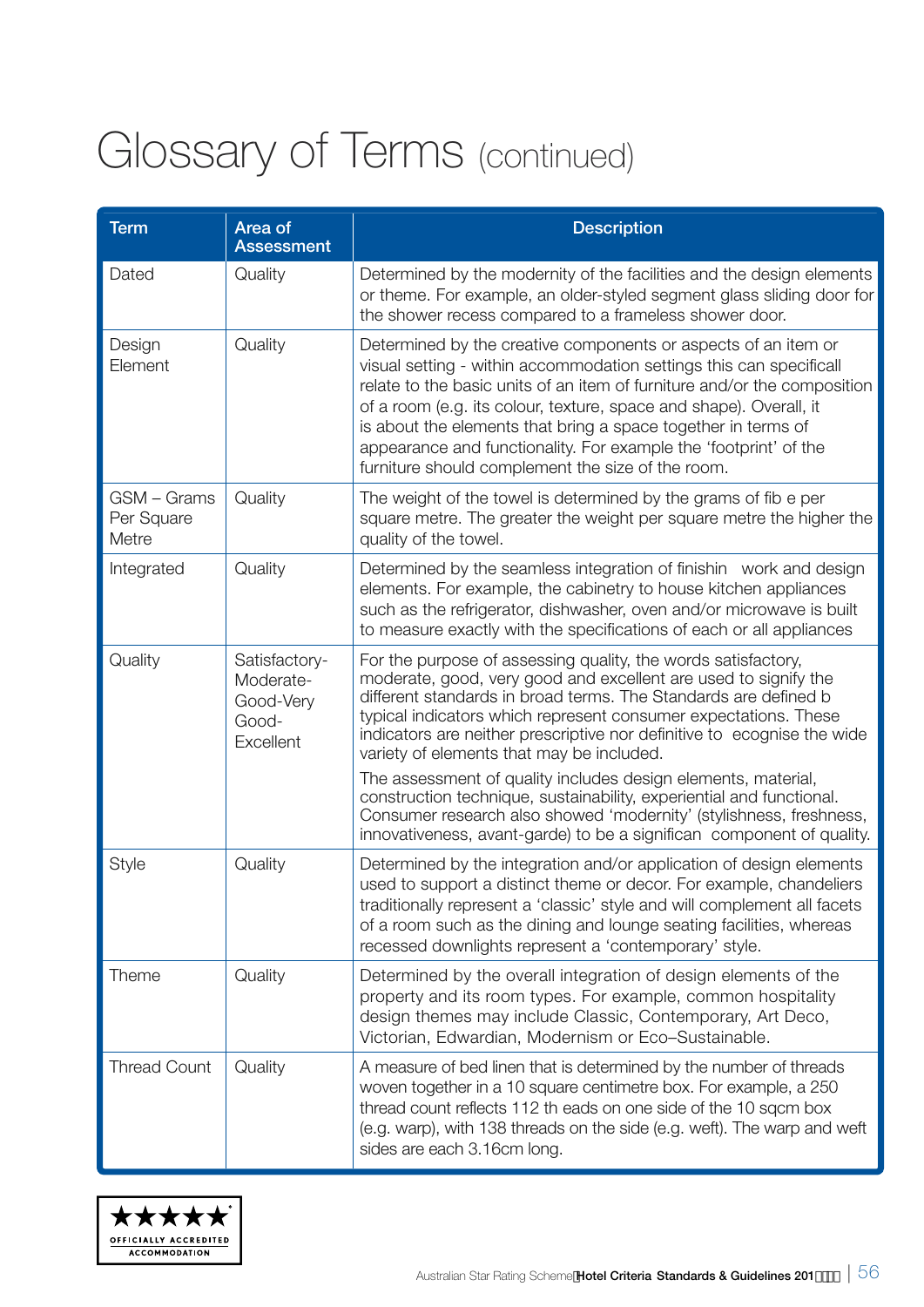# Glossary of Terms (continued)

| Term | Area of Assessment | Description |
|---|---|---|
| Dated | Quality | Determined by the modernity of the facilities and the design elements or theme. For example, an older-styled segment glass sliding door for the shower recess compared to a frameless shower door. |
| Design Element | Quality | Determined by the creative components or aspects of an item or visual setting - within accommodation settings this can specificall relate to the basic units of an item of furniture and/or the composition of a room (e.g. its colour, texture, space and shape). Overall, it is about the elements that bring a space together in terms of appearance and functionality. For example the 'footprint' of the furniture should complement the size of the room. |
| GSM – Grams Per Square Metre | Quality | The weight of the towel is determined by the grams of fib e per square metre. The greater the weight per square metre the higher the quality of the towel. |
| Integrated | Quality | Determined by the seamless integration of finishin work and design elements. For example, the cabinetry to house kitchen appliances such as the refrigerator, dishwasher, oven and/or microwave is built to measure exactly with the specifications of each or all appliances |
| Quality | Satisfactory-Moderate-Good-Very Good-Excellent | For the purpose of assessing quality, the words satisfactory, moderate, good, very good and excellent are used to signify the different standards in broad terms. The Standards are defined b typical indicators which represent consumer expectations. These indicators are neither prescriptive nor definitive to ecognise the wide variety of elements that may be included.<br>The assessment of quality includes design elements, material, construction technique, sustainability, experiential and functional. Consumer research also showed 'modernity' (stylishness, freshness, innovativeness, avant-garde) to be a significan component of quality. |
| Style | Quality | Determined by the integration and/or application of design elements used to support a distinct theme or decor. For example, chandeliers traditionally represent a 'classic' style and will complement all facets of a room such as the dining and lounge seating facilities, whereas recessed downlights represent a 'contemporary' style. |
| Theme | Quality | Determined by the overall integration of design elements of the property and its room types. For example, common hospitality design themes may include Classic, Contemporary, Art Deco, Victorian, Edwardian, Modernism or Eco–Sustainable. |
| Thread Count | Quality | A measure of bed linen that is determined by the number of threads woven together in a 10 square centimetre box. For example, a 250 thread count reflects 112 th eads on one side of the 10 sqcm box (e.g. warp), with 138 threads on the side (e.g. weft). The warp and weft sides are each 3.16cm long. |

OFFICIALLY ACCREDITED ACCOMMODATION